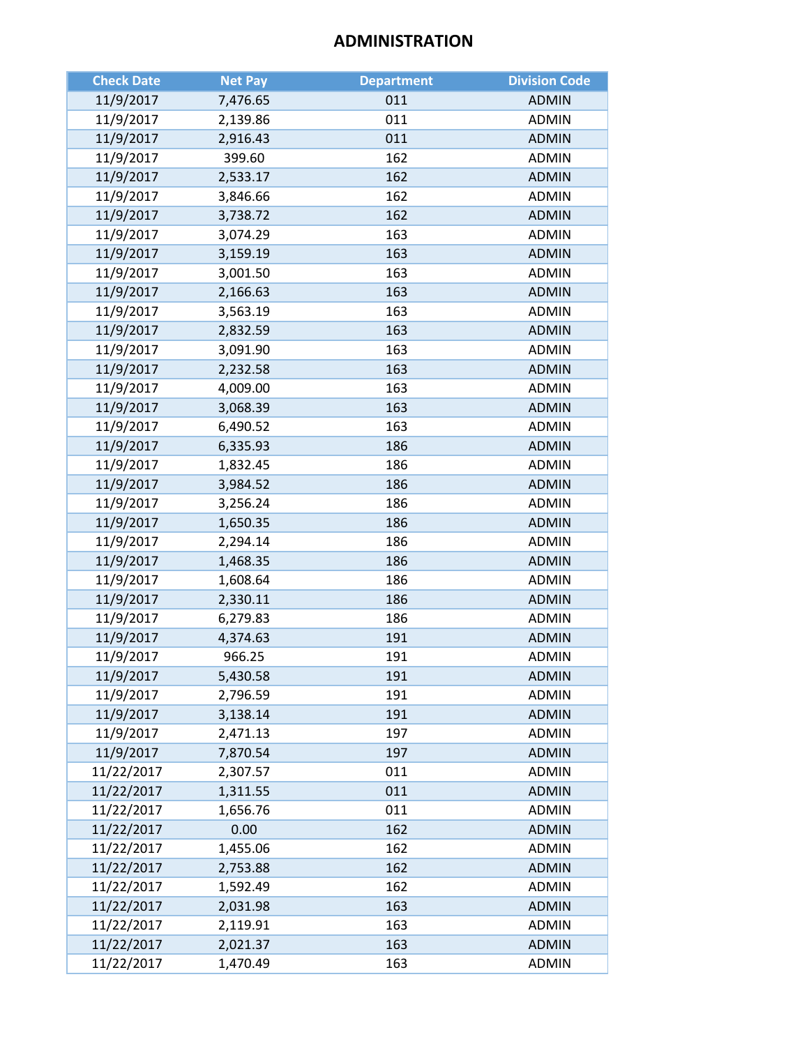# ADMINISTRATION

| Check Date | Net Pay | Department | Division Code |
|---|---|---|---|
| 11/9/2017 | 7,476.65 | 011 | ADMIN |
| 11/9/2017 | 2,139.86 | 011 | ADMIN |
| 11/9/2017 | 2,916.43 | 011 | ADMIN |
| 11/9/2017 | 399.60 | 162 | ADMIN |
| 11/9/2017 | 2,533.17 | 162 | ADMIN |
| 11/9/2017 | 3,846.66 | 162 | ADMIN |
| 11/9/2017 | 3,738.72 | 162 | ADMIN |
| 11/9/2017 | 3,074.29 | 163 | ADMIN |
| 11/9/2017 | 3,159.19 | 163 | ADMIN |
| 11/9/2017 | 3,001.50 | 163 | ADMIN |
| 11/9/2017 | 2,166.63 | 163 | ADMIN |
| 11/9/2017 | 3,563.19 | 163 | ADMIN |
| 11/9/2017 | 2,832.59 | 163 | ADMIN |
| 11/9/2017 | 3,091.90 | 163 | ADMIN |
| 11/9/2017 | 2,232.58 | 163 | ADMIN |
| 11/9/2017 | 4,009.00 | 163 | ADMIN |
| 11/9/2017 | 3,068.39 | 163 | ADMIN |
| 11/9/2017 | 6,490.52 | 163 | ADMIN |
| 11/9/2017 | 6,335.93 | 186 | ADMIN |
| 11/9/2017 | 1,832.45 | 186 | ADMIN |
| 11/9/2017 | 3,984.52 | 186 | ADMIN |
| 11/9/2017 | 3,256.24 | 186 | ADMIN |
| 11/9/2017 | 1,650.35 | 186 | ADMIN |
| 11/9/2017 | 2,294.14 | 186 | ADMIN |
| 11/9/2017 | 1,468.35 | 186 | ADMIN |
| 11/9/2017 | 1,608.64 | 186 | ADMIN |
| 11/9/2017 | 2,330.11 | 186 | ADMIN |
| 11/9/2017 | 6,279.83 | 186 | ADMIN |
| 11/9/2017 | 4,374.63 | 191 | ADMIN |
| 11/9/2017 | 966.25 | 191 | ADMIN |
| 11/9/2017 | 5,430.58 | 191 | ADMIN |
| 11/9/2017 | 2,796.59 | 191 | ADMIN |
| 11/9/2017 | 3,138.14 | 191 | ADMIN |
| 11/9/2017 | 2,471.13 | 197 | ADMIN |
| 11/9/2017 | 7,870.54 | 197 | ADMIN |
| 11/22/2017 | 2,307.57 | 011 | ADMIN |
| 11/22/2017 | 1,311.55 | 011 | ADMIN |
| 11/22/2017 | 1,656.76 | 011 | ADMIN |
| 11/22/2017 | 0.00 | 162 | ADMIN |
| 11/22/2017 | 1,455.06 | 162 | ADMIN |
| 11/22/2017 | 2,753.88 | 162 | ADMIN |
| 11/22/2017 | 1,592.49 | 162 | ADMIN |
| 11/22/2017 | 2,031.98 | 163 | ADMIN |
| 11/22/2017 | 2,119.91 | 163 | ADMIN |
| 11/22/2017 | 2,021.37 | 163 | ADMIN |
| 11/22/2017 | 1,470.49 | 163 | ADMIN |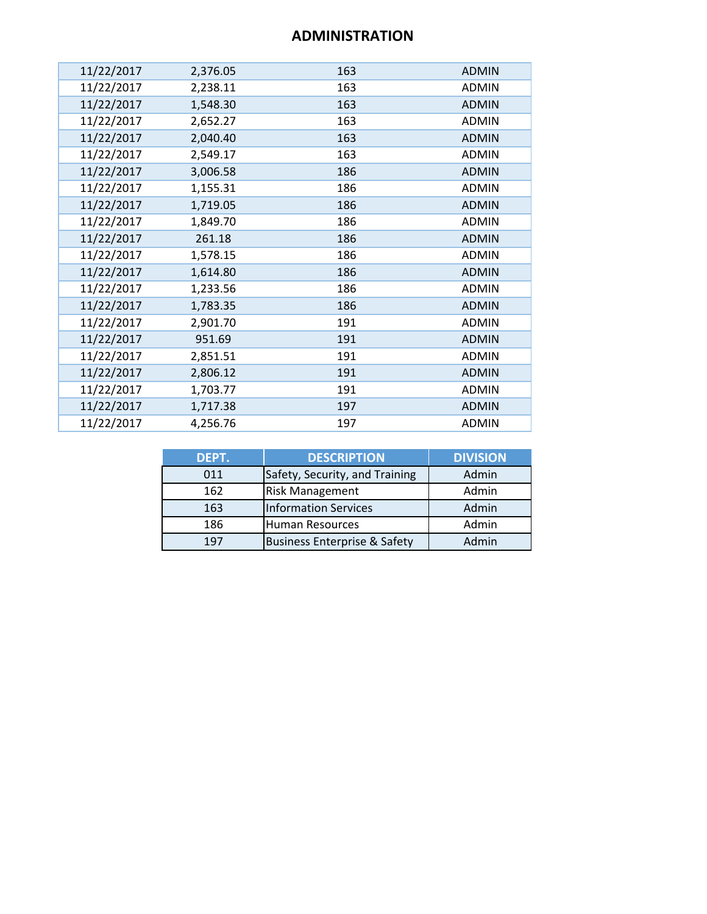# ADMINISTRATION

| | | | |
|---|---|---|---|
| 11/22/2017 | 2,376.05 | 163 | ADMIN |
| 11/22/2017 | 2,238.11 | 163 | ADMIN |
| 11/22/2017 | 1,548.30 | 163 | ADMIN |
| 11/22/2017 | 2,652.27 | 163 | ADMIN |
| 11/22/2017 | 2,040.40 | 163 | ADMIN |
| 11/22/2017 | 2,549.17 | 163 | ADMIN |
| 11/22/2017 | 3,006.58 | 186 | ADMIN |
| 11/22/2017 | 1,155.31 | 186 | ADMIN |
| 11/22/2017 | 1,719.05 | 186 | ADMIN |
| 11/22/2017 | 1,849.70 | 186 | ADMIN |
| 11/22/2017 | 261.18 | 186 | ADMIN |
| 11/22/2017 | 1,578.15 | 186 | ADMIN |
| 11/22/2017 | 1,614.80 | 186 | ADMIN |
| 11/22/2017 | 1,233.56 | 186 | ADMIN |
| 11/22/2017 | 1,783.35 | 186 | ADMIN |
| 11/22/2017 | 2,901.70 | 191 | ADMIN |
| 11/22/2017 | 951.69 | 191 | ADMIN |
| 11/22/2017 | 2,851.51 | 191 | ADMIN |
| 11/22/2017 | 2,806.12 | 191 | ADMIN |
| 11/22/2017 | 1,703.77 | 191 | ADMIN |
| 11/22/2017 | 1,717.38 | 197 | ADMIN |
| 11/22/2017 | 4,256.76 | 197 | ADMIN |

| DEPT. | DESCRIPTION | DIVISION |
|---|---|---|
| 011 | Safety, Security, and Training | Admin |
| 162 | Risk Management | Admin |
| 163 | Information Services | Admin |
| 186 | Human Resources | Admin |
| 197 | Business Enterprise & Safety | Admin |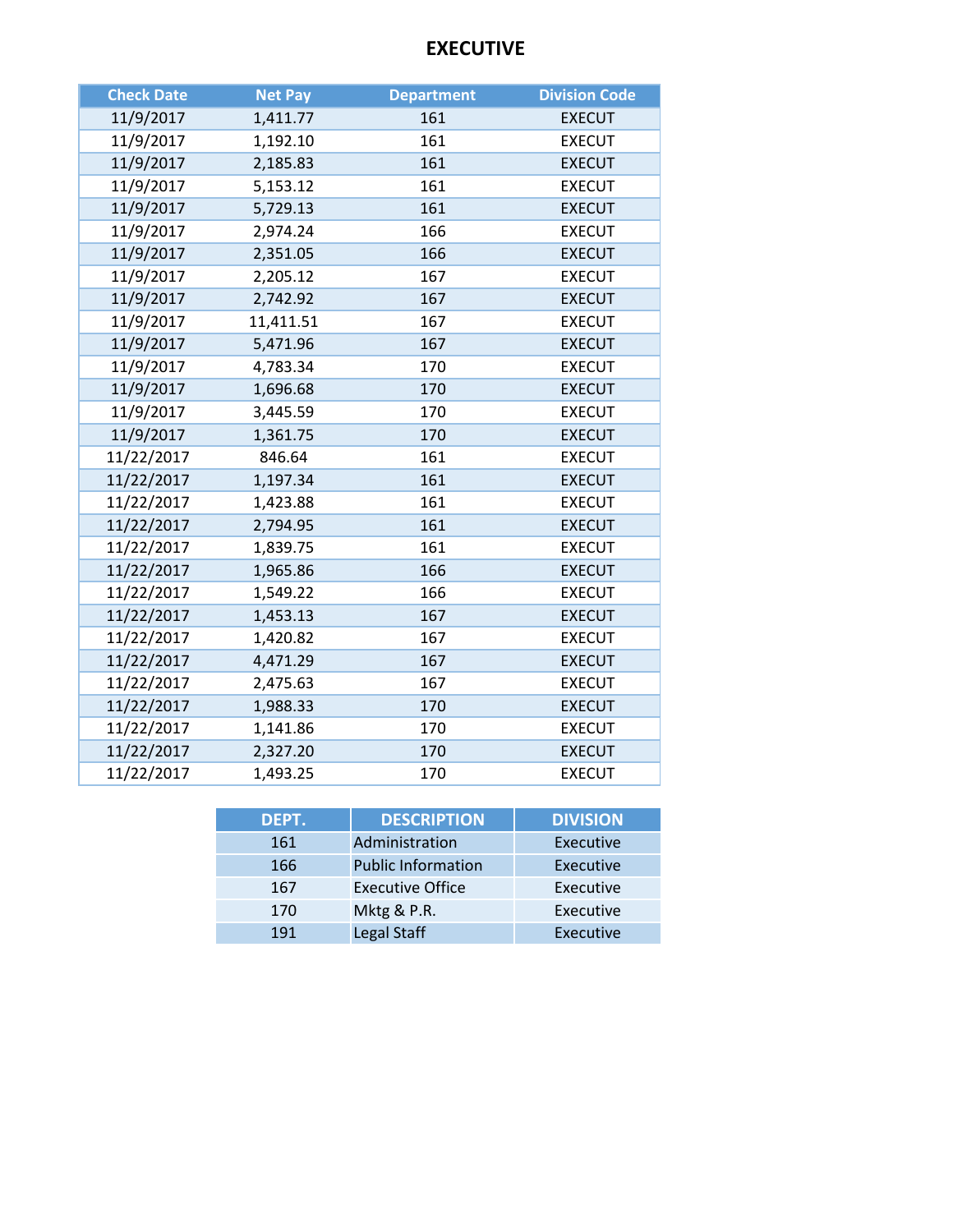# EXECUTIVE

| Check Date | Net Pay | Department | Division Code |
|---|---|---|---|
| 11/9/2017 | 1,411.77 | 161 | EXECUT |
| 11/9/2017 | 1,192.10 | 161 | EXECUT |
| 11/9/2017 | 2,185.83 | 161 | EXECUT |
| 11/9/2017 | 5,153.12 | 161 | EXECUT |
| 11/9/2017 | 5,729.13 | 161 | EXECUT |
| 11/9/2017 | 2,974.24 | 166 | EXECUT |
| 11/9/2017 | 2,351.05 | 166 | EXECUT |
| 11/9/2017 | 2,205.12 | 167 | EXECUT |
| 11/9/2017 | 2,742.92 | 167 | EXECUT |
| 11/9/2017 | 11,411.51 | 167 | EXECUT |
| 11/9/2017 | 5,471.96 | 167 | EXECUT |
| 11/9/2017 | 4,783.34 | 170 | EXECUT |
| 11/9/2017 | 1,696.68 | 170 | EXECUT |
| 11/9/2017 | 3,445.59 | 170 | EXECUT |
| 11/9/2017 | 1,361.75 | 170 | EXECUT |
| 11/22/2017 | 846.64 | 161 | EXECUT |
| 11/22/2017 | 1,197.34 | 161 | EXECUT |
| 11/22/2017 | 1,423.88 | 161 | EXECUT |
| 11/22/2017 | 2,794.95 | 161 | EXECUT |
| 11/22/2017 | 1,839.75 | 161 | EXECUT |
| 11/22/2017 | 1,965.86 | 166 | EXECUT |
| 11/22/2017 | 1,549.22 | 166 | EXECUT |
| 11/22/2017 | 1,453.13 | 167 | EXECUT |
| 11/22/2017 | 1,420.82 | 167 | EXECUT |
| 11/22/2017 | 4,471.29 | 167 | EXECUT |
| 11/22/2017 | 2,475.63 | 167 | EXECUT |
| 11/22/2017 | 1,988.33 | 170 | EXECUT |
| 11/22/2017 | 1,141.86 | 170 | EXECUT |
| 11/22/2017 | 2,327.20 | 170 | EXECUT |
| 11/22/2017 | 1,493.25 | 170 | EXECUT |

| DEPT. | DESCRIPTION | DIVISION |
|---|---|---|
| 161 | Administration | Executive |
| 166 | Public Information | Executive |
| 167 | Executive Office | Executive |
| 170 | Mktg & P.R. | Executive |
| 191 | Legal Staff | Executive |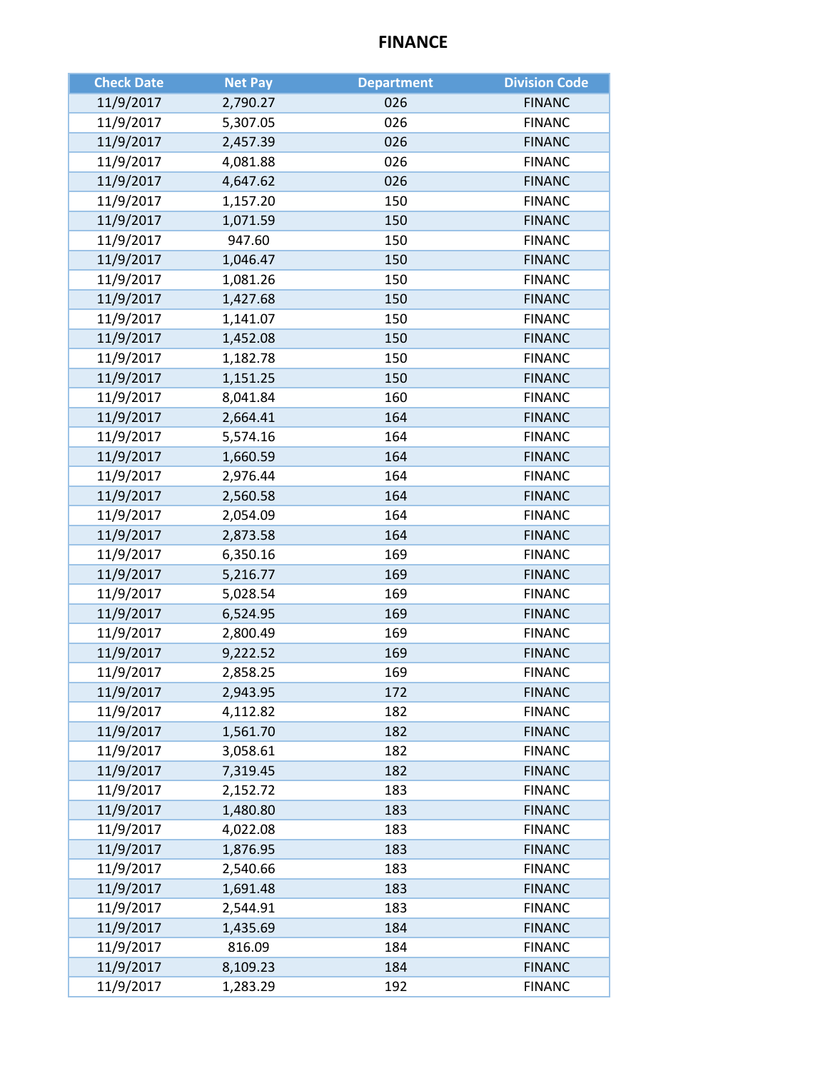# FINANCE

| Check Date | Net Pay | Department | Division Code |
|---|---|---|---|
| 11/9/2017 | 2,790.27 | 026 | FINANC |
| 11/9/2017 | 5,307.05 | 026 | FINANC |
| 11/9/2017 | 2,457.39 | 026 | FINANC |
| 11/9/2017 | 4,081.88 | 026 | FINANC |
| 11/9/2017 | 4,647.62 | 026 | FINANC |
| 11/9/2017 | 1,157.20 | 150 | FINANC |
| 11/9/2017 | 1,071.59 | 150 | FINANC |
| 11/9/2017 | 947.60 | 150 | FINANC |
| 11/9/2017 | 1,046.47 | 150 | FINANC |
| 11/9/2017 | 1,081.26 | 150 | FINANC |
| 11/9/2017 | 1,427.68 | 150 | FINANC |
| 11/9/2017 | 1,141.07 | 150 | FINANC |
| 11/9/2017 | 1,452.08 | 150 | FINANC |
| 11/9/2017 | 1,182.78 | 150 | FINANC |
| 11/9/2017 | 1,151.25 | 150 | FINANC |
| 11/9/2017 | 8,041.84 | 160 | FINANC |
| 11/9/2017 | 2,664.41 | 164 | FINANC |
| 11/9/2017 | 5,574.16 | 164 | FINANC |
| 11/9/2017 | 1,660.59 | 164 | FINANC |
| 11/9/2017 | 2,976.44 | 164 | FINANC |
| 11/9/2017 | 2,560.58 | 164 | FINANC |
| 11/9/2017 | 2,054.09 | 164 | FINANC |
| 11/9/2017 | 2,873.58 | 164 | FINANC |
| 11/9/2017 | 6,350.16 | 169 | FINANC |
| 11/9/2017 | 5,216.77 | 169 | FINANC |
| 11/9/2017 | 5,028.54 | 169 | FINANC |
| 11/9/2017 | 6,524.95 | 169 | FINANC |
| 11/9/2017 | 2,800.49 | 169 | FINANC |
| 11/9/2017 | 9,222.52 | 169 | FINANC |
| 11/9/2017 | 2,858.25 | 169 | FINANC |
| 11/9/2017 | 2,943.95 | 172 | FINANC |
| 11/9/2017 | 4,112.82 | 182 | FINANC |
| 11/9/2017 | 1,561.70 | 182 | FINANC |
| 11/9/2017 | 3,058.61 | 182 | FINANC |
| 11/9/2017 | 7,319.45 | 182 | FINANC |
| 11/9/2017 | 2,152.72 | 183 | FINANC |
| 11/9/2017 | 1,480.80 | 183 | FINANC |
| 11/9/2017 | 4,022.08 | 183 | FINANC |
| 11/9/2017 | 1,876.95 | 183 | FINANC |
| 11/9/2017 | 2,540.66 | 183 | FINANC |
| 11/9/2017 | 1,691.48 | 183 | FINANC |
| 11/9/2017 | 2,544.91 | 183 | FINANC |
| 11/9/2017 | 1,435.69 | 184 | FINANC |
| 11/9/2017 | 816.09 | 184 | FINANC |
| 11/9/2017 | 8,109.23 | 184 | FINANC |
| 11/9/2017 | 1,283.29 | 192 | FINANC |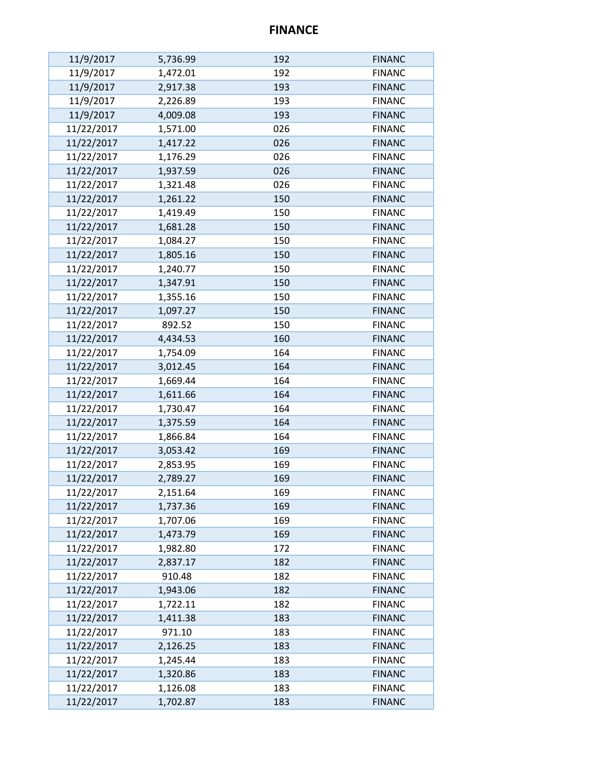# FINANCE

| | | | |
|---|---|---|---|
| 11/9/2017 | 5,736.99 | 192 | FINANC |
| 11/9/2017 | 1,472.01 | 192 | FINANC |
| 11/9/2017 | 2,917.38 | 193 | FINANC |
| 11/9/2017 | 2,226.89 | 193 | FINANC |
| 11/9/2017 | 4,009.08 | 193 | FINANC |
| 11/22/2017 | 1,571.00 | 026 | FINANC |
| 11/22/2017 | 1,417.22 | 026 | FINANC |
| 11/22/2017 | 1,176.29 | 026 | FINANC |
| 11/22/2017 | 1,937.59 | 026 | FINANC |
| 11/22/2017 | 1,321.48 | 026 | FINANC |
| 11/22/2017 | 1,261.22 | 150 | FINANC |
| 11/22/2017 | 1,419.49 | 150 | FINANC |
| 11/22/2017 | 1,681.28 | 150 | FINANC |
| 11/22/2017 | 1,084.27 | 150 | FINANC |
| 11/22/2017 | 1,805.16 | 150 | FINANC |
| 11/22/2017 | 1,240.77 | 150 | FINANC |
| 11/22/2017 | 1,347.91 | 150 | FINANC |
| 11/22/2017 | 1,355.16 | 150 | FINANC |
| 11/22/2017 | 1,097.27 | 150 | FINANC |
| 11/22/2017 | 892.52 | 150 | FINANC |
| 11/22/2017 | 4,434.53 | 160 | FINANC |
| 11/22/2017 | 1,754.09 | 164 | FINANC |
| 11/22/2017 | 3,012.45 | 164 | FINANC |
| 11/22/2017 | 1,669.44 | 164 | FINANC |
| 11/22/2017 | 1,611.66 | 164 | FINANC |
| 11/22/2017 | 1,730.47 | 164 | FINANC |
| 11/22/2017 | 1,375.59 | 164 | FINANC |
| 11/22/2017 | 1,866.84 | 164 | FINANC |
| 11/22/2017 | 3,053.42 | 169 | FINANC |
| 11/22/2017 | 2,853.95 | 169 | FINANC |
| 11/22/2017 | 2,789.27 | 169 | FINANC |
| 11/22/2017 | 2,151.64 | 169 | FINANC |
| 11/22/2017 | 1,737.36 | 169 | FINANC |
| 11/22/2017 | 1,707.06 | 169 | FINANC |
| 11/22/2017 | 1,473.79 | 169 | FINANC |
| 11/22/2017 | 1,982.80 | 172 | FINANC |
| 11/22/2017 | 2,837.17 | 182 | FINANC |
| 11/22/2017 | 910.48 | 182 | FINANC |
| 11/22/2017 | 1,943.06 | 182 | FINANC |
| 11/22/2017 | 1,722.11 | 182 | FINANC |
| 11/22/2017 | 1,411.38 | 183 | FINANC |
| 11/22/2017 | 971.10 | 183 | FINANC |
| 11/22/2017 | 2,126.25 | 183 | FINANC |
| 11/22/2017 | 1,245.44 | 183 | FINANC |
| 11/22/2017 | 1,320.86 | 183 | FINANC |
| 11/22/2017 | 1,126.08 | 183 | FINANC |
| 11/22/2017 | 1,702.87 | 183 | FINANC |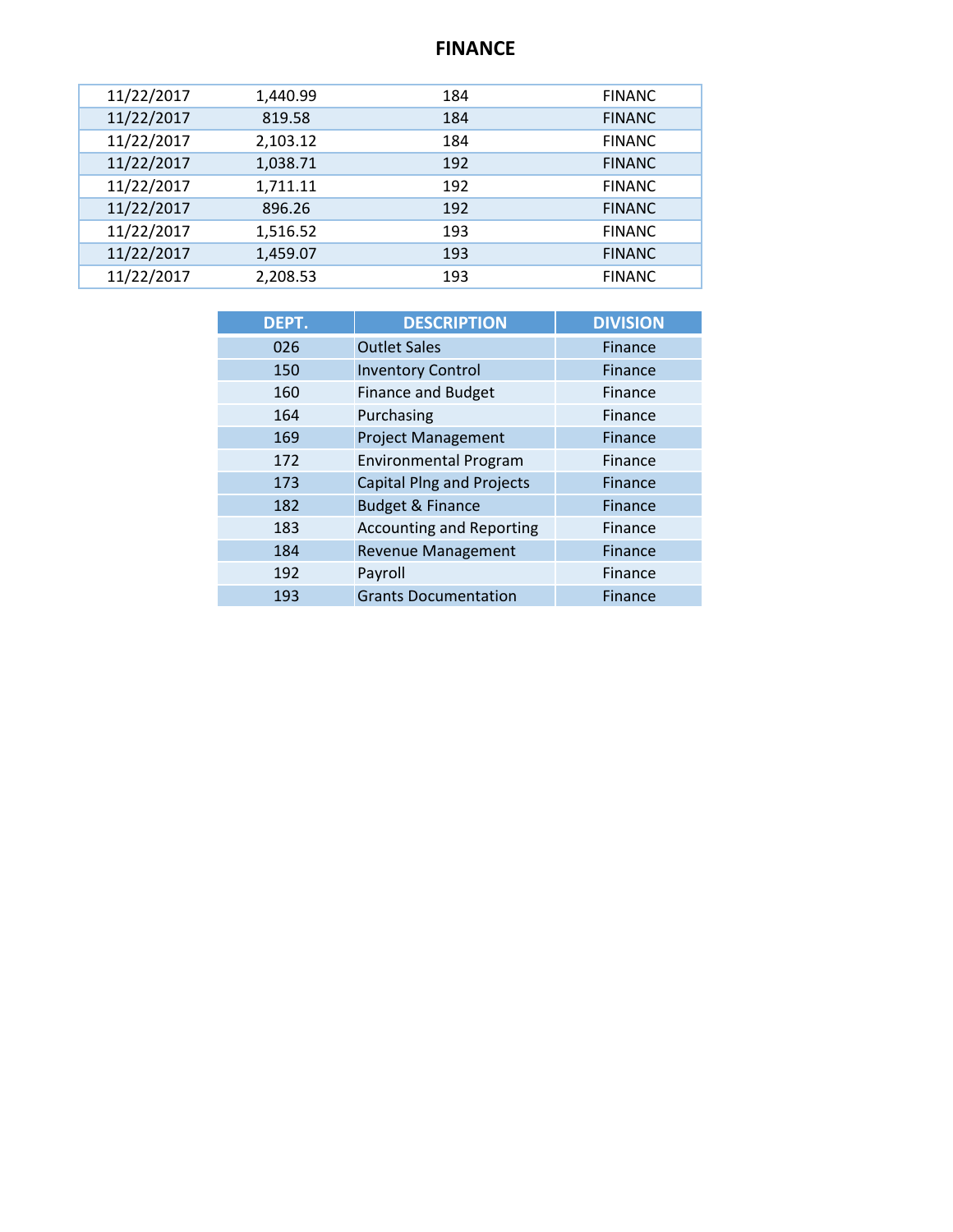## FINANCE

| | | | |
|---|---|---|---|
| 11/22/2017 | 1,440.99 | 184 | FINANC |
| 11/22/2017 | 819.58 | 184 | FINANC |
| 11/22/2017 | 2,103.12 | 184 | FINANC |
| 11/22/2017 | 1,038.71 | 192 | FINANC |
| 11/22/2017 | 1,711.11 | 192 | FINANC |
| 11/22/2017 | 896.26 | 192 | FINANC |
| 11/22/2017 | 1,516.52 | 193 | FINANC |
| 11/22/2017 | 1,459.07 | 193 | FINANC |
| 11/22/2017 | 2,208.53 | 193 | FINANC |

| DEPT. | DESCRIPTION | DIVISION |
|---|---|---|
| 026 | Outlet Sales | Finance |
| 150 | Inventory Control | Finance |
| 160 | Finance and Budget | Finance |
| 164 | Purchasing | Finance |
| 169 | Project Management | Finance |
| 172 | Environmental Program | Finance |
| 173 | Capital Plng and Projects | Finance |
| 182 | Budget & Finance | Finance |
| 183 | Accounting and Reporting | Finance |
| 184 | Revenue Management | Finance |
| 192 | Payroll | Finance |
| 193 | Grants Documentation | Finance |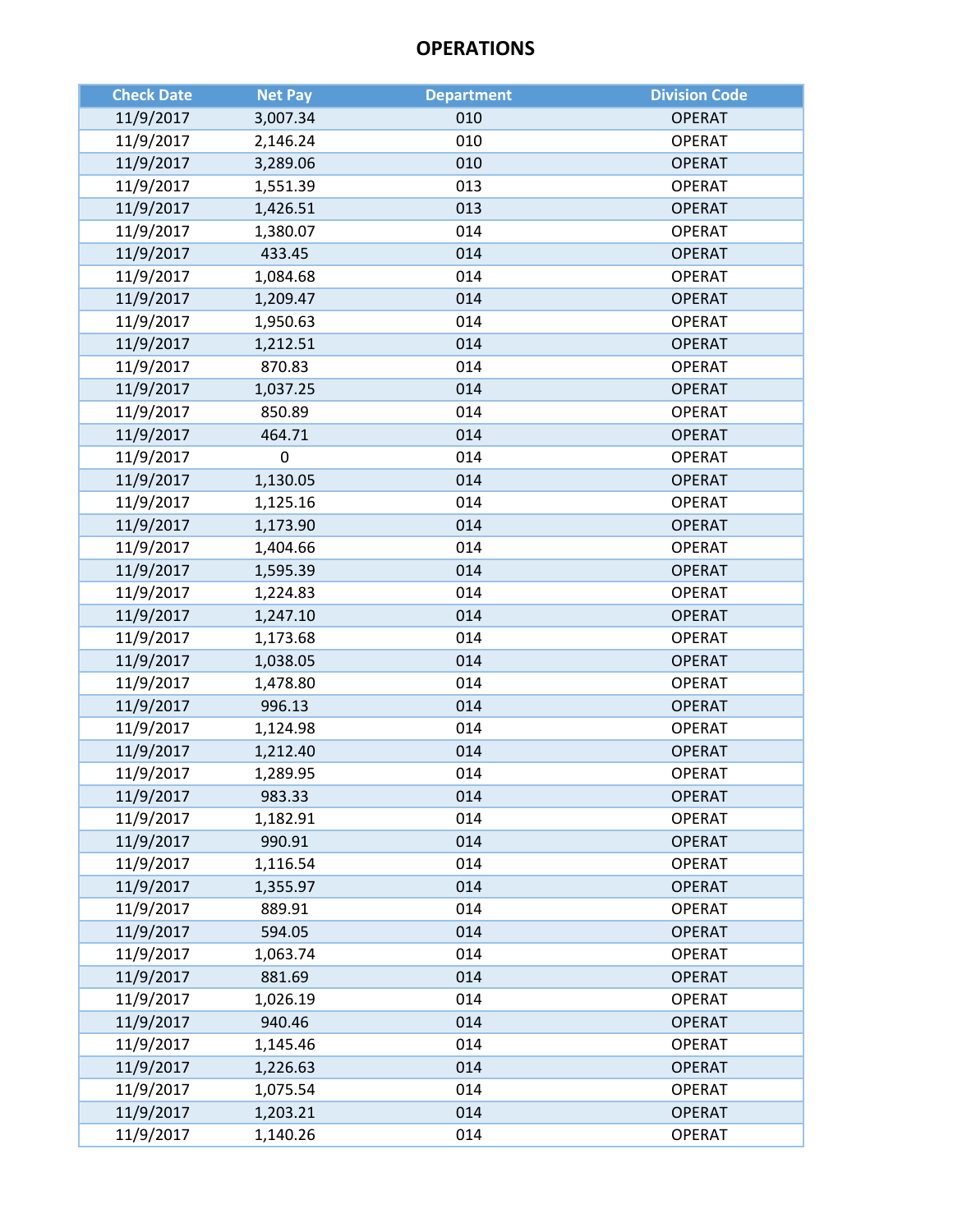# OPERATIONS

| Check Date | Net Pay | Department | Division Code |
|---|---|---|---|
| 11/9/2017 | 3,007.34 | 010 | OPERAT |
| 11/9/2017 | 2,146.24 | 010 | OPERAT |
| 11/9/2017 | 3,289.06 | 010 | OPERAT |
| 11/9/2017 | 1,551.39 | 013 | OPERAT |
| 11/9/2017 | 1,426.51 | 013 | OPERAT |
| 11/9/2017 | 1,380.07 | 014 | OPERAT |
| 11/9/2017 | 433.45 | 014 | OPERAT |
| 11/9/2017 | 1,084.68 | 014 | OPERAT |
| 11/9/2017 | 1,209.47 | 014 | OPERAT |
| 11/9/2017 | 1,950.63 | 014 | OPERAT |
| 11/9/2017 | 1,212.51 | 014 | OPERAT |
| 11/9/2017 | 870.83 | 014 | OPERAT |
| 11/9/2017 | 1,037.25 | 014 | OPERAT |
| 11/9/2017 | 850.89 | 014 | OPERAT |
| 11/9/2017 | 464.71 | 014 | OPERAT |
| 11/9/2017 | 0 | 014 | OPERAT |
| 11/9/2017 | 1,130.05 | 014 | OPERAT |
| 11/9/2017 | 1,125.16 | 014 | OPERAT |
| 11/9/2017 | 1,173.90 | 014 | OPERAT |
| 11/9/2017 | 1,404.66 | 014 | OPERAT |
| 11/9/2017 | 1,595.39 | 014 | OPERAT |
| 11/9/2017 | 1,224.83 | 014 | OPERAT |
| 11/9/2017 | 1,247.10 | 014 | OPERAT |
| 11/9/2017 | 1,173.68 | 014 | OPERAT |
| 11/9/2017 | 1,038.05 | 014 | OPERAT |
| 11/9/2017 | 1,478.80 | 014 | OPERAT |
| 11/9/2017 | 996.13 | 014 | OPERAT |
| 11/9/2017 | 1,124.98 | 014 | OPERAT |
| 11/9/2017 | 1,212.40 | 014 | OPERAT |
| 11/9/2017 | 1,289.95 | 014 | OPERAT |
| 11/9/2017 | 983.33 | 014 | OPERAT |
| 11/9/2017 | 1,182.91 | 014 | OPERAT |
| 11/9/2017 | 990.91 | 014 | OPERAT |
| 11/9/2017 | 1,116.54 | 014 | OPERAT |
| 11/9/2017 | 1,355.97 | 014 | OPERAT |
| 11/9/2017 | 889.91 | 014 | OPERAT |
| 11/9/2017 | 594.05 | 014 | OPERAT |
| 11/9/2017 | 1,063.74 | 014 | OPERAT |
| 11/9/2017 | 881.69 | 014 | OPERAT |
| 11/9/2017 | 1,026.19 | 014 | OPERAT |
| 11/9/2017 | 940.46 | 014 | OPERAT |
| 11/9/2017 | 1,145.46 | 014 | OPERAT |
| 11/9/2017 | 1,226.63 | 014 | OPERAT |
| 11/9/2017 | 1,075.54 | 014 | OPERAT |
| 11/9/2017 | 1,203.21 | 014 | OPERAT |
| 11/9/2017 | 1,140.26 | 014 | OPERAT |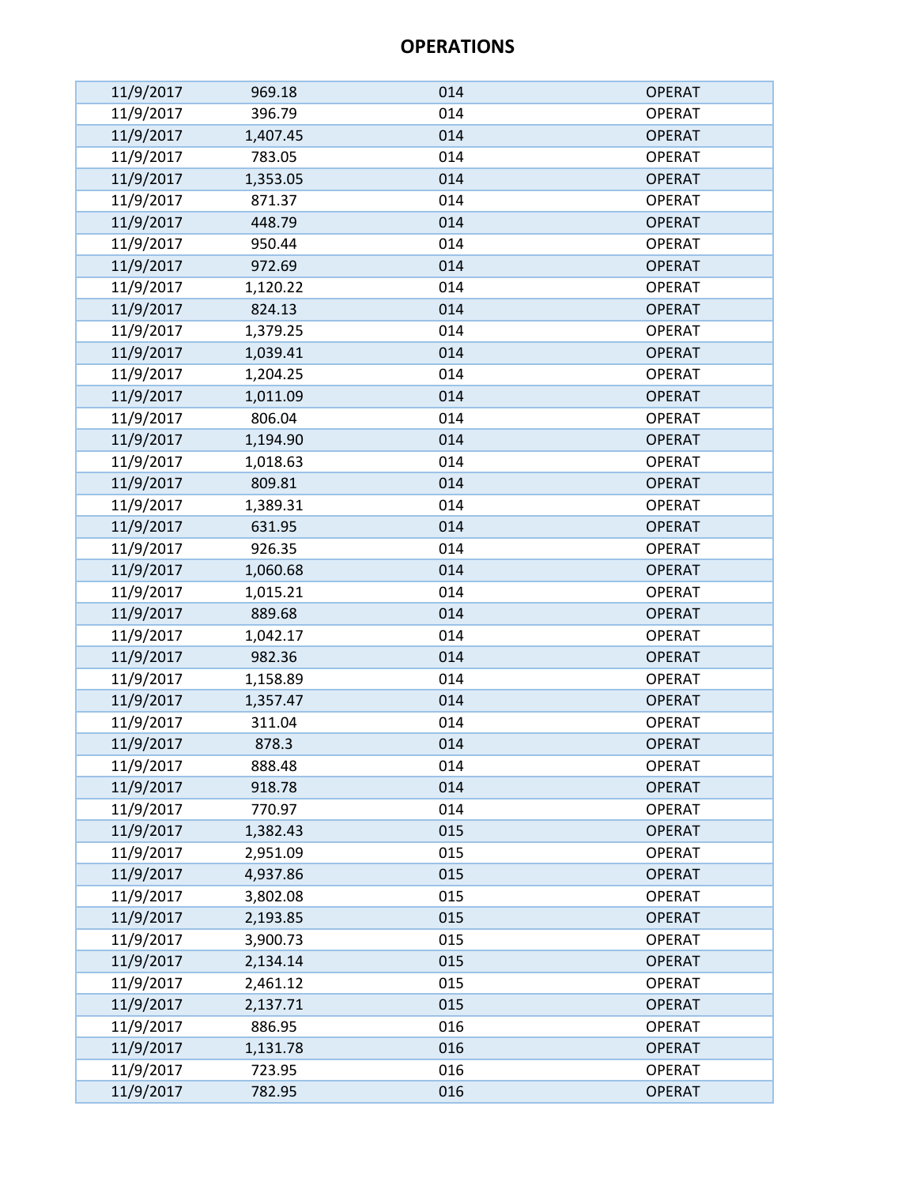# OPERATIONS

| | | | |
|---|---|---|---|
| 11/9/2017 | 969.18 | 014 | OPERAT |
| 11/9/2017 | 396.79 | 014 | OPERAT |
| 11/9/2017 | 1,407.45 | 014 | OPERAT |
| 11/9/2017 | 783.05 | 014 | OPERAT |
| 11/9/2017 | 1,353.05 | 014 | OPERAT |
| 11/9/2017 | 871.37 | 014 | OPERAT |
| 11/9/2017 | 448.79 | 014 | OPERAT |
| 11/9/2017 | 950.44 | 014 | OPERAT |
| 11/9/2017 | 972.69 | 014 | OPERAT |
| 11/9/2017 | 1,120.22 | 014 | OPERAT |
| 11/9/2017 | 824.13 | 014 | OPERAT |
| 11/9/2017 | 1,379.25 | 014 | OPERAT |
| 11/9/2017 | 1,039.41 | 014 | OPERAT |
| 11/9/2017 | 1,204.25 | 014 | OPERAT |
| 11/9/2017 | 1,011.09 | 014 | OPERAT |
| 11/9/2017 | 806.04 | 014 | OPERAT |
| 11/9/2017 | 1,194.90 | 014 | OPERAT |
| 11/9/2017 | 1,018.63 | 014 | OPERAT |
| 11/9/2017 | 809.81 | 014 | OPERAT |
| 11/9/2017 | 1,389.31 | 014 | OPERAT |
| 11/9/2017 | 631.95 | 014 | OPERAT |
| 11/9/2017 | 926.35 | 014 | OPERAT |
| 11/9/2017 | 1,060.68 | 014 | OPERAT |
| 11/9/2017 | 1,015.21 | 014 | OPERAT |
| 11/9/2017 | 889.68 | 014 | OPERAT |
| 11/9/2017 | 1,042.17 | 014 | OPERAT |
| 11/9/2017 | 982.36 | 014 | OPERAT |
| 11/9/2017 | 1,158.89 | 014 | OPERAT |
| 11/9/2017 | 1,357.47 | 014 | OPERAT |
| 11/9/2017 | 311.04 | 014 | OPERAT |
| 11/9/2017 | 878.3 | 014 | OPERAT |
| 11/9/2017 | 888.48 | 014 | OPERAT |
| 11/9/2017 | 918.78 | 014 | OPERAT |
| 11/9/2017 | 770.97 | 014 | OPERAT |
| 11/9/2017 | 1,382.43 | 015 | OPERAT |
| 11/9/2017 | 2,951.09 | 015 | OPERAT |
| 11/9/2017 | 4,937.86 | 015 | OPERAT |
| 11/9/2017 | 3,802.08 | 015 | OPERAT |
| 11/9/2017 | 2,193.85 | 015 | OPERAT |
| 11/9/2017 | 3,900.73 | 015 | OPERAT |
| 11/9/2017 | 2,134.14 | 015 | OPERAT |
| 11/9/2017 | 2,461.12 | 015 | OPERAT |
| 11/9/2017 | 2,137.71 | 015 | OPERAT |
| 11/9/2017 | 886.95 | 016 | OPERAT |
| 11/9/2017 | 1,131.78 | 016 | OPERAT |
| 11/9/2017 | 723.95 | 016 | OPERAT |
| 11/9/2017 | 782.95 | 016 | OPERAT |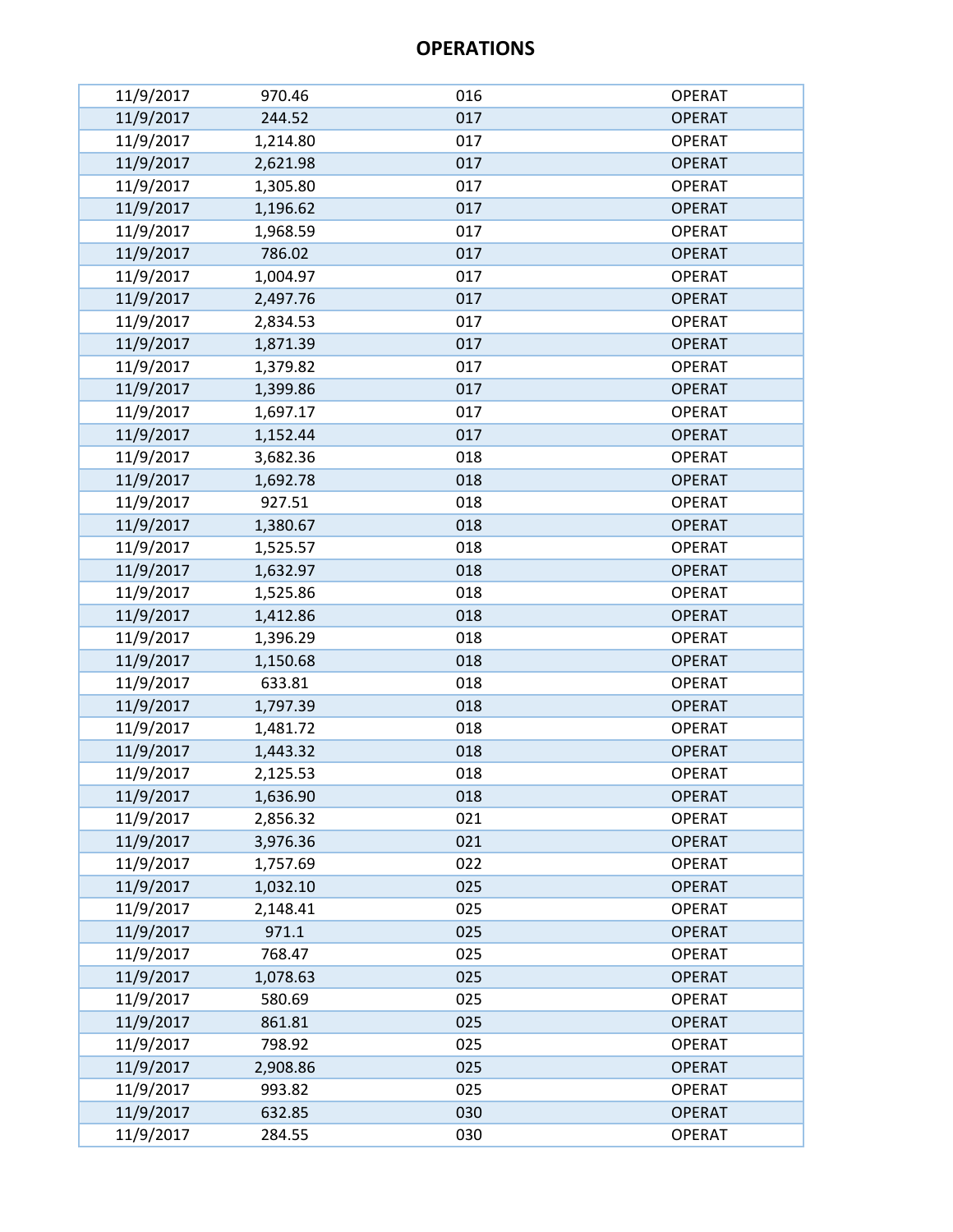# OPERATIONS

| | | | |
|---|---|---|---|
| 11/9/2017 | 970.46 | 016 | OPERAT |
| 11/9/2017 | 244.52 | 017 | OPERAT |
| 11/9/2017 | 1,214.80 | 017 | OPERAT |
| 11/9/2017 | 2,621.98 | 017 | OPERAT |
| 11/9/2017 | 1,305.80 | 017 | OPERAT |
| 11/9/2017 | 1,196.62 | 017 | OPERAT |
| 11/9/2017 | 1,968.59 | 017 | OPERAT |
| 11/9/2017 | 786.02 | 017 | OPERAT |
| 11/9/2017 | 1,004.97 | 017 | OPERAT |
| 11/9/2017 | 2,497.76 | 017 | OPERAT |
| 11/9/2017 | 2,834.53 | 017 | OPERAT |
| 11/9/2017 | 1,871.39 | 017 | OPERAT |
| 11/9/2017 | 1,379.82 | 017 | OPERAT |
| 11/9/2017 | 1,399.86 | 017 | OPERAT |
| 11/9/2017 | 1,697.17 | 017 | OPERAT |
| 11/9/2017 | 1,152.44 | 017 | OPERAT |
| 11/9/2017 | 3,682.36 | 018 | OPERAT |
| 11/9/2017 | 1,692.78 | 018 | OPERAT |
| 11/9/2017 | 927.51 | 018 | OPERAT |
| 11/9/2017 | 1,380.67 | 018 | OPERAT |
| 11/9/2017 | 1,525.57 | 018 | OPERAT |
| 11/9/2017 | 1,632.97 | 018 | OPERAT |
| 11/9/2017 | 1,525.86 | 018 | OPERAT |
| 11/9/2017 | 1,412.86 | 018 | OPERAT |
| 11/9/2017 | 1,396.29 | 018 | OPERAT |
| 11/9/2017 | 1,150.68 | 018 | OPERAT |
| 11/9/2017 | 633.81 | 018 | OPERAT |
| 11/9/2017 | 1,797.39 | 018 | OPERAT |
| 11/9/2017 | 1,481.72 | 018 | OPERAT |
| 11/9/2017 | 1,443.32 | 018 | OPERAT |
| 11/9/2017 | 2,125.53 | 018 | OPERAT |
| 11/9/2017 | 1,636.90 | 018 | OPERAT |
| 11/9/2017 | 2,856.32 | 021 | OPERAT |
| 11/9/2017 | 3,976.36 | 021 | OPERAT |
| 11/9/2017 | 1,757.69 | 022 | OPERAT |
| 11/9/2017 | 1,032.10 | 025 | OPERAT |
| 11/9/2017 | 2,148.41 | 025 | OPERAT |
| 11/9/2017 | 971.1 | 025 | OPERAT |
| 11/9/2017 | 768.47 | 025 | OPERAT |
| 11/9/2017 | 1,078.63 | 025 | OPERAT |
| 11/9/2017 | 580.69 | 025 | OPERAT |
| 11/9/2017 | 861.81 | 025 | OPERAT |
| 11/9/2017 | 798.92 | 025 | OPERAT |
| 11/9/2017 | 2,908.86 | 025 | OPERAT |
| 11/9/2017 | 993.82 | 025 | OPERAT |
| 11/9/2017 | 632.85 | 030 | OPERAT |
| 11/9/2017 | 284.55 | 030 | OPERAT |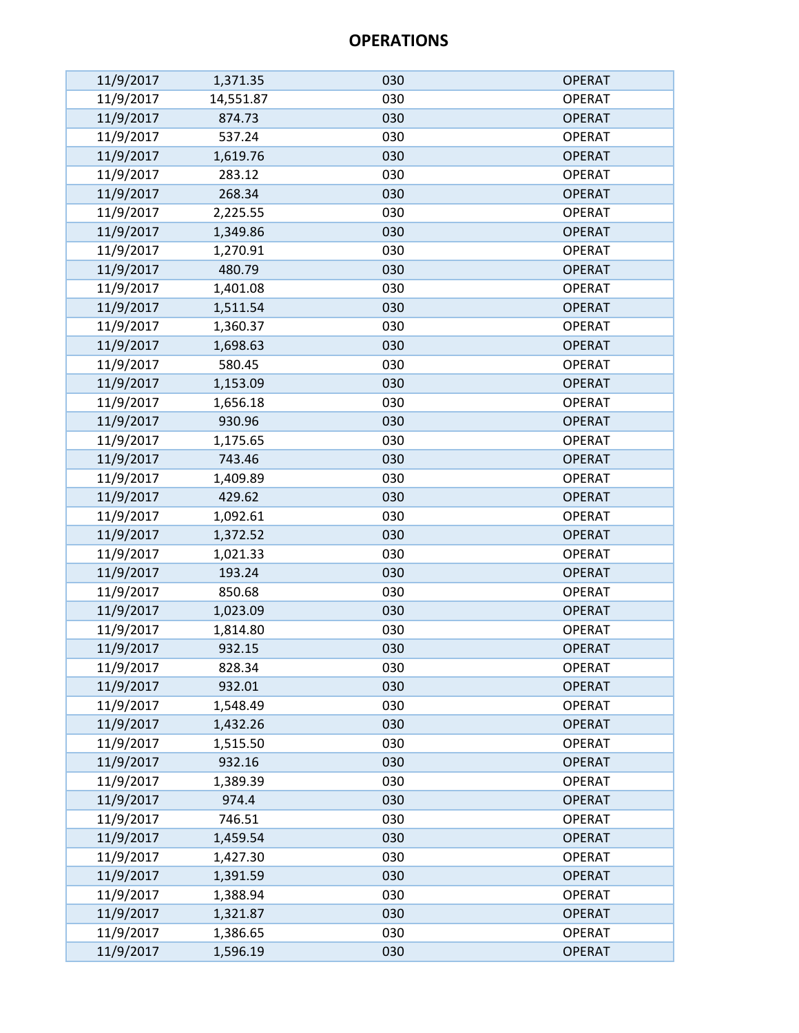# OPERATIONS

| | | | |
|---|---|---|---|
| 11/9/2017 | 1,371.35 | 030 | OPERAT |
| 11/9/2017 | 14,551.87 | 030 | OPERAT |
| 11/9/2017 | 874.73 | 030 | OPERAT |
| 11/9/2017 | 537.24 | 030 | OPERAT |
| 11/9/2017 | 1,619.76 | 030 | OPERAT |
| 11/9/2017 | 283.12 | 030 | OPERAT |
| 11/9/2017 | 268.34 | 030 | OPERAT |
| 11/9/2017 | 2,225.55 | 030 | OPERAT |
| 11/9/2017 | 1,349.86 | 030 | OPERAT |
| 11/9/2017 | 1,270.91 | 030 | OPERAT |
| 11/9/2017 | 480.79 | 030 | OPERAT |
| 11/9/2017 | 1,401.08 | 030 | OPERAT |
| 11/9/2017 | 1,511.54 | 030 | OPERAT |
| 11/9/2017 | 1,360.37 | 030 | OPERAT |
| 11/9/2017 | 1,698.63 | 030 | OPERAT |
| 11/9/2017 | 580.45 | 030 | OPERAT |
| 11/9/2017 | 1,153.09 | 030 | OPERAT |
| 11/9/2017 | 1,656.18 | 030 | OPERAT |
| 11/9/2017 | 930.96 | 030 | OPERAT |
| 11/9/2017 | 1,175.65 | 030 | OPERAT |
| 11/9/2017 | 743.46 | 030 | OPERAT |
| 11/9/2017 | 1,409.89 | 030 | OPERAT |
| 11/9/2017 | 429.62 | 030 | OPERAT |
| 11/9/2017 | 1,092.61 | 030 | OPERAT |
| 11/9/2017 | 1,372.52 | 030 | OPERAT |
| 11/9/2017 | 1,021.33 | 030 | OPERAT |
| 11/9/2017 | 193.24 | 030 | OPERAT |
| 11/9/2017 | 850.68 | 030 | OPERAT |
| 11/9/2017 | 1,023.09 | 030 | OPERAT |
| 11/9/2017 | 1,814.80 | 030 | OPERAT |
| 11/9/2017 | 932.15 | 030 | OPERAT |
| 11/9/2017 | 828.34 | 030 | OPERAT |
| 11/9/2017 | 932.01 | 030 | OPERAT |
| 11/9/2017 | 1,548.49 | 030 | OPERAT |
| 11/9/2017 | 1,432.26 | 030 | OPERAT |
| 11/9/2017 | 1,515.50 | 030 | OPERAT |
| 11/9/2017 | 932.16 | 030 | OPERAT |
| 11/9/2017 | 1,389.39 | 030 | OPERAT |
| 11/9/2017 | 974.4 | 030 | OPERAT |
| 11/9/2017 | 746.51 | 030 | OPERAT |
| 11/9/2017 | 1,459.54 | 030 | OPERAT |
| 11/9/2017 | 1,427.30 | 030 | OPERAT |
| 11/9/2017 | 1,391.59 | 030 | OPERAT |
| 11/9/2017 | 1,388.94 | 030 | OPERAT |
| 11/9/2017 | 1,321.87 | 030 | OPERAT |
| 11/9/2017 | 1,386.65 | 030 | OPERAT |
| 11/9/2017 | 1,596.19 | 030 | OPERAT |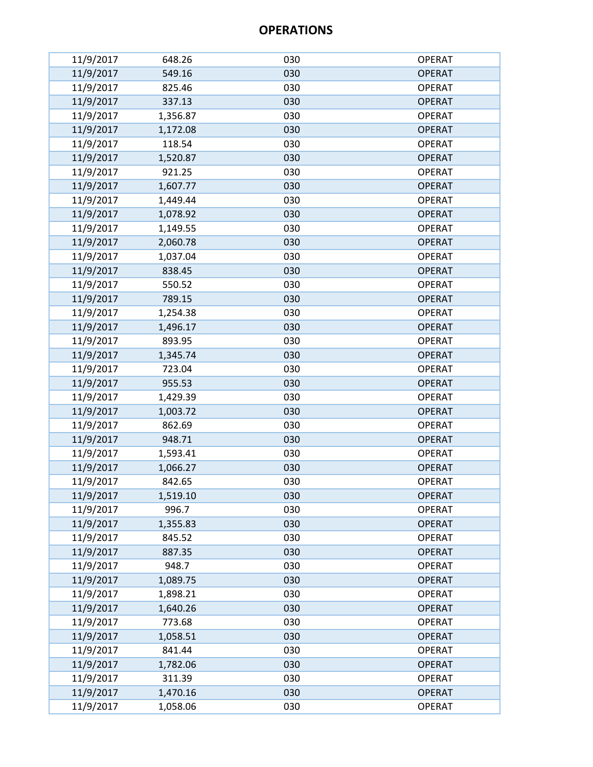## OPERATIONS

| | | | |
|---|---|---|---|
| 11/9/2017 | 648.26 | 030 | OPERAT |
| 11/9/2017 | 549.16 | 030 | OPERAT |
| 11/9/2017 | 825.46 | 030 | OPERAT |
| 11/9/2017 | 337.13 | 030 | OPERAT |
| 11/9/2017 | 1,356.87 | 030 | OPERAT |
| 11/9/2017 | 1,172.08 | 030 | OPERAT |
| 11/9/2017 | 118.54 | 030 | OPERAT |
| 11/9/2017 | 1,520.87 | 030 | OPERAT |
| 11/9/2017 | 921.25 | 030 | OPERAT |
| 11/9/2017 | 1,607.77 | 030 | OPERAT |
| 11/9/2017 | 1,449.44 | 030 | OPERAT |
| 11/9/2017 | 1,078.92 | 030 | OPERAT |
| 11/9/2017 | 1,149.55 | 030 | OPERAT |
| 11/9/2017 | 2,060.78 | 030 | OPERAT |
| 11/9/2017 | 1,037.04 | 030 | OPERAT |
| 11/9/2017 | 838.45 | 030 | OPERAT |
| 11/9/2017 | 550.52 | 030 | OPERAT |
| 11/9/2017 | 789.15 | 030 | OPERAT |
| 11/9/2017 | 1,254.38 | 030 | OPERAT |
| 11/9/2017 | 1,496.17 | 030 | OPERAT |
| 11/9/2017 | 893.95 | 030 | OPERAT |
| 11/9/2017 | 1,345.74 | 030 | OPERAT |
| 11/9/2017 | 723.04 | 030 | OPERAT |
| 11/9/2017 | 955.53 | 030 | OPERAT |
| 11/9/2017 | 1,429.39 | 030 | OPERAT |
| 11/9/2017 | 1,003.72 | 030 | OPERAT |
| 11/9/2017 | 862.69 | 030 | OPERAT |
| 11/9/2017 | 948.71 | 030 | OPERAT |
| 11/9/2017 | 1,593.41 | 030 | OPERAT |
| 11/9/2017 | 1,066.27 | 030 | OPERAT |
| 11/9/2017 | 842.65 | 030 | OPERAT |
| 11/9/2017 | 1,519.10 | 030 | OPERAT |
| 11/9/2017 | 996.7 | 030 | OPERAT |
| 11/9/2017 | 1,355.83 | 030 | OPERAT |
| 11/9/2017 | 845.52 | 030 | OPERAT |
| 11/9/2017 | 887.35 | 030 | OPERAT |
| 11/9/2017 | 948.7 | 030 | OPERAT |
| 11/9/2017 | 1,089.75 | 030 | OPERAT |
| 11/9/2017 | 1,898.21 | 030 | OPERAT |
| 11/9/2017 | 1,640.26 | 030 | OPERAT |
| 11/9/2017 | 773.68 | 030 | OPERAT |
| 11/9/2017 | 1,058.51 | 030 | OPERAT |
| 11/9/2017 | 841.44 | 030 | OPERAT |
| 11/9/2017 | 1,782.06 | 030 | OPERAT |
| 11/9/2017 | 311.39 | 030 | OPERAT |
| 11/9/2017 | 1,470.16 | 030 | OPERAT |
| 11/9/2017 | 1,058.06 | 030 | OPERAT |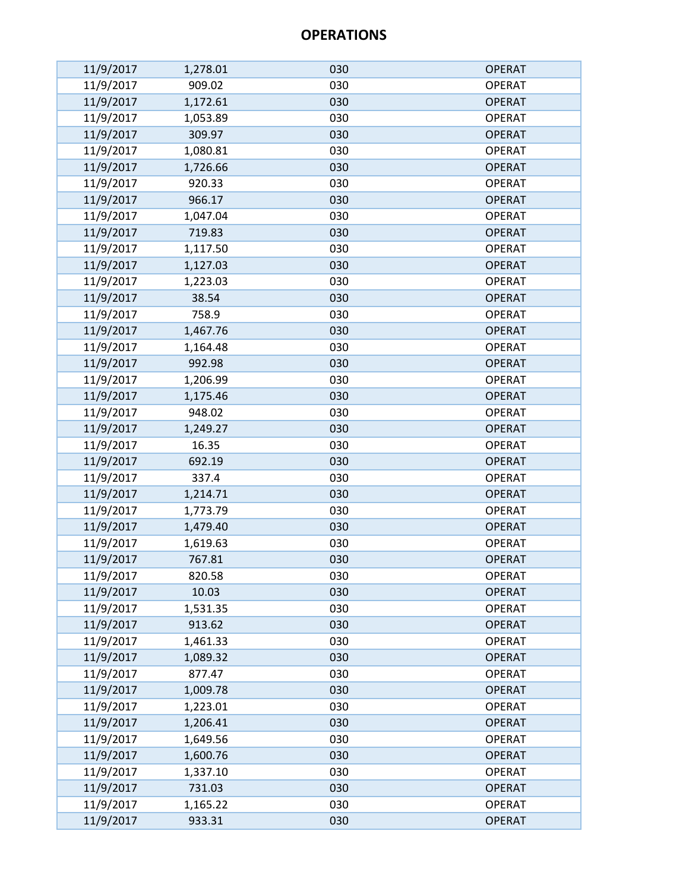## OPERATIONS

| | | | |
|---|---|---|---|
| 11/9/2017 | 1,278.01 | 030 | OPERAT |
| 11/9/2017 | 909.02 | 030 | OPERAT |
| 11/9/2017 | 1,172.61 | 030 | OPERAT |
| 11/9/2017 | 1,053.89 | 030 | OPERAT |
| 11/9/2017 | 309.97 | 030 | OPERAT |
| 11/9/2017 | 1,080.81 | 030 | OPERAT |
| 11/9/2017 | 1,726.66 | 030 | OPERAT |
| 11/9/2017 | 920.33 | 030 | OPERAT |
| 11/9/2017 | 966.17 | 030 | OPERAT |
| 11/9/2017 | 1,047.04 | 030 | OPERAT |
| 11/9/2017 | 719.83 | 030 | OPERAT |
| 11/9/2017 | 1,117.50 | 030 | OPERAT |
| 11/9/2017 | 1,127.03 | 030 | OPERAT |
| 11/9/2017 | 1,223.03 | 030 | OPERAT |
| 11/9/2017 | 38.54 | 030 | OPERAT |
| 11/9/2017 | 758.9 | 030 | OPERAT |
| 11/9/2017 | 1,467.76 | 030 | OPERAT |
| 11/9/2017 | 1,164.48 | 030 | OPERAT |
| 11/9/2017 | 992.98 | 030 | OPERAT |
| 11/9/2017 | 1,206.99 | 030 | OPERAT |
| 11/9/2017 | 1,175.46 | 030 | OPERAT |
| 11/9/2017 | 948.02 | 030 | OPERAT |
| 11/9/2017 | 1,249.27 | 030 | OPERAT |
| 11/9/2017 | 16.35 | 030 | OPERAT |
| 11/9/2017 | 692.19 | 030 | OPERAT |
| 11/9/2017 | 337.4 | 030 | OPERAT |
| 11/9/2017 | 1,214.71 | 030 | OPERAT |
| 11/9/2017 | 1,773.79 | 030 | OPERAT |
| 11/9/2017 | 1,479.40 | 030 | OPERAT |
| 11/9/2017 | 1,619.63 | 030 | OPERAT |
| 11/9/2017 | 767.81 | 030 | OPERAT |
| 11/9/2017 | 820.58 | 030 | OPERAT |
| 11/9/2017 | 10.03 | 030 | OPERAT |
| 11/9/2017 | 1,531.35 | 030 | OPERAT |
| 11/9/2017 | 913.62 | 030 | OPERAT |
| 11/9/2017 | 1,461.33 | 030 | OPERAT |
| 11/9/2017 | 1,089.32 | 030 | OPERAT |
| 11/9/2017 | 877.47 | 030 | OPERAT |
| 11/9/2017 | 1,009.78 | 030 | OPERAT |
| 11/9/2017 | 1,223.01 | 030 | OPERAT |
| 11/9/2017 | 1,206.41 | 030 | OPERAT |
| 11/9/2017 | 1,649.56 | 030 | OPERAT |
| 11/9/2017 | 1,600.76 | 030 | OPERAT |
| 11/9/2017 | 1,337.10 | 030 | OPERAT |
| 11/9/2017 | 731.03 | 030 | OPERAT |
| 11/9/2017 | 1,165.22 | 030 | OPERAT |
| 11/9/2017 | 933.31 | 030 | OPERAT |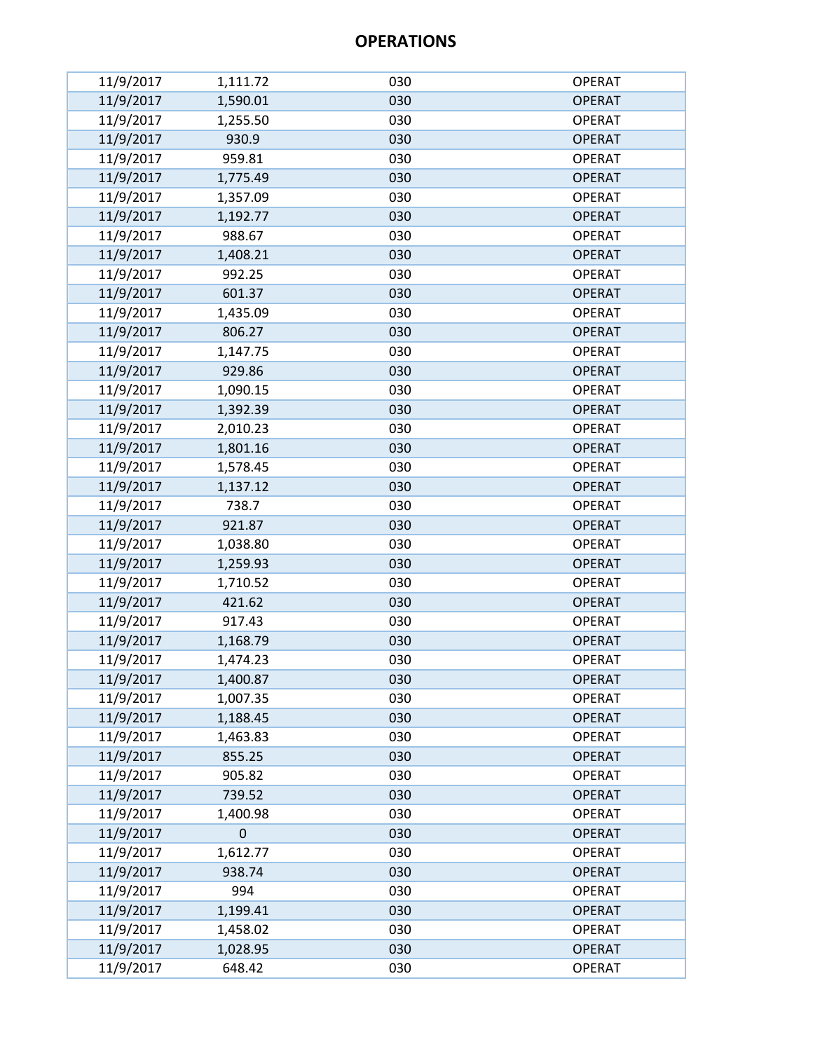# OPERATIONS

| | | | |
|---|---|---|---|
| 11/9/2017 | 1,111.72 | 030 | OPERAT |
| 11/9/2017 | 1,590.01 | 030 | OPERAT |
| 11/9/2017 | 1,255.50 | 030 | OPERAT |
| 11/9/2017 | 930.9 | 030 | OPERAT |
| 11/9/2017 | 959.81 | 030 | OPERAT |
| 11/9/2017 | 1,775.49 | 030 | OPERAT |
| 11/9/2017 | 1,357.09 | 030 | OPERAT |
| 11/9/2017 | 1,192.77 | 030 | OPERAT |
| 11/9/2017 | 988.67 | 030 | OPERAT |
| 11/9/2017 | 1,408.21 | 030 | OPERAT |
| 11/9/2017 | 992.25 | 030 | OPERAT |
| 11/9/2017 | 601.37 | 030 | OPERAT |
| 11/9/2017 | 1,435.09 | 030 | OPERAT |
| 11/9/2017 | 806.27 | 030 | OPERAT |
| 11/9/2017 | 1,147.75 | 030 | OPERAT |
| 11/9/2017 | 929.86 | 030 | OPERAT |
| 11/9/2017 | 1,090.15 | 030 | OPERAT |
| 11/9/2017 | 1,392.39 | 030 | OPERAT |
| 11/9/2017 | 2,010.23 | 030 | OPERAT |
| 11/9/2017 | 1,801.16 | 030 | OPERAT |
| 11/9/2017 | 1,578.45 | 030 | OPERAT |
| 11/9/2017 | 1,137.12 | 030 | OPERAT |
| 11/9/2017 | 738.7 | 030 | OPERAT |
| 11/9/2017 | 921.87 | 030 | OPERAT |
| 11/9/2017 | 1,038.80 | 030 | OPERAT |
| 11/9/2017 | 1,259.93 | 030 | OPERAT |
| 11/9/2017 | 1,710.52 | 030 | OPERAT |
| 11/9/2017 | 421.62 | 030 | OPERAT |
| 11/9/2017 | 917.43 | 030 | OPERAT |
| 11/9/2017 | 1,168.79 | 030 | OPERAT |
| 11/9/2017 | 1,474.23 | 030 | OPERAT |
| 11/9/2017 | 1,400.87 | 030 | OPERAT |
| 11/9/2017 | 1,007.35 | 030 | OPERAT |
| 11/9/2017 | 1,188.45 | 030 | OPERAT |
| 11/9/2017 | 1,463.83 | 030 | OPERAT |
| 11/9/2017 | 855.25 | 030 | OPERAT |
| 11/9/2017 | 905.82 | 030 | OPERAT |
| 11/9/2017 | 739.52 | 030 | OPERAT |
| 11/9/2017 | 1,400.98 | 030 | OPERAT |
| 11/9/2017 | 0 | 030 | OPERAT |
| 11/9/2017 | 1,612.77 | 030 | OPERAT |
| 11/9/2017 | 938.74 | 030 | OPERAT |
| 11/9/2017 | 994 | 030 | OPERAT |
| 11/9/2017 | 1,199.41 | 030 | OPERAT |
| 11/9/2017 | 1,458.02 | 030 | OPERAT |
| 11/9/2017 | 1,028.95 | 030 | OPERAT |
| 11/9/2017 | 648.42 | 030 | OPERAT |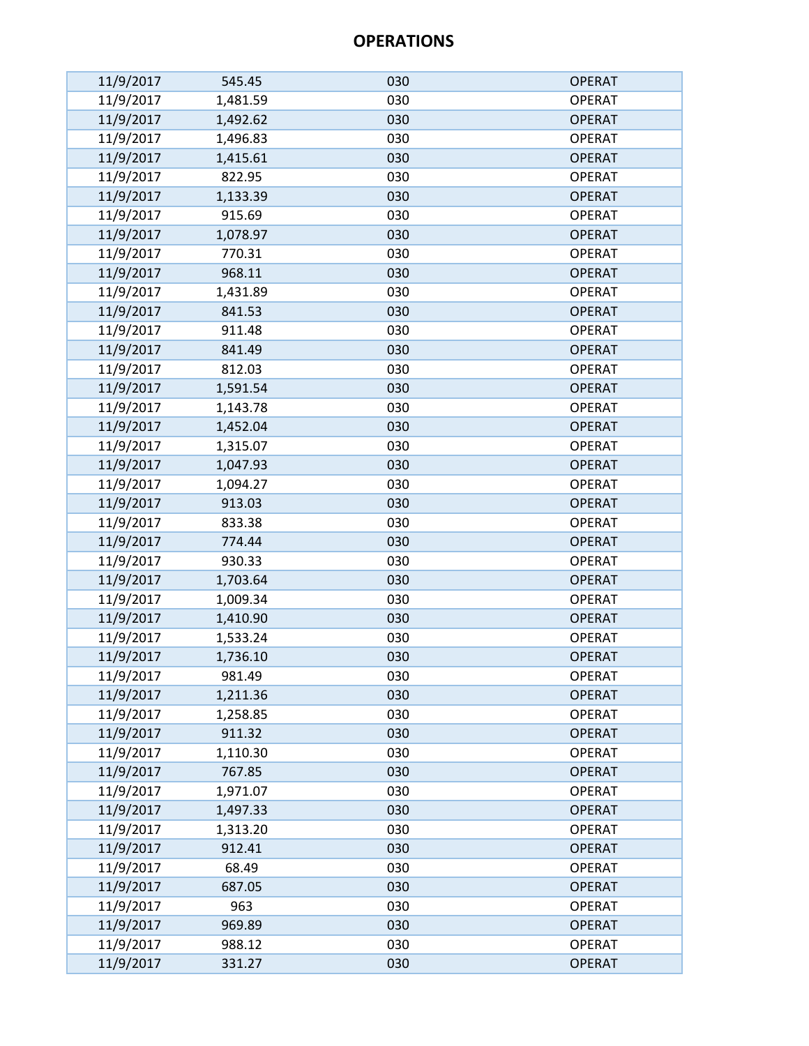# OPERATIONS

| | | | |
|---|---|---|---|
| 11/9/2017 | 545.45 | 030 | OPERAT |
| 11/9/2017 | 1,481.59 | 030 | OPERAT |
| 11/9/2017 | 1,492.62 | 030 | OPERAT |
| 11/9/2017 | 1,496.83 | 030 | OPERAT |
| 11/9/2017 | 1,415.61 | 030 | OPERAT |
| 11/9/2017 | 822.95 | 030 | OPERAT |
| 11/9/2017 | 1,133.39 | 030 | OPERAT |
| 11/9/2017 | 915.69 | 030 | OPERAT |
| 11/9/2017 | 1,078.97 | 030 | OPERAT |
| 11/9/2017 | 770.31 | 030 | OPERAT |
| 11/9/2017 | 968.11 | 030 | OPERAT |
| 11/9/2017 | 1,431.89 | 030 | OPERAT |
| 11/9/2017 | 841.53 | 030 | OPERAT |
| 11/9/2017 | 911.48 | 030 | OPERAT |
| 11/9/2017 | 841.49 | 030 | OPERAT |
| 11/9/2017 | 812.03 | 030 | OPERAT |
| 11/9/2017 | 1,591.54 | 030 | OPERAT |
| 11/9/2017 | 1,143.78 | 030 | OPERAT |
| 11/9/2017 | 1,452.04 | 030 | OPERAT |
| 11/9/2017 | 1,315.07 | 030 | OPERAT |
| 11/9/2017 | 1,047.93 | 030 | OPERAT |
| 11/9/2017 | 1,094.27 | 030 | OPERAT |
| 11/9/2017 | 913.03 | 030 | OPERAT |
| 11/9/2017 | 833.38 | 030 | OPERAT |
| 11/9/2017 | 774.44 | 030 | OPERAT |
| 11/9/2017 | 930.33 | 030 | OPERAT |
| 11/9/2017 | 1,703.64 | 030 | OPERAT |
| 11/9/2017 | 1,009.34 | 030 | OPERAT |
| 11/9/2017 | 1,410.90 | 030 | OPERAT |
| 11/9/2017 | 1,533.24 | 030 | OPERAT |
| 11/9/2017 | 1,736.10 | 030 | OPERAT |
| 11/9/2017 | 981.49 | 030 | OPERAT |
| 11/9/2017 | 1,211.36 | 030 | OPERAT |
| 11/9/2017 | 1,258.85 | 030 | OPERAT |
| 11/9/2017 | 911.32 | 030 | OPERAT |
| 11/9/2017 | 1,110.30 | 030 | OPERAT |
| 11/9/2017 | 767.85 | 030 | OPERAT |
| 11/9/2017 | 1,971.07 | 030 | OPERAT |
| 11/9/2017 | 1,497.33 | 030 | OPERAT |
| 11/9/2017 | 1,313.20 | 030 | OPERAT |
| 11/9/2017 | 912.41 | 030 | OPERAT |
| 11/9/2017 | 68.49 | 030 | OPERAT |
| 11/9/2017 | 687.05 | 030 | OPERAT |
| 11/9/2017 | 963 | 030 | OPERAT |
| 11/9/2017 | 969.89 | 030 | OPERAT |
| 11/9/2017 | 988.12 | 030 | OPERAT |
| 11/9/2017 | 331.27 | 030 | OPERAT |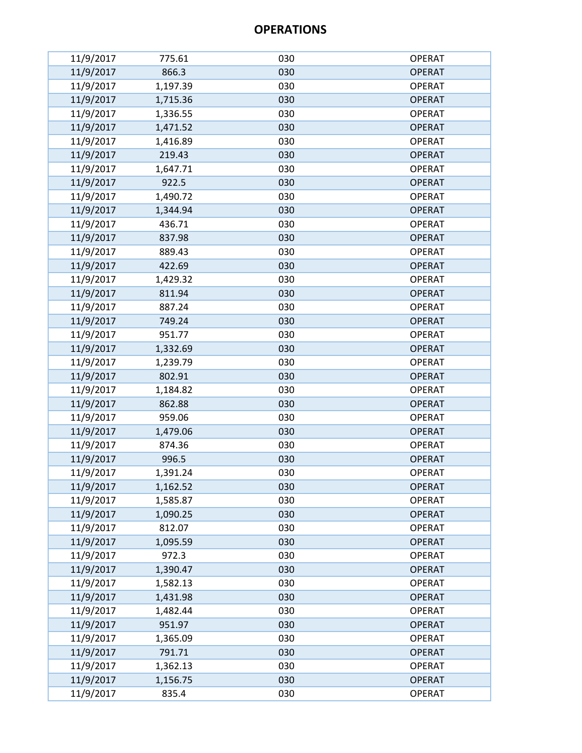# OPERATIONS

| | | | |
|---|---|---|---|
| 11/9/2017 | 775.61 | 030 | OPERAT |
| 11/9/2017 | 866.3 | 030 | OPERAT |
| 11/9/2017 | 1,197.39 | 030 | OPERAT |
| 11/9/2017 | 1,715.36 | 030 | OPERAT |
| 11/9/2017 | 1,336.55 | 030 | OPERAT |
| 11/9/2017 | 1,471.52 | 030 | OPERAT |
| 11/9/2017 | 1,416.89 | 030 | OPERAT |
| 11/9/2017 | 219.43 | 030 | OPERAT |
| 11/9/2017 | 1,647.71 | 030 | OPERAT |
| 11/9/2017 | 922.5 | 030 | OPERAT |
| 11/9/2017 | 1,490.72 | 030 | OPERAT |
| 11/9/2017 | 1,344.94 | 030 | OPERAT |
| 11/9/2017 | 436.71 | 030 | OPERAT |
| 11/9/2017 | 837.98 | 030 | OPERAT |
| 11/9/2017 | 889.43 | 030 | OPERAT |
| 11/9/2017 | 422.69 | 030 | OPERAT |
| 11/9/2017 | 1,429.32 | 030 | OPERAT |
| 11/9/2017 | 811.94 | 030 | OPERAT |
| 11/9/2017 | 887.24 | 030 | OPERAT |
| 11/9/2017 | 749.24 | 030 | OPERAT |
| 11/9/2017 | 951.77 | 030 | OPERAT |
| 11/9/2017 | 1,332.69 | 030 | OPERAT |
| 11/9/2017 | 1,239.79 | 030 | OPERAT |
| 11/9/2017 | 802.91 | 030 | OPERAT |
| 11/9/2017 | 1,184.82 | 030 | OPERAT |
| 11/9/2017 | 862.88 | 030 | OPERAT |
| 11/9/2017 | 959.06 | 030 | OPERAT |
| 11/9/2017 | 1,479.06 | 030 | OPERAT |
| 11/9/2017 | 874.36 | 030 | OPERAT |
| 11/9/2017 | 996.5 | 030 | OPERAT |
| 11/9/2017 | 1,391.24 | 030 | OPERAT |
| 11/9/2017 | 1,162.52 | 030 | OPERAT |
| 11/9/2017 | 1,585.87 | 030 | OPERAT |
| 11/9/2017 | 1,090.25 | 030 | OPERAT |
| 11/9/2017 | 812.07 | 030 | OPERAT |
| 11/9/2017 | 1,095.59 | 030 | OPERAT |
| 11/9/2017 | 972.3 | 030 | OPERAT |
| 11/9/2017 | 1,390.47 | 030 | OPERAT |
| 11/9/2017 | 1,582.13 | 030 | OPERAT |
| 11/9/2017 | 1,431.98 | 030 | OPERAT |
| 11/9/2017 | 1,482.44 | 030 | OPERAT |
| 11/9/2017 | 951.97 | 030 | OPERAT |
| 11/9/2017 | 1,365.09 | 030 | OPERAT |
| 11/9/2017 | 791.71 | 030 | OPERAT |
| 11/9/2017 | 1,362.13 | 030 | OPERAT |
| 11/9/2017 | 1,156.75 | 030 | OPERAT |
| 11/9/2017 | 835.4 | 030 | OPERAT |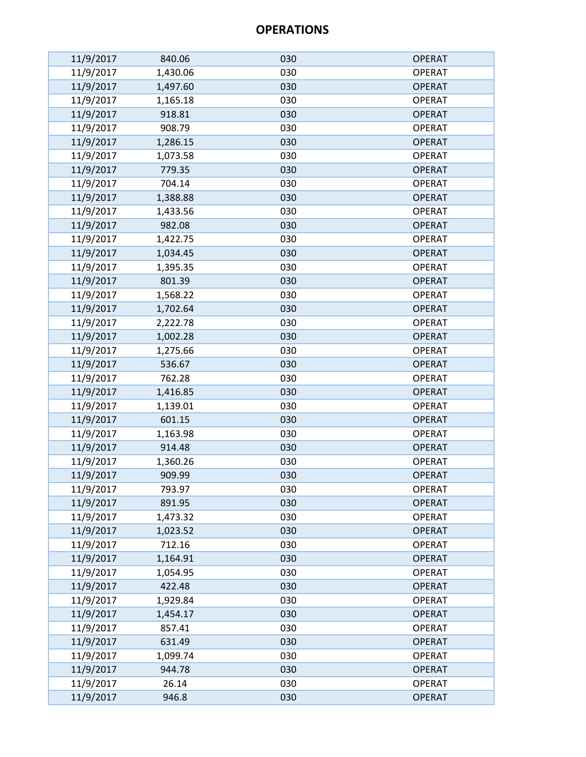# OPERATIONS

| | | | |
|---|---|---|---|
| 11/9/2017 | 840.06 | 030 | OPERAT |
| 11/9/2017 | 1,430.06 | 030 | OPERAT |
| 11/9/2017 | 1,497.60 | 030 | OPERAT |
| 11/9/2017 | 1,165.18 | 030 | OPERAT |
| 11/9/2017 | 918.81 | 030 | OPERAT |
| 11/9/2017 | 908.79 | 030 | OPERAT |
| 11/9/2017 | 1,286.15 | 030 | OPERAT |
| 11/9/2017 | 1,073.58 | 030 | OPERAT |
| 11/9/2017 | 779.35 | 030 | OPERAT |
| 11/9/2017 | 704.14 | 030 | OPERAT |
| 11/9/2017 | 1,388.88 | 030 | OPERAT |
| 11/9/2017 | 1,433.56 | 030 | OPERAT |
| 11/9/2017 | 982.08 | 030 | OPERAT |
| 11/9/2017 | 1,422.75 | 030 | OPERAT |
| 11/9/2017 | 1,034.45 | 030 | OPERAT |
| 11/9/2017 | 1,395.35 | 030 | OPERAT |
| 11/9/2017 | 801.39 | 030 | OPERAT |
| 11/9/2017 | 1,568.22 | 030 | OPERAT |
| 11/9/2017 | 1,702.64 | 030 | OPERAT |
| 11/9/2017 | 2,222.78 | 030 | OPERAT |
| 11/9/2017 | 1,002.28 | 030 | OPERAT |
| 11/9/2017 | 1,275.66 | 030 | OPERAT |
| 11/9/2017 | 536.67 | 030 | OPERAT |
| 11/9/2017 | 762.28 | 030 | OPERAT |
| 11/9/2017 | 1,416.85 | 030 | OPERAT |
| 11/9/2017 | 1,139.01 | 030 | OPERAT |
| 11/9/2017 | 601.15 | 030 | OPERAT |
| 11/9/2017 | 1,163.98 | 030 | OPERAT |
| 11/9/2017 | 914.48 | 030 | OPERAT |
| 11/9/2017 | 1,360.26 | 030 | OPERAT |
| 11/9/2017 | 909.99 | 030 | OPERAT |
| 11/9/2017 | 793.97 | 030 | OPERAT |
| 11/9/2017 | 891.95 | 030 | OPERAT |
| 11/9/2017 | 1,473.32 | 030 | OPERAT |
| 11/9/2017 | 1,023.52 | 030 | OPERAT |
| 11/9/2017 | 712.16 | 030 | OPERAT |
| 11/9/2017 | 1,164.91 | 030 | OPERAT |
| 11/9/2017 | 1,054.95 | 030 | OPERAT |
| 11/9/2017 | 422.48 | 030 | OPERAT |
| 11/9/2017 | 1,929.84 | 030 | OPERAT |
| 11/9/2017 | 1,454.17 | 030 | OPERAT |
| 11/9/2017 | 857.41 | 030 | OPERAT |
| 11/9/2017 | 631.49 | 030 | OPERAT |
| 11/9/2017 | 1,099.74 | 030 | OPERAT |
| 11/9/2017 | 944.78 | 030 | OPERAT |
| 11/9/2017 | 26.14 | 030 | OPERAT |
| 11/9/2017 | 946.8 | 030 | OPERAT |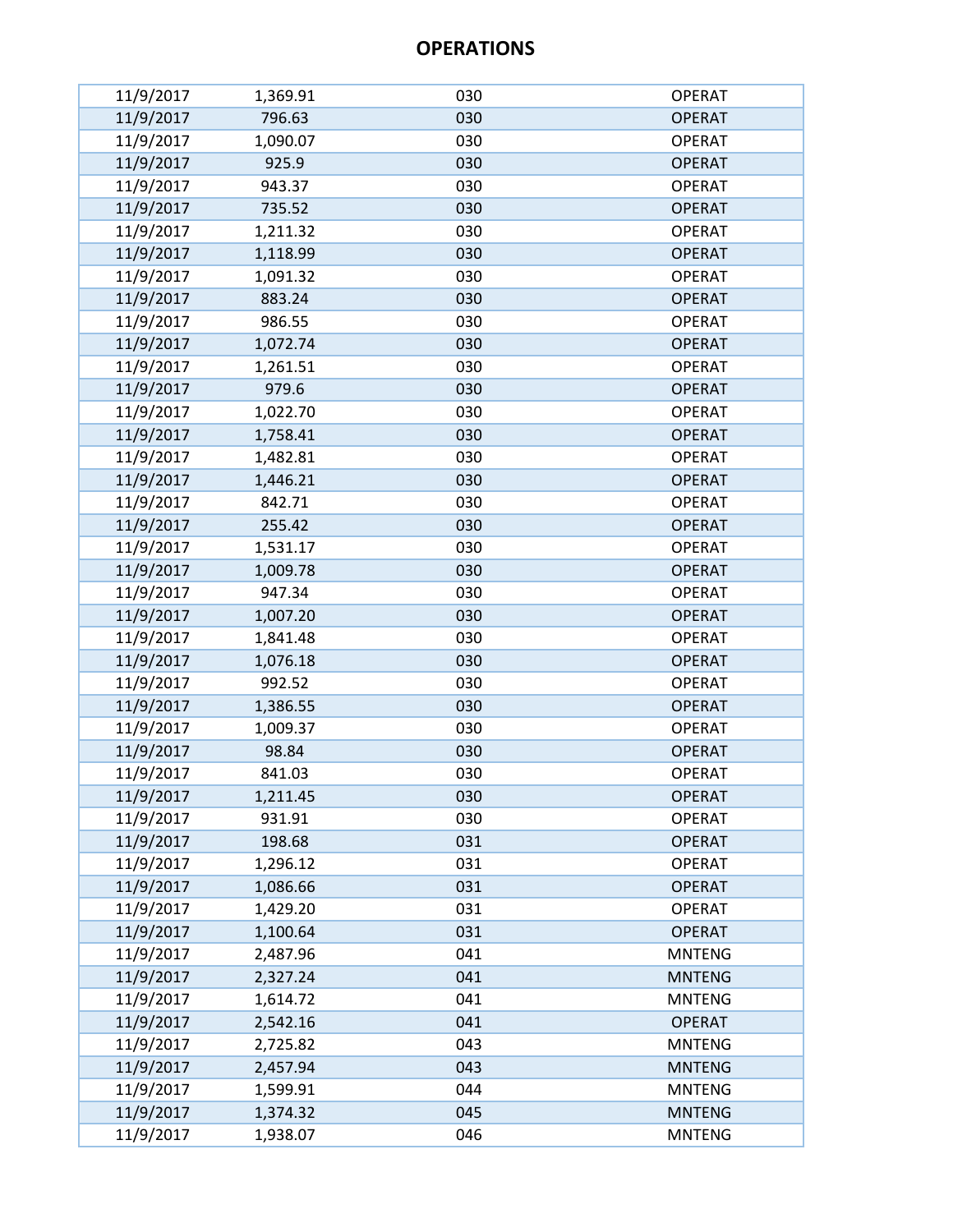# OPERATIONS

| | | | |
|---|---|---|---|
| 11/9/2017 | 1,369.91 | 030 | OPERAT |
| 11/9/2017 | 796.63 | 030 | OPERAT |
| 11/9/2017 | 1,090.07 | 030 | OPERAT |
| 11/9/2017 | 925.9 | 030 | OPERAT |
| 11/9/2017 | 943.37 | 030 | OPERAT |
| 11/9/2017 | 735.52 | 030 | OPERAT |
| 11/9/2017 | 1,211.32 | 030 | OPERAT |
| 11/9/2017 | 1,118.99 | 030 | OPERAT |
| 11/9/2017 | 1,091.32 | 030 | OPERAT |
| 11/9/2017 | 883.24 | 030 | OPERAT |
| 11/9/2017 | 986.55 | 030 | OPERAT |
| 11/9/2017 | 1,072.74 | 030 | OPERAT |
| 11/9/2017 | 1,261.51 | 030 | OPERAT |
| 11/9/2017 | 979.6 | 030 | OPERAT |
| 11/9/2017 | 1,022.70 | 030 | OPERAT |
| 11/9/2017 | 1,758.41 | 030 | OPERAT |
| 11/9/2017 | 1,482.81 | 030 | OPERAT |
| 11/9/2017 | 1,446.21 | 030 | OPERAT |
| 11/9/2017 | 842.71 | 030 | OPERAT |
| 11/9/2017 | 255.42 | 030 | OPERAT |
| 11/9/2017 | 1,531.17 | 030 | OPERAT |
| 11/9/2017 | 1,009.78 | 030 | OPERAT |
| 11/9/2017 | 947.34 | 030 | OPERAT |
| 11/9/2017 | 1,007.20 | 030 | OPERAT |
| 11/9/2017 | 1,841.48 | 030 | OPERAT |
| 11/9/2017 | 1,076.18 | 030 | OPERAT |
| 11/9/2017 | 992.52 | 030 | OPERAT |
| 11/9/2017 | 1,386.55 | 030 | OPERAT |
| 11/9/2017 | 1,009.37 | 030 | OPERAT |
| 11/9/2017 | 98.84 | 030 | OPERAT |
| 11/9/2017 | 841.03 | 030 | OPERAT |
| 11/9/2017 | 1,211.45 | 030 | OPERAT |
| 11/9/2017 | 931.91 | 030 | OPERAT |
| 11/9/2017 | 198.68 | 031 | OPERAT |
| 11/9/2017 | 1,296.12 | 031 | OPERAT |
| 11/9/2017 | 1,086.66 | 031 | OPERAT |
| 11/9/2017 | 1,429.20 | 031 | OPERAT |
| 11/9/2017 | 1,100.64 | 031 | OPERAT |
| 11/9/2017 | 2,487.96 | 041 | MNTENG |
| 11/9/2017 | 2,327.24 | 041 | MNTENG |
| 11/9/2017 | 1,614.72 | 041 | MNTENG |
| 11/9/2017 | 2,542.16 | 041 | OPERAT |
| 11/9/2017 | 2,725.82 | 043 | MNTENG |
| 11/9/2017 | 2,457.94 | 043 | MNTENG |
| 11/9/2017 | 1,599.91 | 044 | MNTENG |
| 11/9/2017 | 1,374.32 | 045 | MNTENG |
| 11/9/2017 | 1,938.07 | 046 | MNTENG |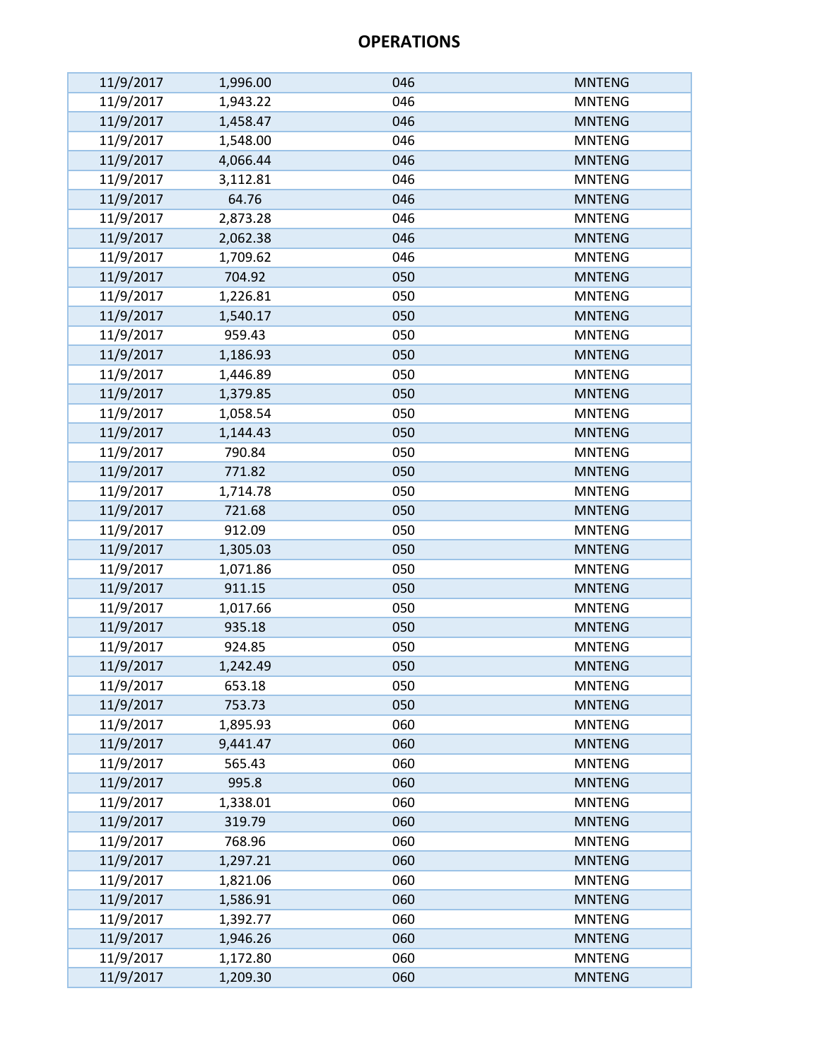# OPERATIONS

| | | | |
|---|---|---|---|
| 11/9/2017 | 1,996.00 | 046 | MNTENG |
| 11/9/2017 | 1,943.22 | 046 | MNTENG |
| 11/9/2017 | 1,458.47 | 046 | MNTENG |
| 11/9/2017 | 1,548.00 | 046 | MNTENG |
| 11/9/2017 | 4,066.44 | 046 | MNTENG |
| 11/9/2017 | 3,112.81 | 046 | MNTENG |
| 11/9/2017 | 64.76 | 046 | MNTENG |
| 11/9/2017 | 2,873.28 | 046 | MNTENG |
| 11/9/2017 | 2,062.38 | 046 | MNTENG |
| 11/9/2017 | 1,709.62 | 046 | MNTENG |
| 11/9/2017 | 704.92 | 050 | MNTENG |
| 11/9/2017 | 1,226.81 | 050 | MNTENG |
| 11/9/2017 | 1,540.17 | 050 | MNTENG |
| 11/9/2017 | 959.43 | 050 | MNTENG |
| 11/9/2017 | 1,186.93 | 050 | MNTENG |
| 11/9/2017 | 1,446.89 | 050 | MNTENG |
| 11/9/2017 | 1,379.85 | 050 | MNTENG |
| 11/9/2017 | 1,058.54 | 050 | MNTENG |
| 11/9/2017 | 1,144.43 | 050 | MNTENG |
| 11/9/2017 | 790.84 | 050 | MNTENG |
| 11/9/2017 | 771.82 | 050 | MNTENG |
| 11/9/2017 | 1,714.78 | 050 | MNTENG |
| 11/9/2017 | 721.68 | 050 | MNTENG |
| 11/9/2017 | 912.09 | 050 | MNTENG |
| 11/9/2017 | 1,305.03 | 050 | MNTENG |
| 11/9/2017 | 1,071.86 | 050 | MNTENG |
| 11/9/2017 | 911.15 | 050 | MNTENG |
| 11/9/2017 | 1,017.66 | 050 | MNTENG |
| 11/9/2017 | 935.18 | 050 | MNTENG |
| 11/9/2017 | 924.85 | 050 | MNTENG |
| 11/9/2017 | 1,242.49 | 050 | MNTENG |
| 11/9/2017 | 653.18 | 050 | MNTENG |
| 11/9/2017 | 753.73 | 050 | MNTENG |
| 11/9/2017 | 1,895.93 | 060 | MNTENG |
| 11/9/2017 | 9,441.47 | 060 | MNTENG |
| 11/9/2017 | 565.43 | 060 | MNTENG |
| 11/9/2017 | 995.8 | 060 | MNTENG |
| 11/9/2017 | 1,338.01 | 060 | MNTENG |
| 11/9/2017 | 319.79 | 060 | MNTENG |
| 11/9/2017 | 768.96 | 060 | MNTENG |
| 11/9/2017 | 1,297.21 | 060 | MNTENG |
| 11/9/2017 | 1,821.06 | 060 | MNTENG |
| 11/9/2017 | 1,586.91 | 060 | MNTENG |
| 11/9/2017 | 1,392.77 | 060 | MNTENG |
| 11/9/2017 | 1,946.26 | 060 | MNTENG |
| 11/9/2017 | 1,172.80 | 060 | MNTENG |
| 11/9/2017 | 1,209.30 | 060 | MNTENG |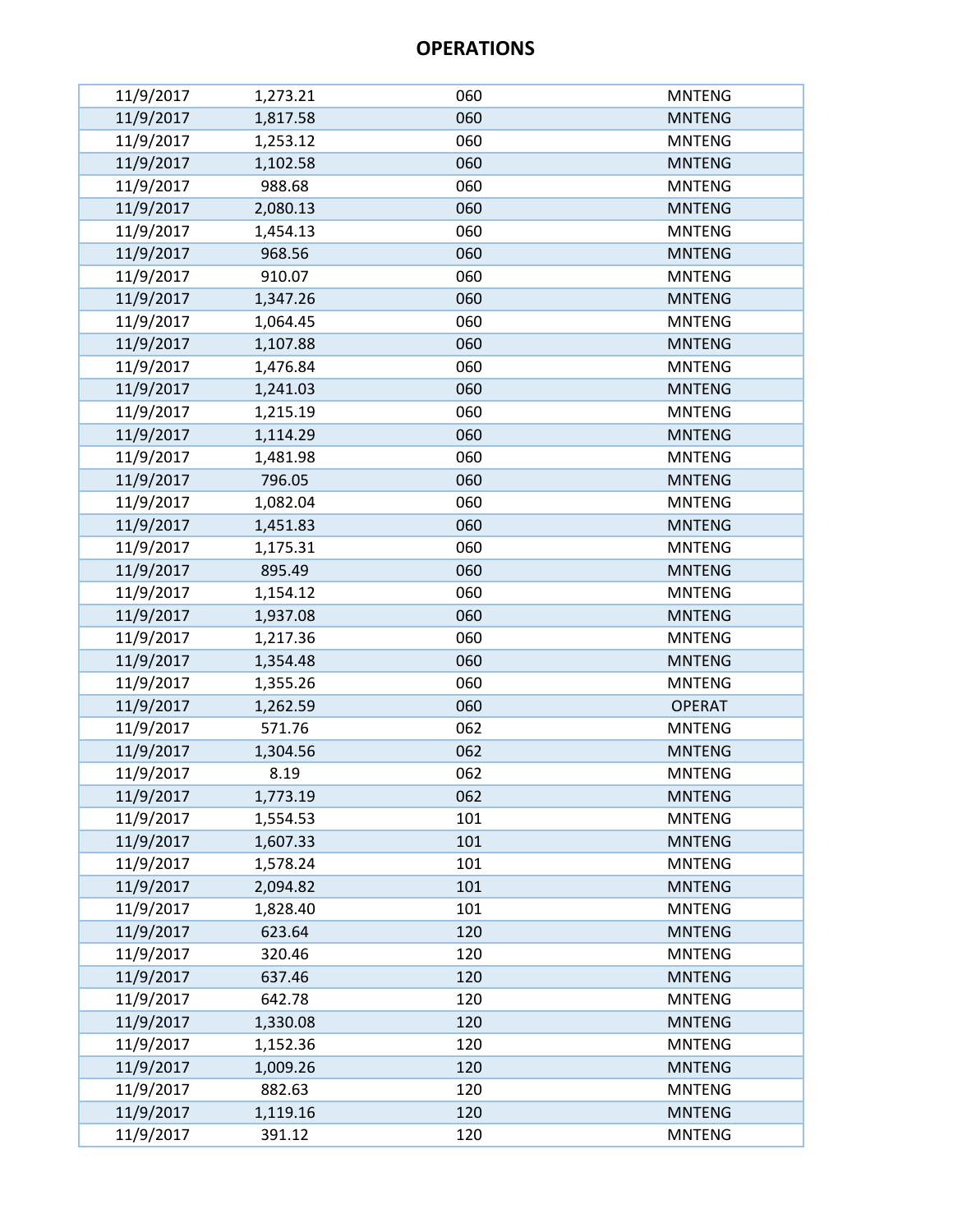# OPERATIONS

| | | | |
|---|---|---|---|
| 11/9/2017 | 1,273.21 | 060 | MNTENG |
| 11/9/2017 | 1,817.58 | 060 | MNTENG |
| 11/9/2017 | 1,253.12 | 060 | MNTENG |
| 11/9/2017 | 1,102.58 | 060 | MNTENG |
| 11/9/2017 | 988.68 | 060 | MNTENG |
| 11/9/2017 | 2,080.13 | 060 | MNTENG |
| 11/9/2017 | 1,454.13 | 060 | MNTENG |
| 11/9/2017 | 968.56 | 060 | MNTENG |
| 11/9/2017 | 910.07 | 060 | MNTENG |
| 11/9/2017 | 1,347.26 | 060 | MNTENG |
| 11/9/2017 | 1,064.45 | 060 | MNTENG |
| 11/9/2017 | 1,107.88 | 060 | MNTENG |
| 11/9/2017 | 1,476.84 | 060 | MNTENG |
| 11/9/2017 | 1,241.03 | 060 | MNTENG |
| 11/9/2017 | 1,215.19 | 060 | MNTENG |
| 11/9/2017 | 1,114.29 | 060 | MNTENG |
| 11/9/2017 | 1,481.98 | 060 | MNTENG |
| 11/9/2017 | 796.05 | 060 | MNTENG |
| 11/9/2017 | 1,082.04 | 060 | MNTENG |
| 11/9/2017 | 1,451.83 | 060 | MNTENG |
| 11/9/2017 | 1,175.31 | 060 | MNTENG |
| 11/9/2017 | 895.49 | 060 | MNTENG |
| 11/9/2017 | 1,154.12 | 060 | MNTENG |
| 11/9/2017 | 1,937.08 | 060 | MNTENG |
| 11/9/2017 | 1,217.36 | 060 | MNTENG |
| 11/9/2017 | 1,354.48 | 060 | MNTENG |
| 11/9/2017 | 1,355.26 | 060 | MNTENG |
| 11/9/2017 | 1,262.59 | 060 | OPERAT |
| 11/9/2017 | 571.76 | 062 | MNTENG |
| 11/9/2017 | 1,304.56 | 062 | MNTENG |
| 11/9/2017 | 8.19 | 062 | MNTENG |
| 11/9/2017 | 1,773.19 | 062 | MNTENG |
| 11/9/2017 | 1,554.53 | 101 | MNTENG |
| 11/9/2017 | 1,607.33 | 101 | MNTENG |
| 11/9/2017 | 1,578.24 | 101 | MNTENG |
| 11/9/2017 | 2,094.82 | 101 | MNTENG |
| 11/9/2017 | 1,828.40 | 101 | MNTENG |
| 11/9/2017 | 623.64 | 120 | MNTENG |
| 11/9/2017 | 320.46 | 120 | MNTENG |
| 11/9/2017 | 637.46 | 120 | MNTENG |
| 11/9/2017 | 642.78 | 120 | MNTENG |
| 11/9/2017 | 1,330.08 | 120 | MNTENG |
| 11/9/2017 | 1,152.36 | 120 | MNTENG |
| 11/9/2017 | 1,009.26 | 120 | MNTENG |
| 11/9/2017 | 882.63 | 120 | MNTENG |
| 11/9/2017 | 1,119.16 | 120 | MNTENG |
| 11/9/2017 | 391.12 | 120 | MNTENG |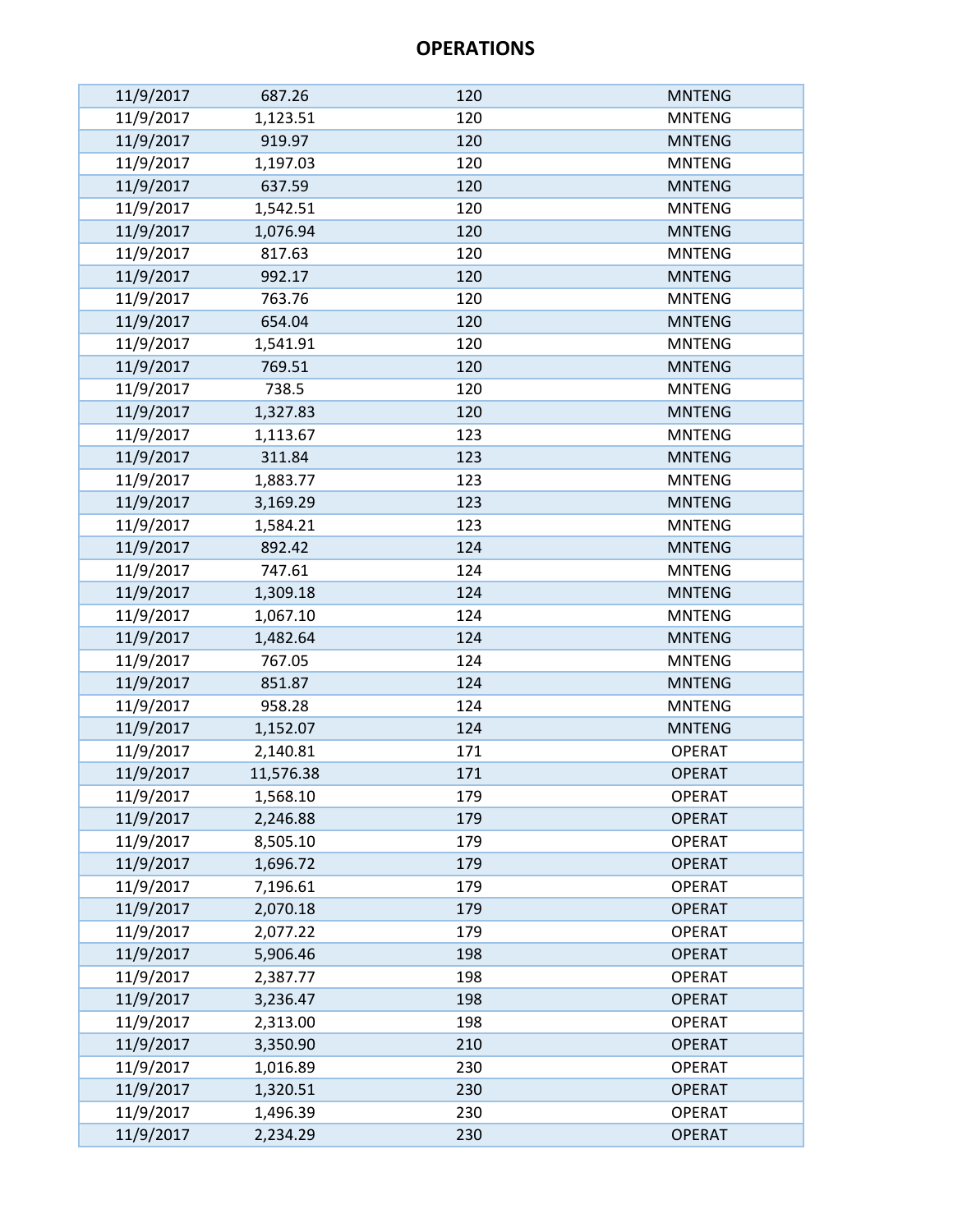# OPERATIONS

| | | | |
|---|---|---|---|
| 11/9/2017 | 687.26 | 120 | MNTENG |
| 11/9/2017 | 1,123.51 | 120 | MNTENG |
| 11/9/2017 | 919.97 | 120 | MNTENG |
| 11/9/2017 | 1,197.03 | 120 | MNTENG |
| 11/9/2017 | 637.59 | 120 | MNTENG |
| 11/9/2017 | 1,542.51 | 120 | MNTENG |
| 11/9/2017 | 1,076.94 | 120 | MNTENG |
| 11/9/2017 | 817.63 | 120 | MNTENG |
| 11/9/2017 | 992.17 | 120 | MNTENG |
| 11/9/2017 | 763.76 | 120 | MNTENG |
| 11/9/2017 | 654.04 | 120 | MNTENG |
| 11/9/2017 | 1,541.91 | 120 | MNTENG |
| 11/9/2017 | 769.51 | 120 | MNTENG |
| 11/9/2017 | 738.5 | 120 | MNTENG |
| 11/9/2017 | 1,327.83 | 120 | MNTENG |
| 11/9/2017 | 1,113.67 | 123 | MNTENG |
| 11/9/2017 | 311.84 | 123 | MNTENG |
| 11/9/2017 | 1,883.77 | 123 | MNTENG |
| 11/9/2017 | 3,169.29 | 123 | MNTENG |
| 11/9/2017 | 1,584.21 | 123 | MNTENG |
| 11/9/2017 | 892.42 | 124 | MNTENG |
| 11/9/2017 | 747.61 | 124 | MNTENG |
| 11/9/2017 | 1,309.18 | 124 | MNTENG |
| 11/9/2017 | 1,067.10 | 124 | MNTENG |
| 11/9/2017 | 1,482.64 | 124 | MNTENG |
| 11/9/2017 | 767.05 | 124 | MNTENG |
| 11/9/2017 | 851.87 | 124 | MNTENG |
| 11/9/2017 | 958.28 | 124 | MNTENG |
| 11/9/2017 | 1,152.07 | 124 | MNTENG |
| 11/9/2017 | 2,140.81 | 171 | OPERAT |
| 11/9/2017 | 11,576.38 | 171 | OPERAT |
| 11/9/2017 | 1,568.10 | 179 | OPERAT |
| 11/9/2017 | 2,246.88 | 179 | OPERAT |
| 11/9/2017 | 8,505.10 | 179 | OPERAT |
| 11/9/2017 | 1,696.72 | 179 | OPERAT |
| 11/9/2017 | 7,196.61 | 179 | OPERAT |
| 11/9/2017 | 2,070.18 | 179 | OPERAT |
| 11/9/2017 | 2,077.22 | 179 | OPERAT |
| 11/9/2017 | 5,906.46 | 198 | OPERAT |
| 11/9/2017 | 2,387.77 | 198 | OPERAT |
| 11/9/2017 | 3,236.47 | 198 | OPERAT |
| 11/9/2017 | 2,313.00 | 198 | OPERAT |
| 11/9/2017 | 3,350.90 | 210 | OPERAT |
| 11/9/2017 | 1,016.89 | 230 | OPERAT |
| 11/9/2017 | 1,320.51 | 230 | OPERAT |
| 11/9/2017 | 1,496.39 | 230 | OPERAT |
| 11/9/2017 | 2,234.29 | 230 | OPERAT |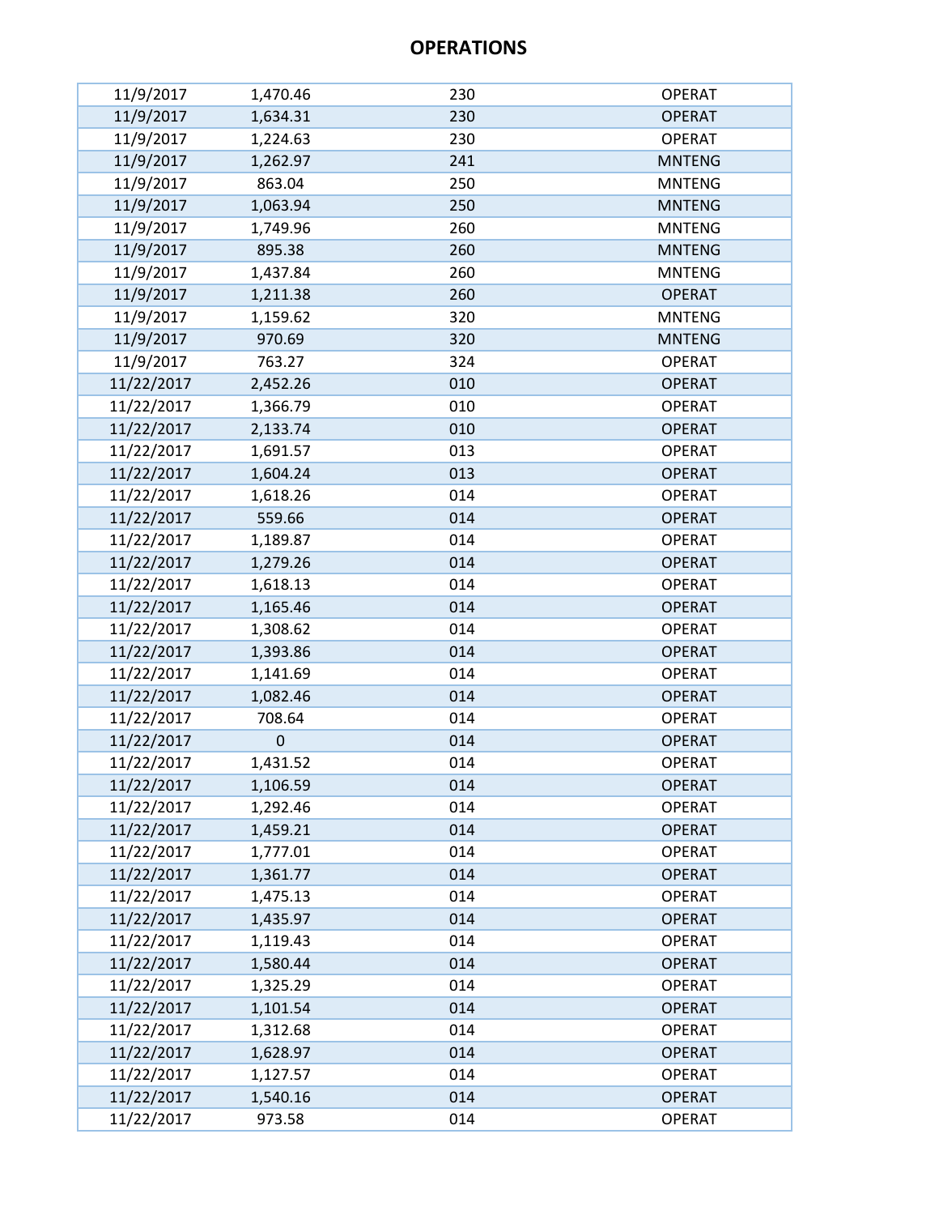# OPERATIONS

| | | | |
|---|---|---|---|
| 11/9/2017 | 1,470.46 | 230 | OPERAT |
| 11/9/2017 | 1,634.31 | 230 | OPERAT |
| 11/9/2017 | 1,224.63 | 230 | OPERAT |
| 11/9/2017 | 1,262.97 | 241 | MNTENG |
| 11/9/2017 | 863.04 | 250 | MNTENG |
| 11/9/2017 | 1,063.94 | 250 | MNTENG |
| 11/9/2017 | 1,749.96 | 260 | MNTENG |
| 11/9/2017 | 895.38 | 260 | MNTENG |
| 11/9/2017 | 1,437.84 | 260 | MNTENG |
| 11/9/2017 | 1,211.38 | 260 | OPERAT |
| 11/9/2017 | 1,159.62 | 320 | MNTENG |
| 11/9/2017 | 970.69 | 320 | MNTENG |
| 11/9/2017 | 763.27 | 324 | OPERAT |
| 11/22/2017 | 2,452.26 | 010 | OPERAT |
| 11/22/2017 | 1,366.79 | 010 | OPERAT |
| 11/22/2017 | 2,133.74 | 010 | OPERAT |
| 11/22/2017 | 1,691.57 | 013 | OPERAT |
| 11/22/2017 | 1,604.24 | 013 | OPERAT |
| 11/22/2017 | 1,618.26 | 014 | OPERAT |
| 11/22/2017 | 559.66 | 014 | OPERAT |
| 11/22/2017 | 1,189.87 | 014 | OPERAT |
| 11/22/2017 | 1,279.26 | 014 | OPERAT |
| 11/22/2017 | 1,618.13 | 014 | OPERAT |
| 11/22/2017 | 1,165.46 | 014 | OPERAT |
| 11/22/2017 | 1,308.62 | 014 | OPERAT |
| 11/22/2017 | 1,393.86 | 014 | OPERAT |
| 11/22/2017 | 1,141.69 | 014 | OPERAT |
| 11/22/2017 | 1,082.46 | 014 | OPERAT |
| 11/22/2017 | 708.64 | 014 | OPERAT |
| 11/22/2017 | 0 | 014 | OPERAT |
| 11/22/2017 | 1,431.52 | 014 | OPERAT |
| 11/22/2017 | 1,106.59 | 014 | OPERAT |
| 11/22/2017 | 1,292.46 | 014 | OPERAT |
| 11/22/2017 | 1,459.21 | 014 | OPERAT |
| 11/22/2017 | 1,777.01 | 014 | OPERAT |
| 11/22/2017 | 1,361.77 | 014 | OPERAT |
| 11/22/2017 | 1,475.13 | 014 | OPERAT |
| 11/22/2017 | 1,435.97 | 014 | OPERAT |
| 11/22/2017 | 1,119.43 | 014 | OPERAT |
| 11/22/2017 | 1,580.44 | 014 | OPERAT |
| 11/22/2017 | 1,325.29 | 014 | OPERAT |
| 11/22/2017 | 1,101.54 | 014 | OPERAT |
| 11/22/2017 | 1,312.68 | 014 | OPERAT |
| 11/22/2017 | 1,628.97 | 014 | OPERAT |
| 11/22/2017 | 1,127.57 | 014 | OPERAT |
| 11/22/2017 | 1,540.16 | 014 | OPERAT |
| 11/22/2017 | 973.58 | 014 | OPERAT |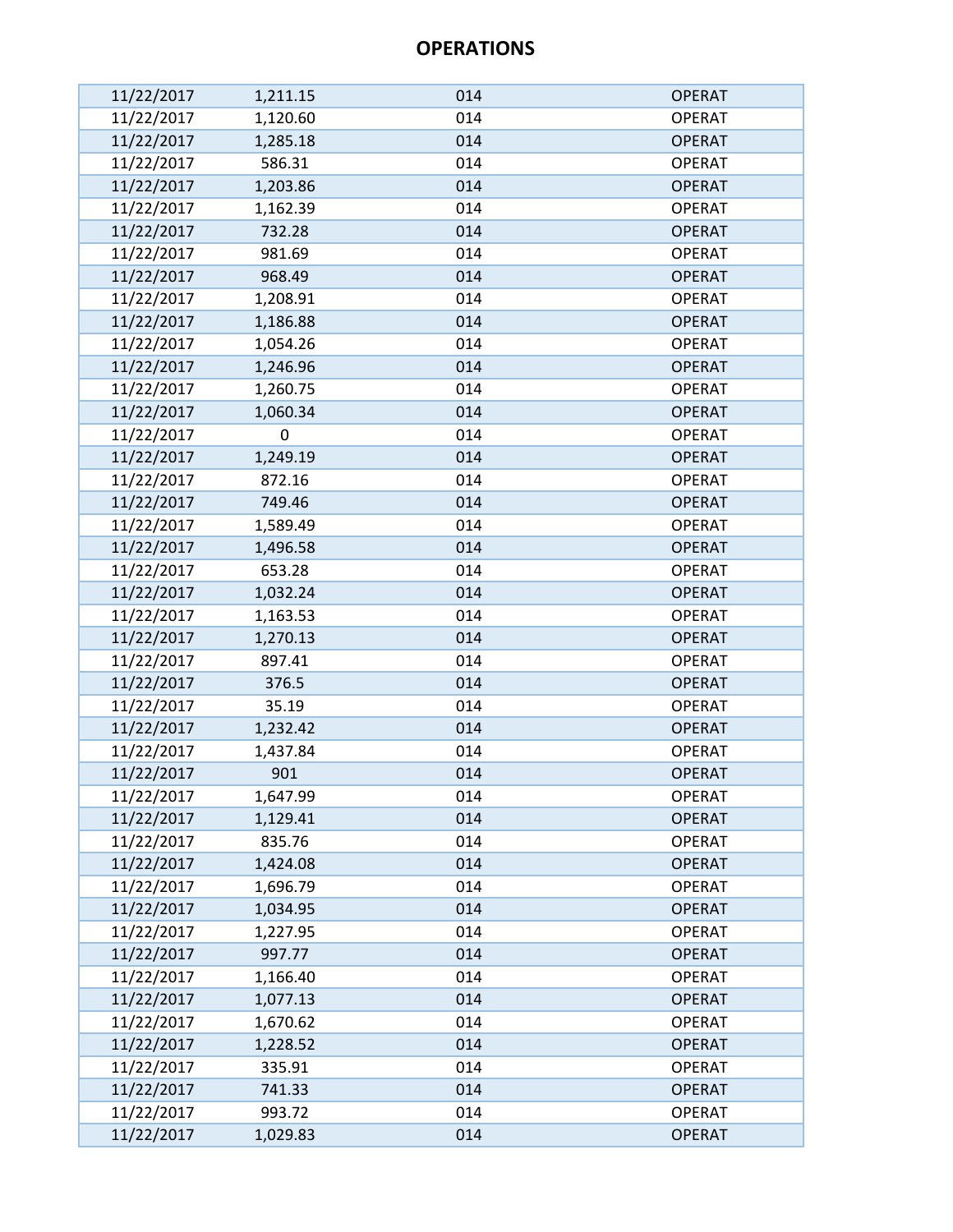# OPERATIONS

| | | | |
|---|---|---|---|
| 11/22/2017 | 1,211.15 | 014 | OPERAT |
| 11/22/2017 | 1,120.60 | 014 | OPERAT |
| 11/22/2017 | 1,285.18 | 014 | OPERAT |
| 11/22/2017 | 586.31 | 014 | OPERAT |
| 11/22/2017 | 1,203.86 | 014 | OPERAT |
| 11/22/2017 | 1,162.39 | 014 | OPERAT |
| 11/22/2017 | 732.28 | 014 | OPERAT |
| 11/22/2017 | 981.69 | 014 | OPERAT |
| 11/22/2017 | 968.49 | 014 | OPERAT |
| 11/22/2017 | 1,208.91 | 014 | OPERAT |
| 11/22/2017 | 1,186.88 | 014 | OPERAT |
| 11/22/2017 | 1,054.26 | 014 | OPERAT |
| 11/22/2017 | 1,246.96 | 014 | OPERAT |
| 11/22/2017 | 1,260.75 | 014 | OPERAT |
| 11/22/2017 | 1,060.34 | 014 | OPERAT |
| 11/22/2017 | 0 | 014 | OPERAT |
| 11/22/2017 | 1,249.19 | 014 | OPERAT |
| 11/22/2017 | 872.16 | 014 | OPERAT |
| 11/22/2017 | 749.46 | 014 | OPERAT |
| 11/22/2017 | 1,589.49 | 014 | OPERAT |
| 11/22/2017 | 1,496.58 | 014 | OPERAT |
| 11/22/2017 | 653.28 | 014 | OPERAT |
| 11/22/2017 | 1,032.24 | 014 | OPERAT |
| 11/22/2017 | 1,163.53 | 014 | OPERAT |
| 11/22/2017 | 1,270.13 | 014 | OPERAT |
| 11/22/2017 | 897.41 | 014 | OPERAT |
| 11/22/2017 | 376.5 | 014 | OPERAT |
| 11/22/2017 | 35.19 | 014 | OPERAT |
| 11/22/2017 | 1,232.42 | 014 | OPERAT |
| 11/22/2017 | 1,437.84 | 014 | OPERAT |
| 11/22/2017 | 901 | 014 | OPERAT |
| 11/22/2017 | 1,647.99 | 014 | OPERAT |
| 11/22/2017 | 1,129.41 | 014 | OPERAT |
| 11/22/2017 | 835.76 | 014 | OPERAT |
| 11/22/2017 | 1,424.08 | 014 | OPERAT |
| 11/22/2017 | 1,696.79 | 014 | OPERAT |
| 11/22/2017 | 1,034.95 | 014 | OPERAT |
| 11/22/2017 | 1,227.95 | 014 | OPERAT |
| 11/22/2017 | 997.77 | 014 | OPERAT |
| 11/22/2017 | 1,166.40 | 014 | OPERAT |
| 11/22/2017 | 1,077.13 | 014 | OPERAT |
| 11/22/2017 | 1,670.62 | 014 | OPERAT |
| 11/22/2017 | 1,228.52 | 014 | OPERAT |
| 11/22/2017 | 335.91 | 014 | OPERAT |
| 11/22/2017 | 741.33 | 014 | OPERAT |
| 11/22/2017 | 993.72 | 014 | OPERAT |
| 11/22/2017 | 1,029.83 | 014 | OPERAT |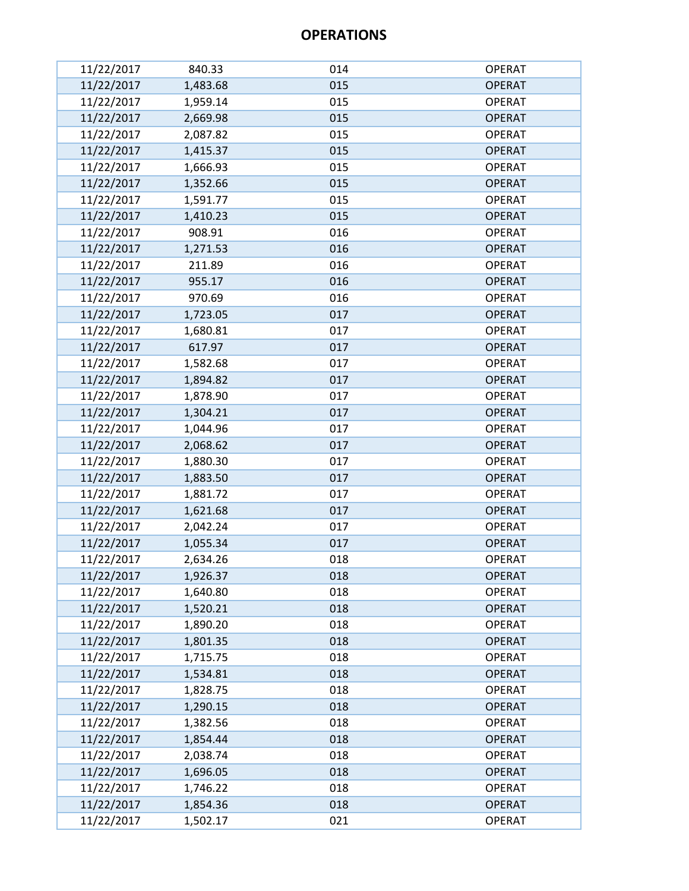# OPERATIONS

| | | | |
|---|---|---|---|
| 11/22/2017 | 840.33 | 014 | OPERAT |
| 11/22/2017 | 1,483.68 | 015 | OPERAT |
| 11/22/2017 | 1,959.14 | 015 | OPERAT |
| 11/22/2017 | 2,669.98 | 015 | OPERAT |
| 11/22/2017 | 2,087.82 | 015 | OPERAT |
| 11/22/2017 | 1,415.37 | 015 | OPERAT |
| 11/22/2017 | 1,666.93 | 015 | OPERAT |
| 11/22/2017 | 1,352.66 | 015 | OPERAT |
| 11/22/2017 | 1,591.77 | 015 | OPERAT |
| 11/22/2017 | 1,410.23 | 015 | OPERAT |
| 11/22/2017 | 908.91 | 016 | OPERAT |
| 11/22/2017 | 1,271.53 | 016 | OPERAT |
| 11/22/2017 | 211.89 | 016 | OPERAT |
| 11/22/2017 | 955.17 | 016 | OPERAT |
| 11/22/2017 | 970.69 | 016 | OPERAT |
| 11/22/2017 | 1,723.05 | 017 | OPERAT |
| 11/22/2017 | 1,680.81 | 017 | OPERAT |
| 11/22/2017 | 617.97 | 017 | OPERAT |
| 11/22/2017 | 1,582.68 | 017 | OPERAT |
| 11/22/2017 | 1,894.82 | 017 | OPERAT |
| 11/22/2017 | 1,878.90 | 017 | OPERAT |
| 11/22/2017 | 1,304.21 | 017 | OPERAT |
| 11/22/2017 | 1,044.96 | 017 | OPERAT |
| 11/22/2017 | 2,068.62 | 017 | OPERAT |
| 11/22/2017 | 1,880.30 | 017 | OPERAT |
| 11/22/2017 | 1,883.50 | 017 | OPERAT |
| 11/22/2017 | 1,881.72 | 017 | OPERAT |
| 11/22/2017 | 1,621.68 | 017 | OPERAT |
| 11/22/2017 | 2,042.24 | 017 | OPERAT |
| 11/22/2017 | 1,055.34 | 017 | OPERAT |
| 11/22/2017 | 2,634.26 | 018 | OPERAT |
| 11/22/2017 | 1,926.37 | 018 | OPERAT |
| 11/22/2017 | 1,640.80 | 018 | OPERAT |
| 11/22/2017 | 1,520.21 | 018 | OPERAT |
| 11/22/2017 | 1,890.20 | 018 | OPERAT |
| 11/22/2017 | 1,801.35 | 018 | OPERAT |
| 11/22/2017 | 1,715.75 | 018 | OPERAT |
| 11/22/2017 | 1,534.81 | 018 | OPERAT |
| 11/22/2017 | 1,828.75 | 018 | OPERAT |
| 11/22/2017 | 1,290.15 | 018 | OPERAT |
| 11/22/2017 | 1,382.56 | 018 | OPERAT |
| 11/22/2017 | 1,854.44 | 018 | OPERAT |
| 11/22/2017 | 2,038.74 | 018 | OPERAT |
| 11/22/2017 | 1,696.05 | 018 | OPERAT |
| 11/22/2017 | 1,746.22 | 018 | OPERAT |
| 11/22/2017 | 1,854.36 | 018 | OPERAT |
| 11/22/2017 | 1,502.17 | 021 | OPERAT |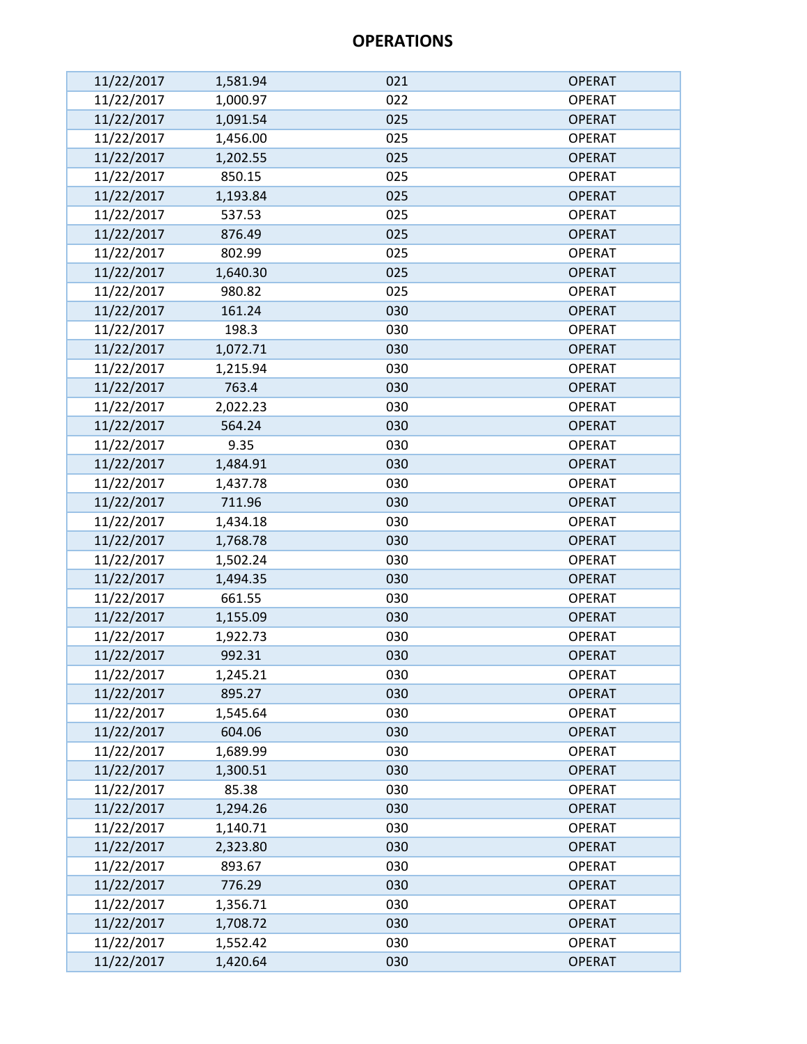# OPERATIONS

| | | | |
|---|---|---|---|
| 11/22/2017 | 1,581.94 | 021 | OPERAT |
| 11/22/2017 | 1,000.97 | 022 | OPERAT |
| 11/22/2017 | 1,091.54 | 025 | OPERAT |
| 11/22/2017 | 1,456.00 | 025 | OPERAT |
| 11/22/2017 | 1,202.55 | 025 | OPERAT |
| 11/22/2017 | 850.15 | 025 | OPERAT |
| 11/22/2017 | 1,193.84 | 025 | OPERAT |
| 11/22/2017 | 537.53 | 025 | OPERAT |
| 11/22/2017 | 876.49 | 025 | OPERAT |
| 11/22/2017 | 802.99 | 025 | OPERAT |
| 11/22/2017 | 1,640.30 | 025 | OPERAT |
| 11/22/2017 | 980.82 | 025 | OPERAT |
| 11/22/2017 | 161.24 | 030 | OPERAT |
| 11/22/2017 | 198.3 | 030 | OPERAT |
| 11/22/2017 | 1,072.71 | 030 | OPERAT |
| 11/22/2017 | 1,215.94 | 030 | OPERAT |
| 11/22/2017 | 763.4 | 030 | OPERAT |
| 11/22/2017 | 2,022.23 | 030 | OPERAT |
| 11/22/2017 | 564.24 | 030 | OPERAT |
| 11/22/2017 | 9.35 | 030 | OPERAT |
| 11/22/2017 | 1,484.91 | 030 | OPERAT |
| 11/22/2017 | 1,437.78 | 030 | OPERAT |
| 11/22/2017 | 711.96 | 030 | OPERAT |
| 11/22/2017 | 1,434.18 | 030 | OPERAT |
| 11/22/2017 | 1,768.78 | 030 | OPERAT |
| 11/22/2017 | 1,502.24 | 030 | OPERAT |
| 11/22/2017 | 1,494.35 | 030 | OPERAT |
| 11/22/2017 | 661.55 | 030 | OPERAT |
| 11/22/2017 | 1,155.09 | 030 | OPERAT |
| 11/22/2017 | 1,922.73 | 030 | OPERAT |
| 11/22/2017 | 992.31 | 030 | OPERAT |
| 11/22/2017 | 1,245.21 | 030 | OPERAT |
| 11/22/2017 | 895.27 | 030 | OPERAT |
| 11/22/2017 | 1,545.64 | 030 | OPERAT |
| 11/22/2017 | 604.06 | 030 | OPERAT |
| 11/22/2017 | 1,689.99 | 030 | OPERAT |
| 11/22/2017 | 1,300.51 | 030 | OPERAT |
| 11/22/2017 | 85.38 | 030 | OPERAT |
| 11/22/2017 | 1,294.26 | 030 | OPERAT |
| 11/22/2017 | 1,140.71 | 030 | OPERAT |
| 11/22/2017 | 2,323.80 | 030 | OPERAT |
| 11/22/2017 | 893.67 | 030 | OPERAT |
| 11/22/2017 | 776.29 | 030 | OPERAT |
| 11/22/2017 | 1,356.71 | 030 | OPERAT |
| 11/22/2017 | 1,708.72 | 030 | OPERAT |
| 11/22/2017 | 1,552.42 | 030 | OPERAT |
| 11/22/2017 | 1,420.64 | 030 | OPERAT |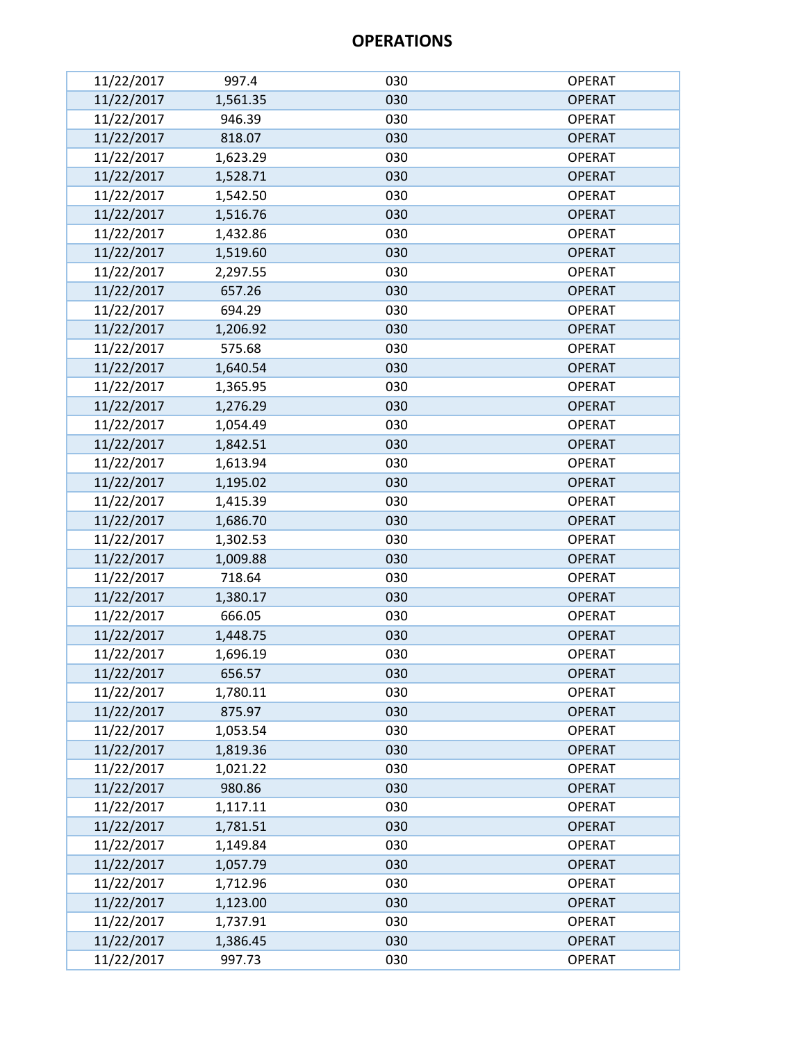# OPERATIONS

| | | | |
|---|---|---|---|
| 11/22/2017 | 997.4 | 030 | OPERAT |
| 11/22/2017 | 1,561.35 | 030 | OPERAT |
| 11/22/2017 | 946.39 | 030 | OPERAT |
| 11/22/2017 | 818.07 | 030 | OPERAT |
| 11/22/2017 | 1,623.29 | 030 | OPERAT |
| 11/22/2017 | 1,528.71 | 030 | OPERAT |
| 11/22/2017 | 1,542.50 | 030 | OPERAT |
| 11/22/2017 | 1,516.76 | 030 | OPERAT |
| 11/22/2017 | 1,432.86 | 030 | OPERAT |
| 11/22/2017 | 1,519.60 | 030 | OPERAT |
| 11/22/2017 | 2,297.55 | 030 | OPERAT |
| 11/22/2017 | 657.26 | 030 | OPERAT |
| 11/22/2017 | 694.29 | 030 | OPERAT |
| 11/22/2017 | 1,206.92 | 030 | OPERAT |
| 11/22/2017 | 575.68 | 030 | OPERAT |
| 11/22/2017 | 1,640.54 | 030 | OPERAT |
| 11/22/2017 | 1,365.95 | 030 | OPERAT |
| 11/22/2017 | 1,276.29 | 030 | OPERAT |
| 11/22/2017 | 1,054.49 | 030 | OPERAT |
| 11/22/2017 | 1,842.51 | 030 | OPERAT |
| 11/22/2017 | 1,613.94 | 030 | OPERAT |
| 11/22/2017 | 1,195.02 | 030 | OPERAT |
| 11/22/2017 | 1,415.39 | 030 | OPERAT |
| 11/22/2017 | 1,686.70 | 030 | OPERAT |
| 11/22/2017 | 1,302.53 | 030 | OPERAT |
| 11/22/2017 | 1,009.88 | 030 | OPERAT |
| 11/22/2017 | 718.64 | 030 | OPERAT |
| 11/22/2017 | 1,380.17 | 030 | OPERAT |
| 11/22/2017 | 666.05 | 030 | OPERAT |
| 11/22/2017 | 1,448.75 | 030 | OPERAT |
| 11/22/2017 | 1,696.19 | 030 | OPERAT |
| 11/22/2017 | 656.57 | 030 | OPERAT |
| 11/22/2017 | 1,780.11 | 030 | OPERAT |
| 11/22/2017 | 875.97 | 030 | OPERAT |
| 11/22/2017 | 1,053.54 | 030 | OPERAT |
| 11/22/2017 | 1,819.36 | 030 | OPERAT |
| 11/22/2017 | 1,021.22 | 030 | OPERAT |
| 11/22/2017 | 980.86 | 030 | OPERAT |
| 11/22/2017 | 1,117.11 | 030 | OPERAT |
| 11/22/2017 | 1,781.51 | 030 | OPERAT |
| 11/22/2017 | 1,149.84 | 030 | OPERAT |
| 11/22/2017 | 1,057.79 | 030 | OPERAT |
| 11/22/2017 | 1,712.96 | 030 | OPERAT |
| 11/22/2017 | 1,123.00 | 030 | OPERAT |
| 11/22/2017 | 1,737.91 | 030 | OPERAT |
| 11/22/2017 | 1,386.45 | 030 | OPERAT |
| 11/22/2017 | 997.73 | 030 | OPERAT |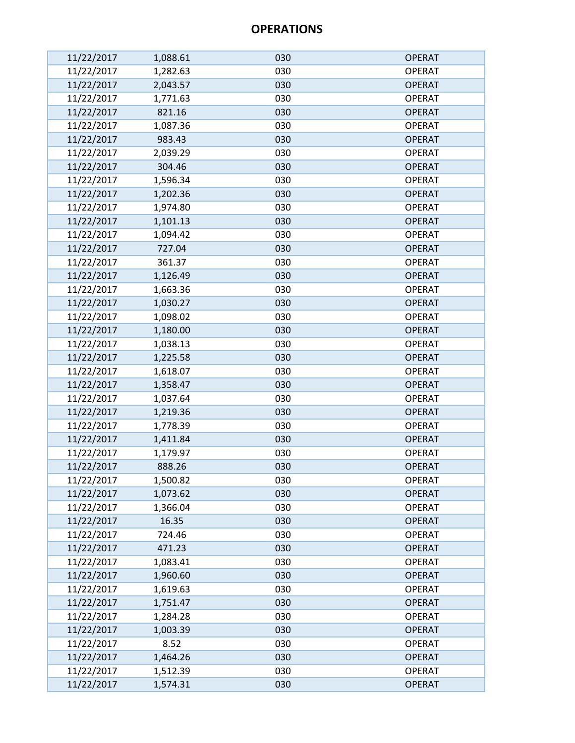# OPERATIONS

| | | | |
|---|---|---|---|
| 11/22/2017 | 1,088.61 | 030 | OPERAT |
| 11/22/2017 | 1,282.63 | 030 | OPERAT |
| 11/22/2017 | 2,043.57 | 030 | OPERAT |
| 11/22/2017 | 1,771.63 | 030 | OPERAT |
| 11/22/2017 | 821.16 | 030 | OPERAT |
| 11/22/2017 | 1,087.36 | 030 | OPERAT |
| 11/22/2017 | 983.43 | 030 | OPERAT |
| 11/22/2017 | 2,039.29 | 030 | OPERAT |
| 11/22/2017 | 304.46 | 030 | OPERAT |
| 11/22/2017 | 1,596.34 | 030 | OPERAT |
| 11/22/2017 | 1,202.36 | 030 | OPERAT |
| 11/22/2017 | 1,974.80 | 030 | OPERAT |
| 11/22/2017 | 1,101.13 | 030 | OPERAT |
| 11/22/2017 | 1,094.42 | 030 | OPERAT |
| 11/22/2017 | 727.04 | 030 | OPERAT |
| 11/22/2017 | 361.37 | 030 | OPERAT |
| 11/22/2017 | 1,126.49 | 030 | OPERAT |
| 11/22/2017 | 1,663.36 | 030 | OPERAT |
| 11/22/2017 | 1,030.27 | 030 | OPERAT |
| 11/22/2017 | 1,098.02 | 030 | OPERAT |
| 11/22/2017 | 1,180.00 | 030 | OPERAT |
| 11/22/2017 | 1,038.13 | 030 | OPERAT |
| 11/22/2017 | 1,225.58 | 030 | OPERAT |
| 11/22/2017 | 1,618.07 | 030 | OPERAT |
| 11/22/2017 | 1,358.47 | 030 | OPERAT |
| 11/22/2017 | 1,037.64 | 030 | OPERAT |
| 11/22/2017 | 1,219.36 | 030 | OPERAT |
| 11/22/2017 | 1,778.39 | 030 | OPERAT |
| 11/22/2017 | 1,411.84 | 030 | OPERAT |
| 11/22/2017 | 1,179.97 | 030 | OPERAT |
| 11/22/2017 | 888.26 | 030 | OPERAT |
| 11/22/2017 | 1,500.82 | 030 | OPERAT |
| 11/22/2017 | 1,073.62 | 030 | OPERAT |
| 11/22/2017 | 1,366.04 | 030 | OPERAT |
| 11/22/2017 | 16.35 | 030 | OPERAT |
| 11/22/2017 | 724.46 | 030 | OPERAT |
| 11/22/2017 | 471.23 | 030 | OPERAT |
| 11/22/2017 | 1,083.41 | 030 | OPERAT |
| 11/22/2017 | 1,960.60 | 030 | OPERAT |
| 11/22/2017 | 1,619.63 | 030 | OPERAT |
| 11/22/2017 | 1,751.47 | 030 | OPERAT |
| 11/22/2017 | 1,284.28 | 030 | OPERAT |
| 11/22/2017 | 1,003.39 | 030 | OPERAT |
| 11/22/2017 | 8.52 | 030 | OPERAT |
| 11/22/2017 | 1,464.26 | 030 | OPERAT |
| 11/22/2017 | 1,512.39 | 030 | OPERAT |
| 11/22/2017 | 1,574.31 | 030 | OPERAT |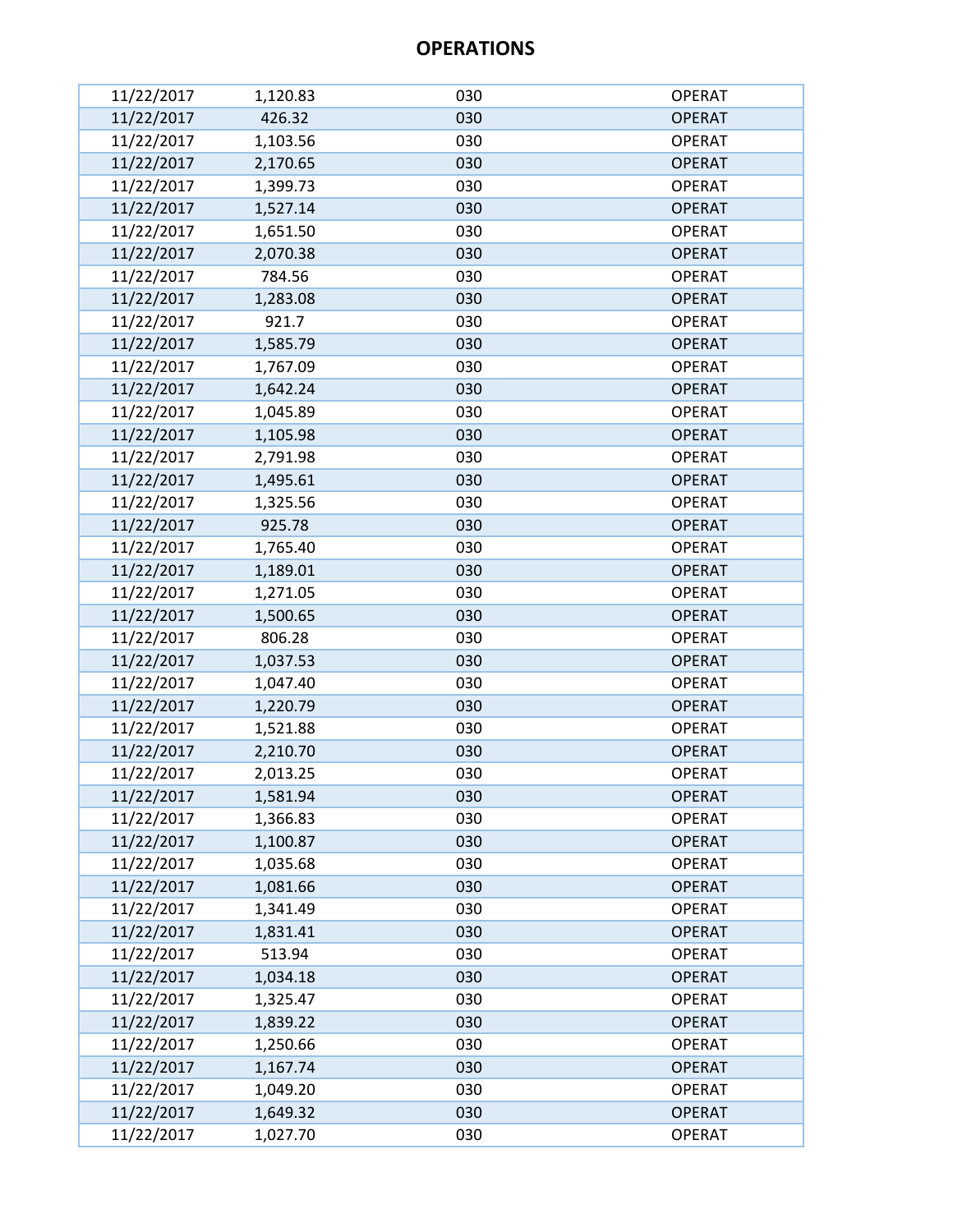# OPERATIONS

| | | | |
|---|---|---|---|
| 11/22/2017 | 1,120.83 | 030 | OPERAT |
| 11/22/2017 | 426.32 | 030 | OPERAT |
| 11/22/2017 | 1,103.56 | 030 | OPERAT |
| 11/22/2017 | 2,170.65 | 030 | OPERAT |
| 11/22/2017 | 1,399.73 | 030 | OPERAT |
| 11/22/2017 | 1,527.14 | 030 | OPERAT |
| 11/22/2017 | 1,651.50 | 030 | OPERAT |
| 11/22/2017 | 2,070.38 | 030 | OPERAT |
| 11/22/2017 | 784.56 | 030 | OPERAT |
| 11/22/2017 | 1,283.08 | 030 | OPERAT |
| 11/22/2017 | 921.7 | 030 | OPERAT |
| 11/22/2017 | 1,585.79 | 030 | OPERAT |
| 11/22/2017 | 1,767.09 | 030 | OPERAT |
| 11/22/2017 | 1,642.24 | 030 | OPERAT |
| 11/22/2017 | 1,045.89 | 030 | OPERAT |
| 11/22/2017 | 1,105.98 | 030 | OPERAT |
| 11/22/2017 | 2,791.98 | 030 | OPERAT |
| 11/22/2017 | 1,495.61 | 030 | OPERAT |
| 11/22/2017 | 1,325.56 | 030 | OPERAT |
| 11/22/2017 | 925.78 | 030 | OPERAT |
| 11/22/2017 | 1,765.40 | 030 | OPERAT |
| 11/22/2017 | 1,189.01 | 030 | OPERAT |
| 11/22/2017 | 1,271.05 | 030 | OPERAT |
| 11/22/2017 | 1,500.65 | 030 | OPERAT |
| 11/22/2017 | 806.28 | 030 | OPERAT |
| 11/22/2017 | 1,037.53 | 030 | OPERAT |
| 11/22/2017 | 1,047.40 | 030 | OPERAT |
| 11/22/2017 | 1,220.79 | 030 | OPERAT |
| 11/22/2017 | 1,521.88 | 030 | OPERAT |
| 11/22/2017 | 2,210.70 | 030 | OPERAT |
| 11/22/2017 | 2,013.25 | 030 | OPERAT |
| 11/22/2017 | 1,581.94 | 030 | OPERAT |
| 11/22/2017 | 1,366.83 | 030 | OPERAT |
| 11/22/2017 | 1,100.87 | 030 | OPERAT |
| 11/22/2017 | 1,035.68 | 030 | OPERAT |
| 11/22/2017 | 1,081.66 | 030 | OPERAT |
| 11/22/2017 | 1,341.49 | 030 | OPERAT |
| 11/22/2017 | 1,831.41 | 030 | OPERAT |
| 11/22/2017 | 513.94 | 030 | OPERAT |
| 11/22/2017 | 1,034.18 | 030 | OPERAT |
| 11/22/2017 | 1,325.47 | 030 | OPERAT |
| 11/22/2017 | 1,839.22 | 030 | OPERAT |
| 11/22/2017 | 1,250.66 | 030 | OPERAT |
| 11/22/2017 | 1,167.74 | 030 | OPERAT |
| 11/22/2017 | 1,049.20 | 030 | OPERAT |
| 11/22/2017 | 1,649.32 | 030 | OPERAT |
| 11/22/2017 | 1,027.70 | 030 | OPERAT |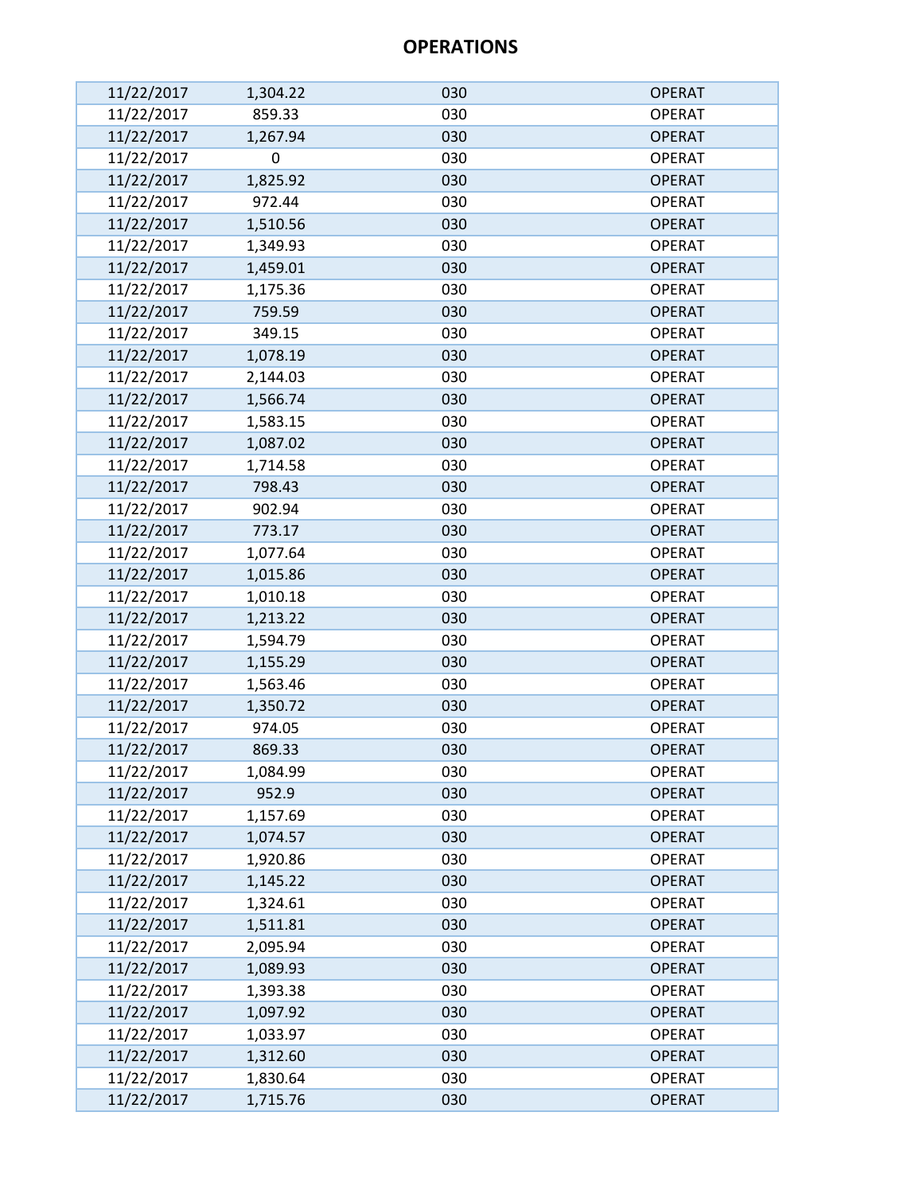# OPERATIONS

| | | | |
|---|---|---|---|
| 11/22/2017 | 1,304.22 | 030 | OPERAT |
| 11/22/2017 | 859.33 | 030 | OPERAT |
| 11/22/2017 | 1,267.94 | 030 | OPERAT |
| 11/22/2017 | 0 | 030 | OPERAT |
| 11/22/2017 | 1,825.92 | 030 | OPERAT |
| 11/22/2017 | 972.44 | 030 | OPERAT |
| 11/22/2017 | 1,510.56 | 030 | OPERAT |
| 11/22/2017 | 1,349.93 | 030 | OPERAT |
| 11/22/2017 | 1,459.01 | 030 | OPERAT |
| 11/22/2017 | 1,175.36 | 030 | OPERAT |
| 11/22/2017 | 759.59 | 030 | OPERAT |
| 11/22/2017 | 349.15 | 030 | OPERAT |
| 11/22/2017 | 1,078.19 | 030 | OPERAT |
| 11/22/2017 | 2,144.03 | 030 | OPERAT |
| 11/22/2017 | 1,566.74 | 030 | OPERAT |
| 11/22/2017 | 1,583.15 | 030 | OPERAT |
| 11/22/2017 | 1,087.02 | 030 | OPERAT |
| 11/22/2017 | 1,714.58 | 030 | OPERAT |
| 11/22/2017 | 798.43 | 030 | OPERAT |
| 11/22/2017 | 902.94 | 030 | OPERAT |
| 11/22/2017 | 773.17 | 030 | OPERAT |
| 11/22/2017 | 1,077.64 | 030 | OPERAT |
| 11/22/2017 | 1,015.86 | 030 | OPERAT |
| 11/22/2017 | 1,010.18 | 030 | OPERAT |
| 11/22/2017 | 1,213.22 | 030 | OPERAT |
| 11/22/2017 | 1,594.79 | 030 | OPERAT |
| 11/22/2017 | 1,155.29 | 030 | OPERAT |
| 11/22/2017 | 1,563.46 | 030 | OPERAT |
| 11/22/2017 | 1,350.72 | 030 | OPERAT |
| 11/22/2017 | 974.05 | 030 | OPERAT |
| 11/22/2017 | 869.33 | 030 | OPERAT |
| 11/22/2017 | 1,084.99 | 030 | OPERAT |
| 11/22/2017 | 952.9 | 030 | OPERAT |
| 11/22/2017 | 1,157.69 | 030 | OPERAT |
| 11/22/2017 | 1,074.57 | 030 | OPERAT |
| 11/22/2017 | 1,920.86 | 030 | OPERAT |
| 11/22/2017 | 1,145.22 | 030 | OPERAT |
| 11/22/2017 | 1,324.61 | 030 | OPERAT |
| 11/22/2017 | 1,511.81 | 030 | OPERAT |
| 11/22/2017 | 2,095.94 | 030 | OPERAT |
| 11/22/2017 | 1,089.93 | 030 | OPERAT |
| 11/22/2017 | 1,393.38 | 030 | OPERAT |
| 11/22/2017 | 1,097.92 | 030 | OPERAT |
| 11/22/2017 | 1,033.97 | 030 | OPERAT |
| 11/22/2017 | 1,312.60 | 030 | OPERAT |
| 11/22/2017 | 1,830.64 | 030 | OPERAT |
| 11/22/2017 | 1,715.76 | 030 | OPERAT |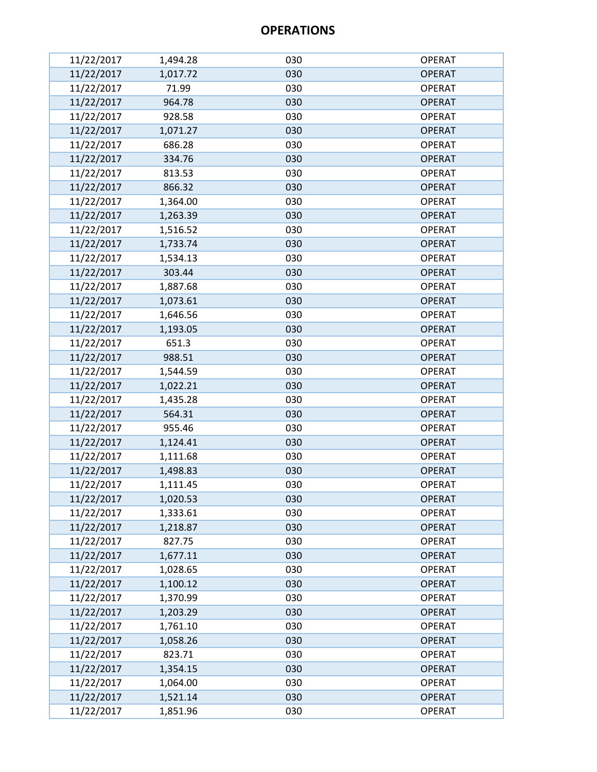# OPERATIONS

| | | | |
|---|---|---|---|
| 11/22/2017 | 1,494.28 | 030 | OPERAT |
| 11/22/2017 | 1,017.72 | 030 | OPERAT |
| 11/22/2017 | 71.99 | 030 | OPERAT |
| 11/22/2017 | 964.78 | 030 | OPERAT |
| 11/22/2017 | 928.58 | 030 | OPERAT |
| 11/22/2017 | 1,071.27 | 030 | OPERAT |
| 11/22/2017 | 686.28 | 030 | OPERAT |
| 11/22/2017 | 334.76 | 030 | OPERAT |
| 11/22/2017 | 813.53 | 030 | OPERAT |
| 11/22/2017 | 866.32 | 030 | OPERAT |
| 11/22/2017 | 1,364.00 | 030 | OPERAT |
| 11/22/2017 | 1,263.39 | 030 | OPERAT |
| 11/22/2017 | 1,516.52 | 030 | OPERAT |
| 11/22/2017 | 1,733.74 | 030 | OPERAT |
| 11/22/2017 | 1,534.13 | 030 | OPERAT |
| 11/22/2017 | 303.44 | 030 | OPERAT |
| 11/22/2017 | 1,887.68 | 030 | OPERAT |
| 11/22/2017 | 1,073.61 | 030 | OPERAT |
| 11/22/2017 | 1,646.56 | 030 | OPERAT |
| 11/22/2017 | 1,193.05 | 030 | OPERAT |
| 11/22/2017 | 651.3 | 030 | OPERAT |
| 11/22/2017 | 988.51 | 030 | OPERAT |
| 11/22/2017 | 1,544.59 | 030 | OPERAT |
| 11/22/2017 | 1,022.21 | 030 | OPERAT |
| 11/22/2017 | 1,435.28 | 030 | OPERAT |
| 11/22/2017 | 564.31 | 030 | OPERAT |
| 11/22/2017 | 955.46 | 030 | OPERAT |
| 11/22/2017 | 1,124.41 | 030 | OPERAT |
| 11/22/2017 | 1,111.68 | 030 | OPERAT |
| 11/22/2017 | 1,498.83 | 030 | OPERAT |
| 11/22/2017 | 1,111.45 | 030 | OPERAT |
| 11/22/2017 | 1,020.53 | 030 | OPERAT |
| 11/22/2017 | 1,333.61 | 030 | OPERAT |
| 11/22/2017 | 1,218.87 | 030 | OPERAT |
| 11/22/2017 | 827.75 | 030 | OPERAT |
| 11/22/2017 | 1,677.11 | 030 | OPERAT |
| 11/22/2017 | 1,028.65 | 030 | OPERAT |
| 11/22/2017 | 1,100.12 | 030 | OPERAT |
| 11/22/2017 | 1,370.99 | 030 | OPERAT |
| 11/22/2017 | 1,203.29 | 030 | OPERAT |
| 11/22/2017 | 1,761.10 | 030 | OPERAT |
| 11/22/2017 | 1,058.26 | 030 | OPERAT |
| 11/22/2017 | 823.71 | 030 | OPERAT |
| 11/22/2017 | 1,354.15 | 030 | OPERAT |
| 11/22/2017 | 1,064.00 | 030 | OPERAT |
| 11/22/2017 | 1,521.14 | 030 | OPERAT |
| 11/22/2017 | 1,851.96 | 030 | OPERAT |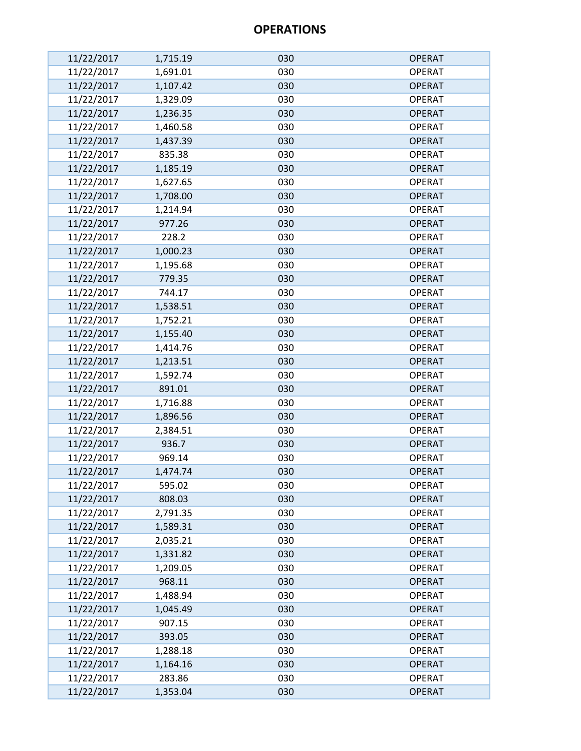# OPERATIONS

| | | | |
|---|---|---|---|
| 11/22/2017 | 1,715.19 | 030 | OPERAT |
| 11/22/2017 | 1,691.01 | 030 | OPERAT |
| 11/22/2017 | 1,107.42 | 030 | OPERAT |
| 11/22/2017 | 1,329.09 | 030 | OPERAT |
| 11/22/2017 | 1,236.35 | 030 | OPERAT |
| 11/22/2017 | 1,460.58 | 030 | OPERAT |
| 11/22/2017 | 1,437.39 | 030 | OPERAT |
| 11/22/2017 | 835.38 | 030 | OPERAT |
| 11/22/2017 | 1,185.19 | 030 | OPERAT |
| 11/22/2017 | 1,627.65 | 030 | OPERAT |
| 11/22/2017 | 1,708.00 | 030 | OPERAT |
| 11/22/2017 | 1,214.94 | 030 | OPERAT |
| 11/22/2017 | 977.26 | 030 | OPERAT |
| 11/22/2017 | 228.2 | 030 | OPERAT |
| 11/22/2017 | 1,000.23 | 030 | OPERAT |
| 11/22/2017 | 1,195.68 | 030 | OPERAT |
| 11/22/2017 | 779.35 | 030 | OPERAT |
| 11/22/2017 | 744.17 | 030 | OPERAT |
| 11/22/2017 | 1,538.51 | 030 | OPERAT |
| 11/22/2017 | 1,752.21 | 030 | OPERAT |
| 11/22/2017 | 1,155.40 | 030 | OPERAT |
| 11/22/2017 | 1,414.76 | 030 | OPERAT |
| 11/22/2017 | 1,213.51 | 030 | OPERAT |
| 11/22/2017 | 1,592.74 | 030 | OPERAT |
| 11/22/2017 | 891.01 | 030 | OPERAT |
| 11/22/2017 | 1,716.88 | 030 | OPERAT |
| 11/22/2017 | 1,896.56 | 030 | OPERAT |
| 11/22/2017 | 2,384.51 | 030 | OPERAT |
| 11/22/2017 | 936.7 | 030 | OPERAT |
| 11/22/2017 | 969.14 | 030 | OPERAT |
| 11/22/2017 | 1,474.74 | 030 | OPERAT |
| 11/22/2017 | 595.02 | 030 | OPERAT |
| 11/22/2017 | 808.03 | 030 | OPERAT |
| 11/22/2017 | 2,791.35 | 030 | OPERAT |
| 11/22/2017 | 1,589.31 | 030 | OPERAT |
| 11/22/2017 | 2,035.21 | 030 | OPERAT |
| 11/22/2017 | 1,331.82 | 030 | OPERAT |
| 11/22/2017 | 1,209.05 | 030 | OPERAT |
| 11/22/2017 | 968.11 | 030 | OPERAT |
| 11/22/2017 | 1,488.94 | 030 | OPERAT |
| 11/22/2017 | 1,045.49 | 030 | OPERAT |
| 11/22/2017 | 907.15 | 030 | OPERAT |
| 11/22/2017 | 393.05 | 030 | OPERAT |
| 11/22/2017 | 1,288.18 | 030 | OPERAT |
| 11/22/2017 | 1,164.16 | 030 | OPERAT |
| 11/22/2017 | 283.86 | 030 | OPERAT |
| 11/22/2017 | 1,353.04 | 030 | OPERAT |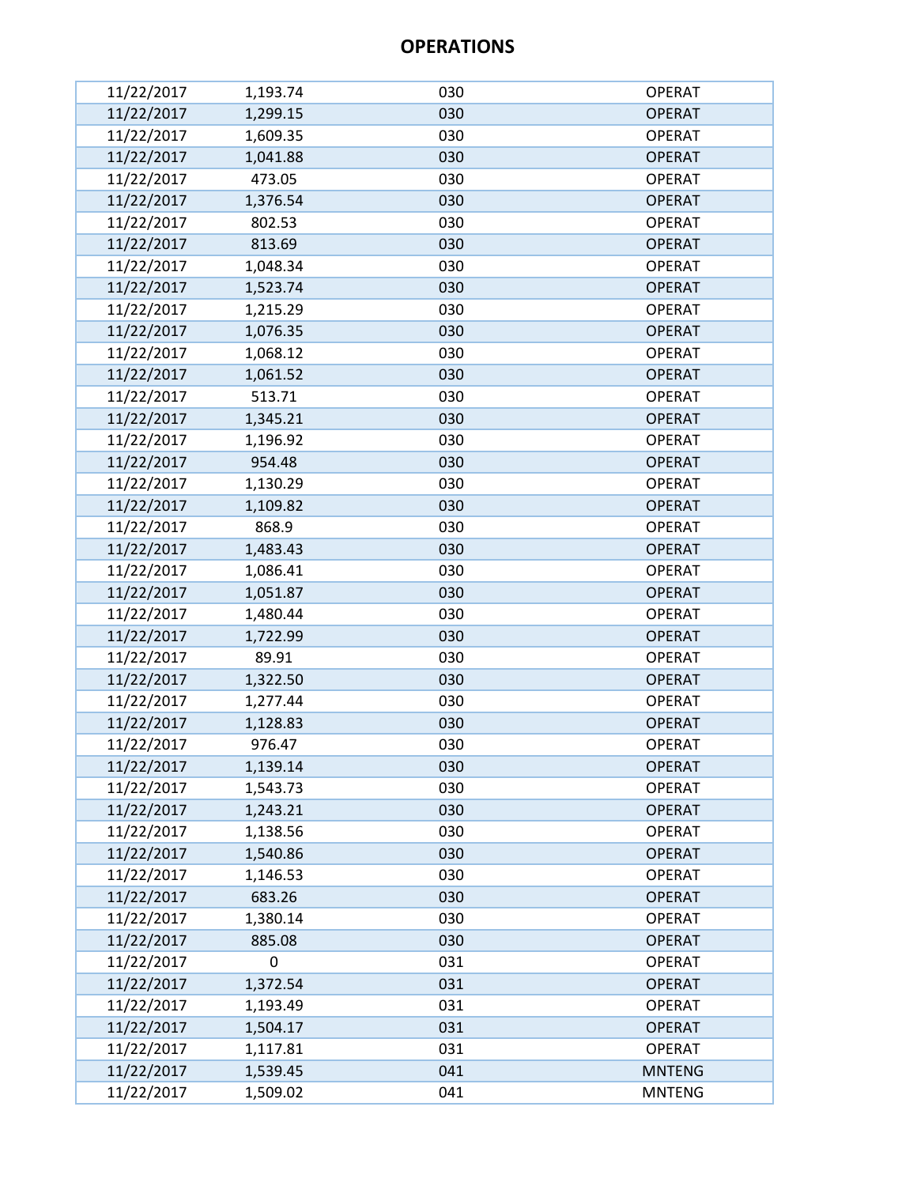## OPERATIONS

| | | | |
|---|---|---|---|
| 11/22/2017 | 1,193.74 | 030 | OPERAT |
| 11/22/2017 | 1,299.15 | 030 | OPERAT |
| 11/22/2017 | 1,609.35 | 030 | OPERAT |
| 11/22/2017 | 1,041.88 | 030 | OPERAT |
| 11/22/2017 | 473.05 | 030 | OPERAT |
| 11/22/2017 | 1,376.54 | 030 | OPERAT |
| 11/22/2017 | 802.53 | 030 | OPERAT |
| 11/22/2017 | 813.69 | 030 | OPERAT |
| 11/22/2017 | 1,048.34 | 030 | OPERAT |
| 11/22/2017 | 1,523.74 | 030 | OPERAT |
| 11/22/2017 | 1,215.29 | 030 | OPERAT |
| 11/22/2017 | 1,076.35 | 030 | OPERAT |
| 11/22/2017 | 1,068.12 | 030 | OPERAT |
| 11/22/2017 | 1,061.52 | 030 | OPERAT |
| 11/22/2017 | 513.71 | 030 | OPERAT |
| 11/22/2017 | 1,345.21 | 030 | OPERAT |
| 11/22/2017 | 1,196.92 | 030 | OPERAT |
| 11/22/2017 | 954.48 | 030 | OPERAT |
| 11/22/2017 | 1,130.29 | 030 | OPERAT |
| 11/22/2017 | 1,109.82 | 030 | OPERAT |
| 11/22/2017 | 868.9 | 030 | OPERAT |
| 11/22/2017 | 1,483.43 | 030 | OPERAT |
| 11/22/2017 | 1,086.41 | 030 | OPERAT |
| 11/22/2017 | 1,051.87 | 030 | OPERAT |
| 11/22/2017 | 1,480.44 | 030 | OPERAT |
| 11/22/2017 | 1,722.99 | 030 | OPERAT |
| 11/22/2017 | 89.91 | 030 | OPERAT |
| 11/22/2017 | 1,322.50 | 030 | OPERAT |
| 11/22/2017 | 1,277.44 | 030 | OPERAT |
| 11/22/2017 | 1,128.83 | 030 | OPERAT |
| 11/22/2017 | 976.47 | 030 | OPERAT |
| 11/22/2017 | 1,139.14 | 030 | OPERAT |
| 11/22/2017 | 1,543.73 | 030 | OPERAT |
| 11/22/2017 | 1,243.21 | 030 | OPERAT |
| 11/22/2017 | 1,138.56 | 030 | OPERAT |
| 11/22/2017 | 1,540.86 | 030 | OPERAT |
| 11/22/2017 | 1,146.53 | 030 | OPERAT |
| 11/22/2017 | 683.26 | 030 | OPERAT |
| 11/22/2017 | 1,380.14 | 030 | OPERAT |
| 11/22/2017 | 885.08 | 030 | OPERAT |
| 11/22/2017 | 0 | 031 | OPERAT |
| 11/22/2017 | 1,372.54 | 031 | OPERAT |
| 11/22/2017 | 1,193.49 | 031 | OPERAT |
| 11/22/2017 | 1,504.17 | 031 | OPERAT |
| 11/22/2017 | 1,117.81 | 031 | OPERAT |
| 11/22/2017 | 1,539.45 | 041 | MNTENG |
| 11/22/2017 | 1,509.02 | 041 | MNTENG |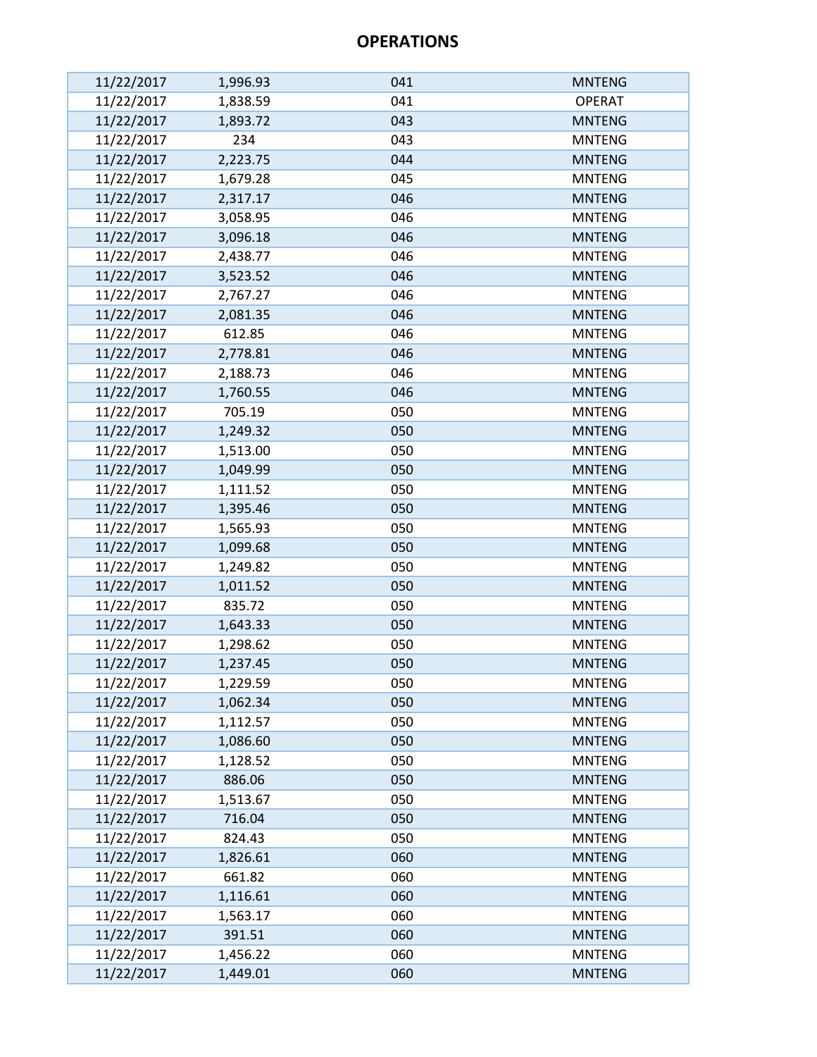## OPERATIONS

| | | | |
|---|---|---|---|
| 11/22/2017 | 1,996.93 | 041 | MNTENG |
| 11/22/2017 | 1,838.59 | 041 | OPERAT |
| 11/22/2017 | 1,893.72 | 043 | MNTENG |
| 11/22/2017 | 234 | 043 | MNTENG |
| 11/22/2017 | 2,223.75 | 044 | MNTENG |
| 11/22/2017 | 1,679.28 | 045 | MNTENG |
| 11/22/2017 | 2,317.17 | 046 | MNTENG |
| 11/22/2017 | 3,058.95 | 046 | MNTENG |
| 11/22/2017 | 3,096.18 | 046 | MNTENG |
| 11/22/2017 | 2,438.77 | 046 | MNTENG |
| 11/22/2017 | 3,523.52 | 046 | MNTENG |
| 11/22/2017 | 2,767.27 | 046 | MNTENG |
| 11/22/2017 | 2,081.35 | 046 | MNTENG |
| 11/22/2017 | 612.85 | 046 | MNTENG |
| 11/22/2017 | 2,778.81 | 046 | MNTENG |
| 11/22/2017 | 2,188.73 | 046 | MNTENG |
| 11/22/2017 | 1,760.55 | 046 | MNTENG |
| 11/22/2017 | 705.19 | 050 | MNTENG |
| 11/22/2017 | 1,249.32 | 050 | MNTENG |
| 11/22/2017 | 1,513.00 | 050 | MNTENG |
| 11/22/2017 | 1,049.99 | 050 | MNTENG |
| 11/22/2017 | 1,111.52 | 050 | MNTENG |
| 11/22/2017 | 1,395.46 | 050 | MNTENG |
| 11/22/2017 | 1,565.93 | 050 | MNTENG |
| 11/22/2017 | 1,099.68 | 050 | MNTENG |
| 11/22/2017 | 1,249.82 | 050 | MNTENG |
| 11/22/2017 | 1,011.52 | 050 | MNTENG |
| 11/22/2017 | 835.72 | 050 | MNTENG |
| 11/22/2017 | 1,643.33 | 050 | MNTENG |
| 11/22/2017 | 1,298.62 | 050 | MNTENG |
| 11/22/2017 | 1,237.45 | 050 | MNTENG |
| 11/22/2017 | 1,229.59 | 050 | MNTENG |
| 11/22/2017 | 1,062.34 | 050 | MNTENG |
| 11/22/2017 | 1,112.57 | 050 | MNTENG |
| 11/22/2017 | 1,086.60 | 050 | MNTENG |
| 11/22/2017 | 1,128.52 | 050 | MNTENG |
| 11/22/2017 | 886.06 | 050 | MNTENG |
| 11/22/2017 | 1,513.67 | 050 | MNTENG |
| 11/22/2017 | 716.04 | 050 | MNTENG |
| 11/22/2017 | 824.43 | 050 | MNTENG |
| 11/22/2017 | 1,826.61 | 060 | MNTENG |
| 11/22/2017 | 661.82 | 060 | MNTENG |
| 11/22/2017 | 1,116.61 | 060 | MNTENG |
| 11/22/2017 | 1,563.17 | 060 | MNTENG |
| 11/22/2017 | 391.51 | 060 | MNTENG |
| 11/22/2017 | 1,456.22 | 060 | MNTENG |
| 11/22/2017 | 1,449.01 | 060 | MNTENG |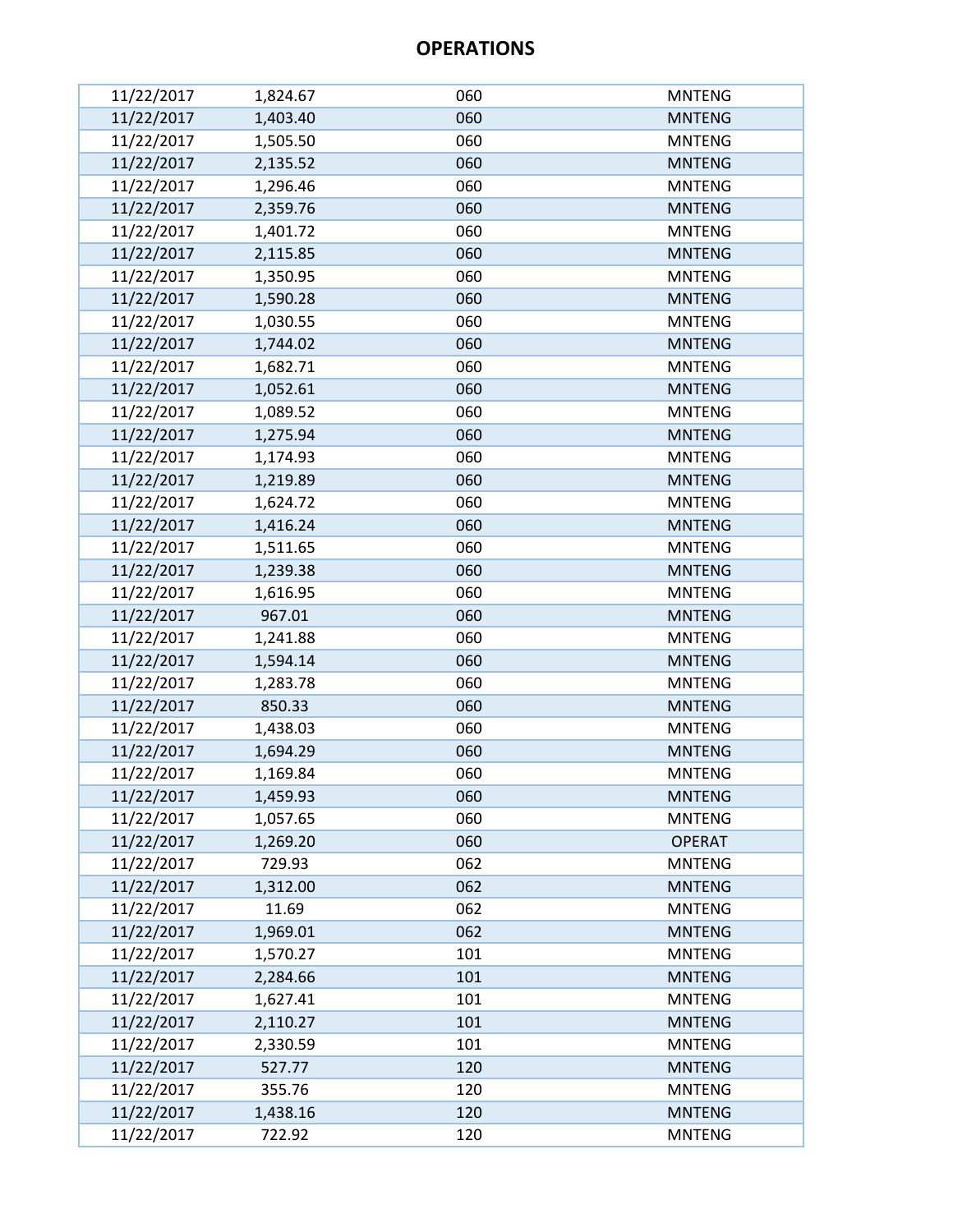# OPERATIONS

| | | | |
|---|---|---|---|
| 11/22/2017 | 1,824.67 | 060 | MNTENG |
| 11/22/2017 | 1,403.40 | 060 | MNTENG |
| 11/22/2017 | 1,505.50 | 060 | MNTENG |
| 11/22/2017 | 2,135.52 | 060 | MNTENG |
| 11/22/2017 | 1,296.46 | 060 | MNTENG |
| 11/22/2017 | 2,359.76 | 060 | MNTENG |
| 11/22/2017 | 1,401.72 | 060 | MNTENG |
| 11/22/2017 | 2,115.85 | 060 | MNTENG |
| 11/22/2017 | 1,350.95 | 060 | MNTENG |
| 11/22/2017 | 1,590.28 | 060 | MNTENG |
| 11/22/2017 | 1,030.55 | 060 | MNTENG |
| 11/22/2017 | 1,744.02 | 060 | MNTENG |
| 11/22/2017 | 1,682.71 | 060 | MNTENG |
| 11/22/2017 | 1,052.61 | 060 | MNTENG |
| 11/22/2017 | 1,089.52 | 060 | MNTENG |
| 11/22/2017 | 1,275.94 | 060 | MNTENG |
| 11/22/2017 | 1,174.93 | 060 | MNTENG |
| 11/22/2017 | 1,219.89 | 060 | MNTENG |
| 11/22/2017 | 1,624.72 | 060 | MNTENG |
| 11/22/2017 | 1,416.24 | 060 | MNTENG |
| 11/22/2017 | 1,511.65 | 060 | MNTENG |
| 11/22/2017 | 1,239.38 | 060 | MNTENG |
| 11/22/2017 | 1,616.95 | 060 | MNTENG |
| 11/22/2017 | 967.01 | 060 | MNTENG |
| 11/22/2017 | 1,241.88 | 060 | MNTENG |
| 11/22/2017 | 1,594.14 | 060 | MNTENG |
| 11/22/2017 | 1,283.78 | 060 | MNTENG |
| 11/22/2017 | 850.33 | 060 | MNTENG |
| 11/22/2017 | 1,438.03 | 060 | MNTENG |
| 11/22/2017 | 1,694.29 | 060 | MNTENG |
| 11/22/2017 | 1,169.84 | 060 | MNTENG |
| 11/22/2017 | 1,459.93 | 060 | MNTENG |
| 11/22/2017 | 1,057.65 | 060 | MNTENG |
| 11/22/2017 | 1,269.20 | 060 | OPERAT |
| 11/22/2017 | 729.93 | 062 | MNTENG |
| 11/22/2017 | 1,312.00 | 062 | MNTENG |
| 11/22/2017 | 11.69 | 062 | MNTENG |
| 11/22/2017 | 1,969.01 | 062 | MNTENG |
| 11/22/2017 | 1,570.27 | 101 | MNTENG |
| 11/22/2017 | 2,284.66 | 101 | MNTENG |
| 11/22/2017 | 1,627.41 | 101 | MNTENG |
| 11/22/2017 | 2,110.27 | 101 | MNTENG |
| 11/22/2017 | 2,330.59 | 101 | MNTENG |
| 11/22/2017 | 527.77 | 120 | MNTENG |
| 11/22/2017 | 355.76 | 120 | MNTENG |
| 11/22/2017 | 1,438.16 | 120 | MNTENG |
| 11/22/2017 | 722.92 | 120 | MNTENG |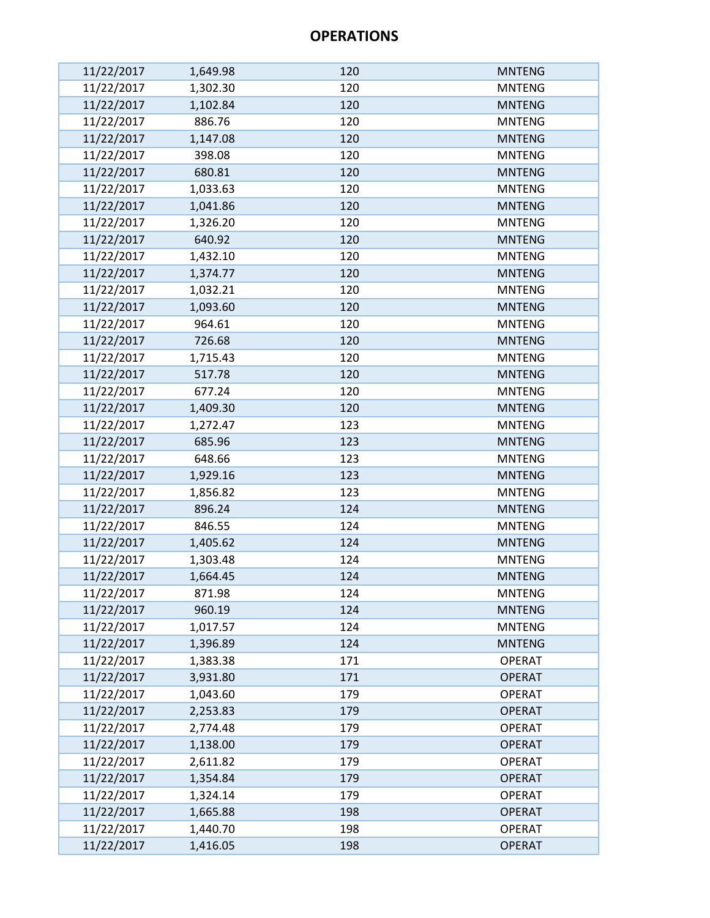## OPERATIONS

| | | | |
|---|---|---|---|
| 11/22/2017 | 1,649.98 | 120 | MNTENG |
| 11/22/2017 | 1,302.30 | 120 | MNTENG |
| 11/22/2017 | 1,102.84 | 120 | MNTENG |
| 11/22/2017 | 886.76 | 120 | MNTENG |
| 11/22/2017 | 1,147.08 | 120 | MNTENG |
| 11/22/2017 | 398.08 | 120 | MNTENG |
| 11/22/2017 | 680.81 | 120 | MNTENG |
| 11/22/2017 | 1,033.63 | 120 | MNTENG |
| 11/22/2017 | 1,041.86 | 120 | MNTENG |
| 11/22/2017 | 1,326.20 | 120 | MNTENG |
| 11/22/2017 | 640.92 | 120 | MNTENG |
| 11/22/2017 | 1,432.10 | 120 | MNTENG |
| 11/22/2017 | 1,374.77 | 120 | MNTENG |
| 11/22/2017 | 1,032.21 | 120 | MNTENG |
| 11/22/2017 | 1,093.60 | 120 | MNTENG |
| 11/22/2017 | 964.61 | 120 | MNTENG |
| 11/22/2017 | 726.68 | 120 | MNTENG |
| 11/22/2017 | 1,715.43 | 120 | MNTENG |
| 11/22/2017 | 517.78 | 120 | MNTENG |
| 11/22/2017 | 677.24 | 120 | MNTENG |
| 11/22/2017 | 1,409.30 | 120 | MNTENG |
| 11/22/2017 | 1,272.47 | 123 | MNTENG |
| 11/22/2017 | 685.96 | 123 | MNTENG |
| 11/22/2017 | 648.66 | 123 | MNTENG |
| 11/22/2017 | 1,929.16 | 123 | MNTENG |
| 11/22/2017 | 1,856.82 | 123 | MNTENG |
| 11/22/2017 | 896.24 | 124 | MNTENG |
| 11/22/2017 | 846.55 | 124 | MNTENG |
| 11/22/2017 | 1,405.62 | 124 | MNTENG |
| 11/22/2017 | 1,303.48 | 124 | MNTENG |
| 11/22/2017 | 1,664.45 | 124 | MNTENG |
| 11/22/2017 | 871.98 | 124 | MNTENG |
| 11/22/2017 | 960.19 | 124 | MNTENG |
| 11/22/2017 | 1,017.57 | 124 | MNTENG |
| 11/22/2017 | 1,396.89 | 124 | MNTENG |
| 11/22/2017 | 1,383.38 | 171 | OPERAT |
| 11/22/2017 | 3,931.80 | 171 | OPERAT |
| 11/22/2017 | 1,043.60 | 179 | OPERAT |
| 11/22/2017 | 2,253.83 | 179 | OPERAT |
| 11/22/2017 | 2,774.48 | 179 | OPERAT |
| 11/22/2017 | 1,138.00 | 179 | OPERAT |
| 11/22/2017 | 2,611.82 | 179 | OPERAT |
| 11/22/2017 | 1,354.84 | 179 | OPERAT |
| 11/22/2017 | 1,324.14 | 179 | OPERAT |
| 11/22/2017 | 1,665.88 | 198 | OPERAT |
| 11/22/2017 | 1,440.70 | 198 | OPERAT |
| 11/22/2017 | 1,416.05 | 198 | OPERAT |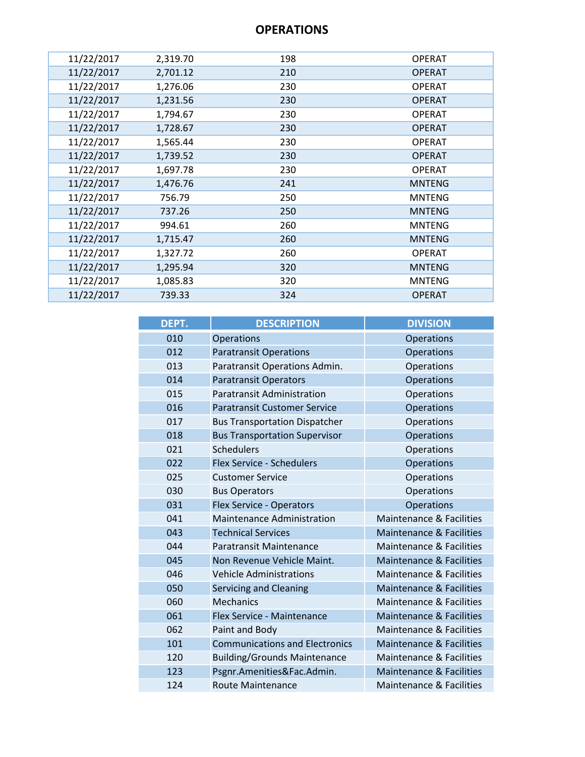# OPERATIONS

| | | | |
|---|---|---|---|
| 11/22/2017 | 2,319.70 | 198 | OPERAT |
| 11/22/2017 | 2,701.12 | 210 | OPERAT |
| 11/22/2017 | 1,276.06 | 230 | OPERAT |
| 11/22/2017 | 1,231.56 | 230 | OPERAT |
| 11/22/2017 | 1,794.67 | 230 | OPERAT |
| 11/22/2017 | 1,728.67 | 230 | OPERAT |
| 11/22/2017 | 1,565.44 | 230 | OPERAT |
| 11/22/2017 | 1,739.52 | 230 | OPERAT |
| 11/22/2017 | 1,697.78 | 230 | OPERAT |
| 11/22/2017 | 1,476.76 | 241 | MNTENG |
| 11/22/2017 | 756.79 | 250 | MNTENG |
| 11/22/2017 | 737.26 | 250 | MNTENG |
| 11/22/2017 | 994.61 | 260 | MNTENG |
| 11/22/2017 | 1,715.47 | 260 | MNTENG |
| 11/22/2017 | 1,327.72 | 260 | OPERAT |
| 11/22/2017 | 1,295.94 | 320 | MNTENG |
| 11/22/2017 | 1,085.83 | 320 | MNTENG |
| 11/22/2017 | 739.33 | 324 | OPERAT |

| DEPT. | DESCRIPTION | DIVISION |
|---|---|---|
| 010 | Operations | Operations |
| 012 | Paratransit Operations | Operations |
| 013 | Paratransit Operations Admin. | Operations |
| 014 | Paratransit Operators | Operations |
| 015 | Paratransit Administration | Operations |
| 016 | Paratransit Customer Service | Operations |
| 017 | Bus Transportation Dispatcher | Operations |
| 018 | Bus Transportation Supervisor | Operations |
| 021 | Schedulers | Operations |
| 022 | Flex Service - Schedulers | Operations |
| 025 | Customer Service | Operations |
| 030 | Bus Operators | Operations |
| 031 | Flex Service - Operators | Operations |
| 041 | Maintenance Administration | Maintenance & Facilities |
| 043 | Technical Services | Maintenance & Facilities |
| 044 | Paratransit Maintenance | Maintenance & Facilities |
| 045 | Non Revenue Vehicle Maint. | Maintenance & Facilities |
| 046 | Vehicle Administrations | Maintenance & Facilities |
| 050 | Servicing and Cleaning | Maintenance & Facilities |
| 060 | Mechanics | Maintenance & Facilities |
| 061 | Flex Service - Maintenance | Maintenance & Facilities |
| 062 | Paint and Body | Maintenance & Facilities |
| 101 | Communications and Electronics | Maintenance & Facilities |
| 120 | Building/Grounds Maintenance | Maintenance & Facilities |
| 123 | Psgnr.Amenities&Fac.Admin. | Maintenance & Facilities |
| 124 | Route Maintenance | Maintenance & Facilities |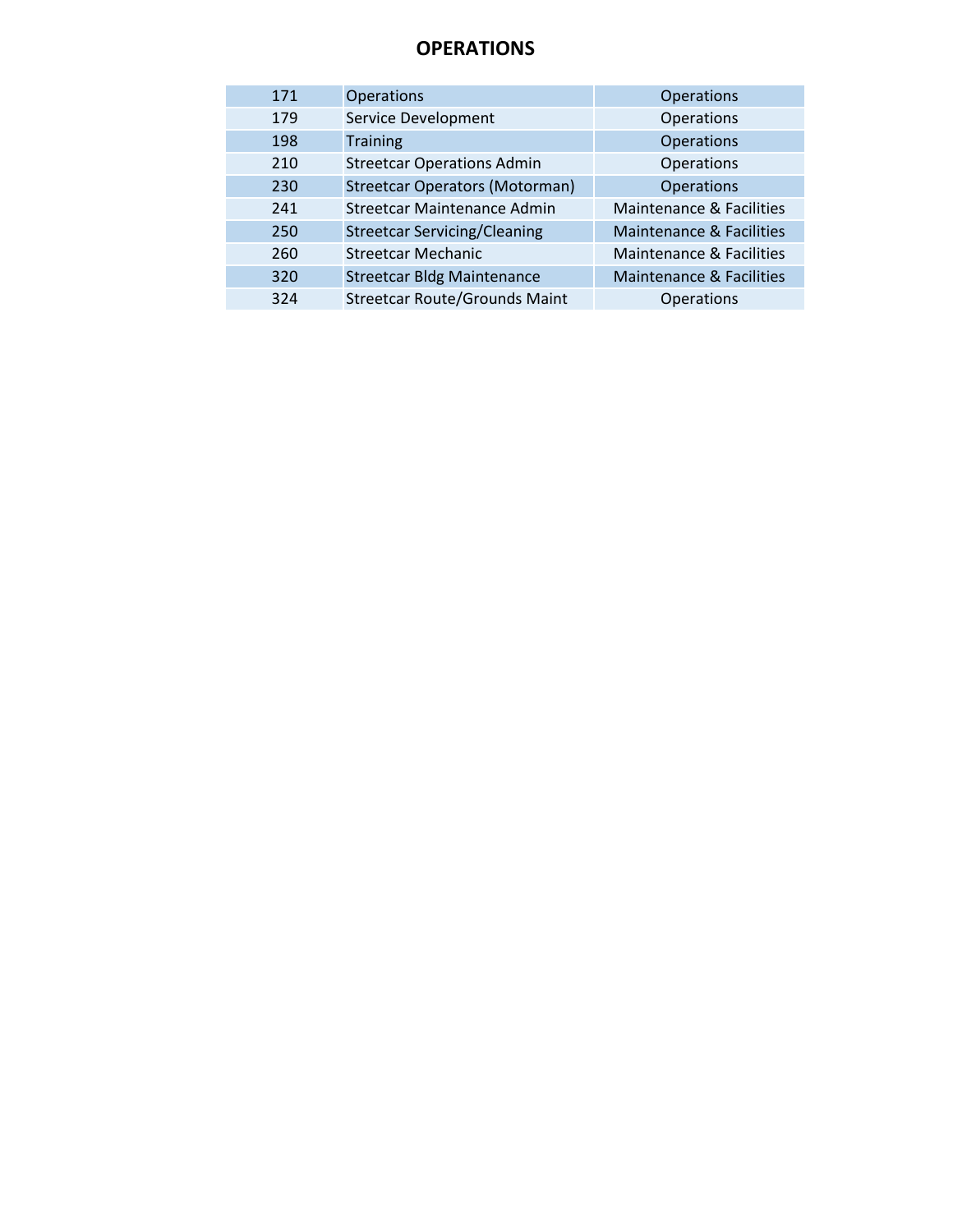# OPERATIONS

| | | |
|---|---|---|
| 171 | Operations | Operations |
| 179 | Service Development | Operations |
| 198 | Training | Operations |
| 210 | Streetcar Operations Admin | Operations |
| 230 | Streetcar Operators (Motorman) | Operations |
| 241 | Streetcar Maintenance Admin | Maintenance & Facilities |
| 250 | Streetcar Servicing/Cleaning | Maintenance & Facilities |
| 260 | Streetcar Mechanic | Maintenance & Facilities |
| 320 | Streetcar Bldg Maintenance | Maintenance & Facilities |
| 324 | Streetcar Route/Grounds Maint | Operations |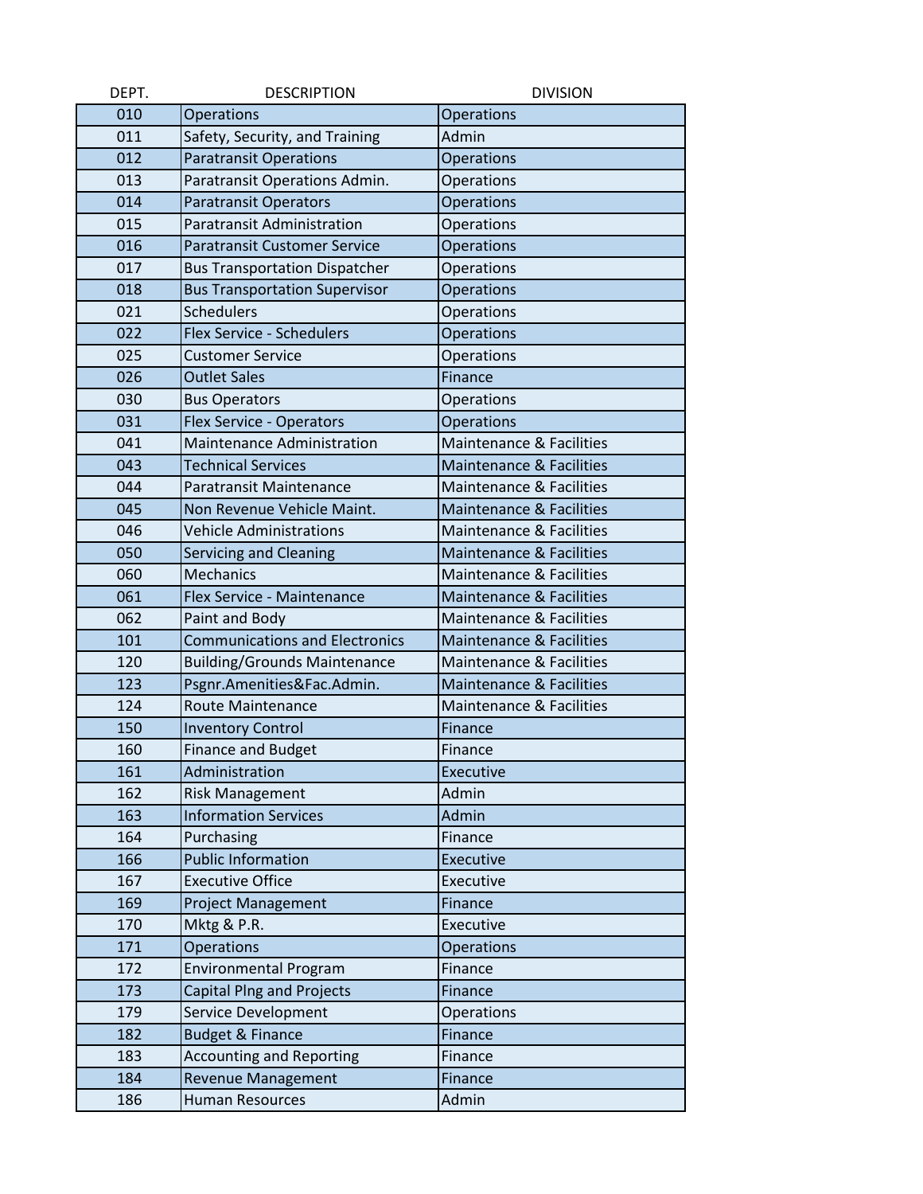| DEPT. | DESCRIPTION | DIVISION |
|---|---|---|
| 010 | Operations | Operations |
| 011 | Safety, Security, and Training | Admin |
| 012 | Paratransit Operations | Operations |
| 013 | Paratransit Operations Admin. | Operations |
| 014 | Paratransit Operators | Operations |
| 015 | Paratransit Administration | Operations |
| 016 | Paratransit Customer Service | Operations |
| 017 | Bus Transportation Dispatcher | Operations |
| 018 | Bus Transportation Supervisor | Operations |
| 021 | Schedulers | Operations |
| 022 | Flex Service - Schedulers | Operations |
| 025 | Customer Service | Operations |
| 026 | Outlet Sales | Finance |
| 030 | Bus Operators | Operations |
| 031 | Flex Service - Operators | Operations |
| 041 | Maintenance Administration | Maintenance & Facilities |
| 043 | Technical Services | Maintenance & Facilities |
| 044 | Paratransit Maintenance | Maintenance & Facilities |
| 045 | Non Revenue Vehicle Maint. | Maintenance & Facilities |
| 046 | Vehicle Administrations | Maintenance & Facilities |
| 050 | Servicing and Cleaning | Maintenance & Facilities |
| 060 | Mechanics | Maintenance & Facilities |
| 061 | Flex Service - Maintenance | Maintenance & Facilities |
| 062 | Paint and Body | Maintenance & Facilities |
| 101 | Communications and Electronics | Maintenance & Facilities |
| 120 | Building/Grounds Maintenance | Maintenance & Facilities |
| 123 | Psgnr.Amenities&Fac.Admin. | Maintenance & Facilities |
| 124 | Route Maintenance | Maintenance & Facilities |
| 150 | Inventory Control | Finance |
| 160 | Finance and Budget | Finance |
| 161 | Administration | Executive |
| 162 | Risk Management | Admin |
| 163 | Information Services | Admin |
| 164 | Purchasing | Finance |
| 166 | Public Information | Executive |
| 167 | Executive Office | Executive |
| 169 | Project Management | Finance |
| 170 | Mktg & P.R. | Executive |
| 171 | Operations | Operations |
| 172 | Environmental Program | Finance |
| 173 | Capital Plng and Projects | Finance |
| 179 | Service Development | Operations |
| 182 | Budget & Finance | Finance |
| 183 | Accounting and Reporting | Finance |
| 184 | Revenue Management | Finance |
| 186 | Human Resources | Admin |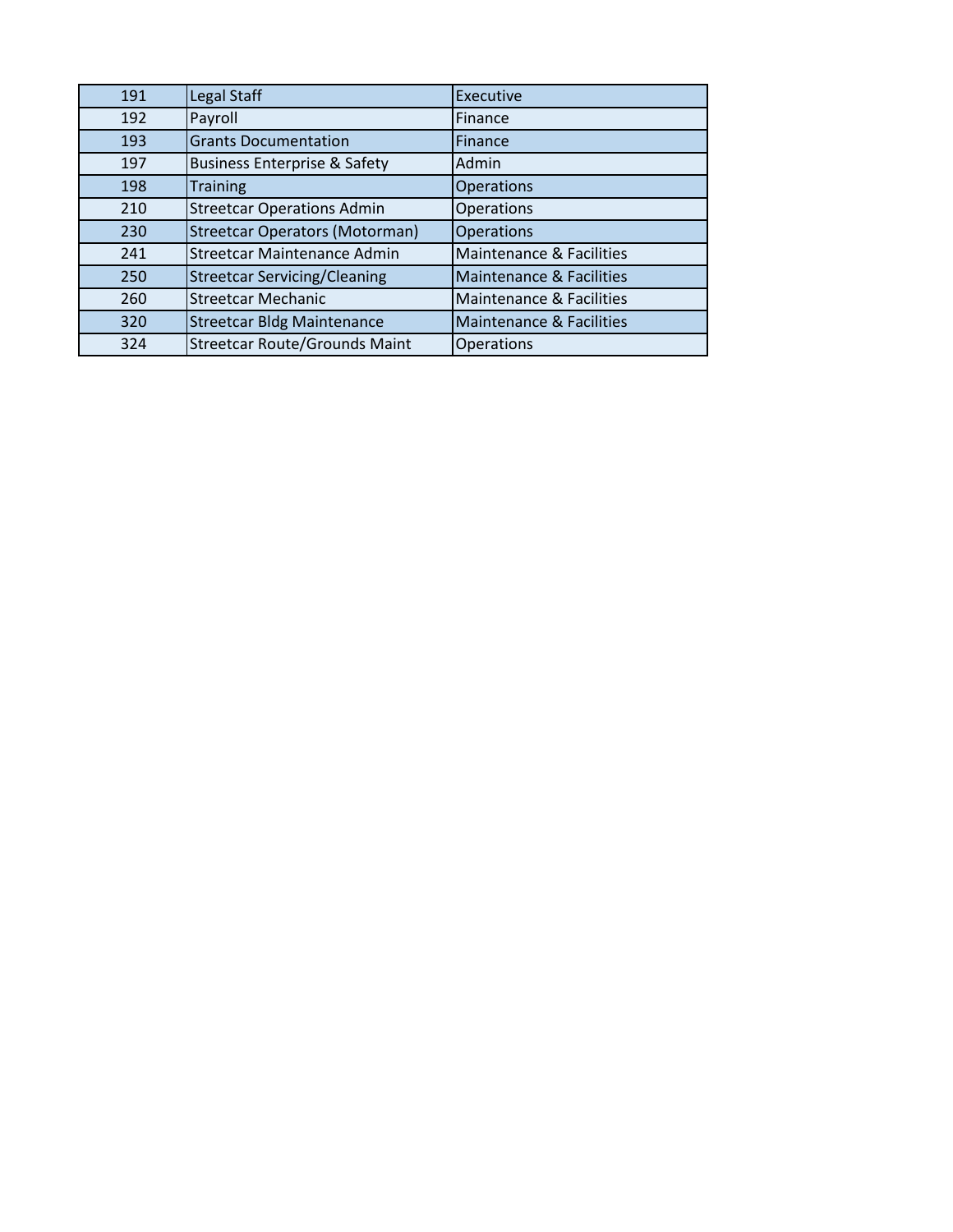| | | |
|---|---|---|
| 191 | Legal Staff | Executive |
| 192 | Payroll | Finance |
| 193 | Grants Documentation | Finance |
| 197 | Business Enterprise & Safety | Admin |
| 198 | Training | Operations |
| 210 | Streetcar Operations Admin | Operations |
| 230 | Streetcar Operators (Motorman) | Operations |
| 241 | Streetcar Maintenance Admin | Maintenance & Facilities |
| 250 | Streetcar Servicing/Cleaning | Maintenance & Facilities |
| 260 | Streetcar Mechanic | Maintenance & Facilities |
| 320 | Streetcar Bldg Maintenance | Maintenance & Facilities |
| 324 | Streetcar Route/Grounds Maint | Operations |